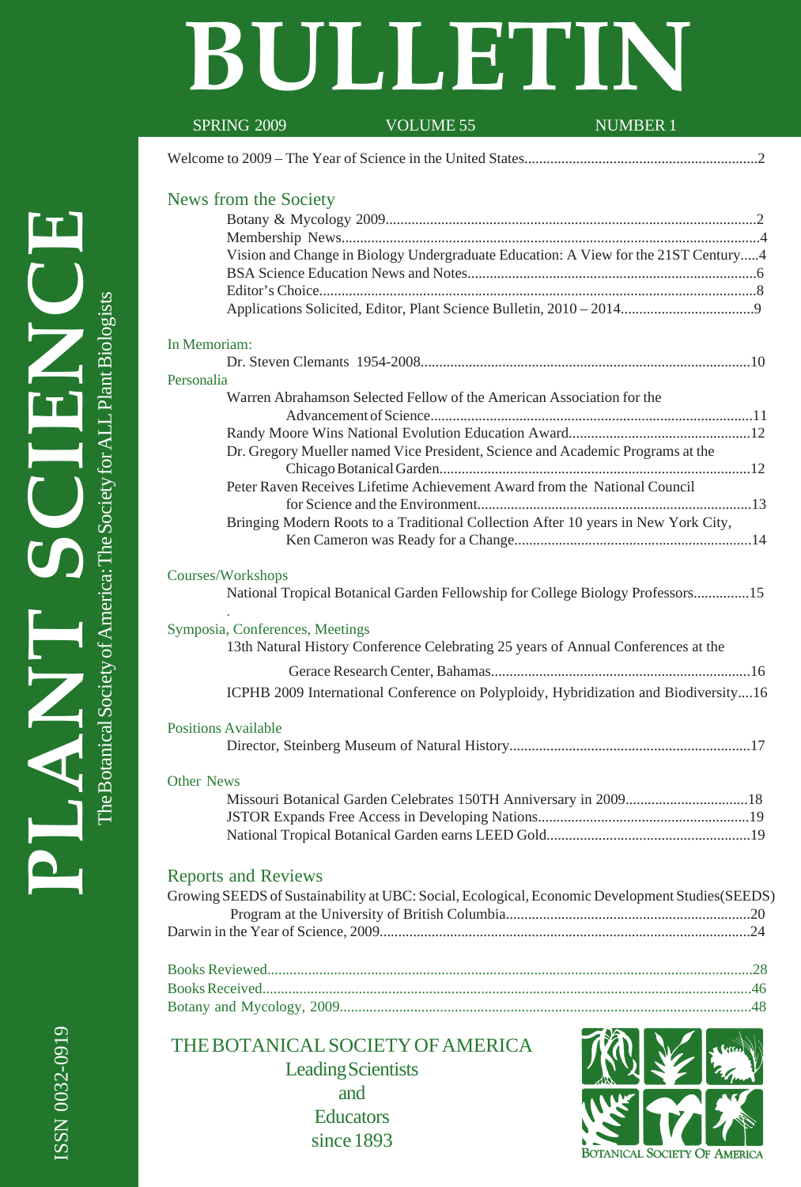# PLANT SCIENCE BULLETIN

The Botanical Society of America: The Society for ALL Plant Biologists

SPRING 2009 | VOLUME 55 | NUMBER 1

Welcome to 2009 – The Year of Science in the United States..............................................................2

## News from the Society

- Botany & Mycology 2009...................................................................................................2
- Membership News...............................................................................................................4
- Vision and Change in Biology Undergraduate Education: A View for the 21ST Century.....4
- BSA Science Education News and Notes............................................................................6
- Editor's Choice.....................................................................................................................8
- Applications Solicited, Editor, Plant Science Bulletin, 2010 – 2014...................................9

## In Memoriam:

- Dr. Steven Clemants 1954-2008........................................................................................10

## Personalia

- Warren Abrahamson Selected Fellow of the American Association for the Advancement of Science.......................................................................................11
- Randy Moore Wins National Evolution Education Award................................................12
- Dr. Gregory Mueller named Vice President, Science and Academic Programs at the Chicago Botanical Garden....................................................................................12
- Peter Raven Receives Lifetime Achievement Award from the National Council for Science and the Environment.........................................................................13
- Bringing Modern Roots to a Traditional Collection After 10 years in New York City, Ken Cameron was Ready for a Change................................................................14

## Courses/Workshops

- National Tropical Botanical Garden Fellowship for College Biology Professors...............15

## Symposia, Conferences, Meetings

- 13th Natural History Conference Celebrating 25 years of Annual Conferences at the Gerace Research Center, Bahamas.....................................................................16
- ICPHB 2009 International Conference on Polyploidy, Hybridization and Biodiversity....16

## Positions Available

- Director, Steinberg Museum of Natural History................................................................17

## Other News

- Missouri Botanical Garden Celebrates 150TH Anniversary in 2009.................................18
- JSTOR Expands Free Access in Developing Nations.........................................................19
- National Tropical Botanical Garden earns LEED Gold.......................................................19

## Reports and Reviews

Growing SEEDS of Sustainability at UBC: Social, Ecological, Economic Development Studies(SEEDS) Program at the University of British Columbia.................................................................20

Darwin in the Year of Science, 2009.................................................................................................24

Books Reviewed..................................................................................................................................28

Books Received...................................................................................................................................46

Botany and Mycology, 2009...............................................................................................................48

THE BOTANICAL SOCIETY OF AMERICA
Leading Scientists
and
Educators
since 1893

BOTANICAL SOCIETY OF AMERICA

ISSN 0032-0919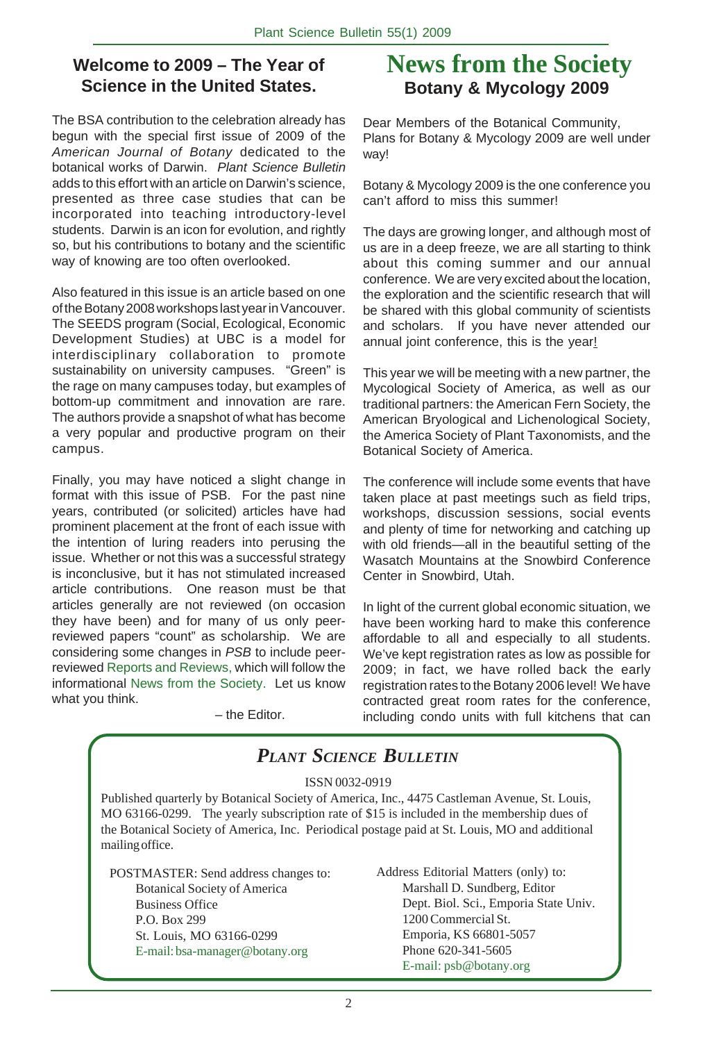## Welcome to 2009 – The Year of Science in the United States.

The BSA contribution to the celebration already has begun with the special first issue of 2009 of the *American Journal of Botany* dedicated to the botanical works of Darwin. *Plant Science Bulletin* adds to this effort with an article on Darwin's science, presented as three case studies that can be incorporated into teaching introductory-level students. Darwin is an icon for evolution, and rightly so, but his contributions to botany and the scientific way of knowing are too often overlooked.

Also featured in this issue is an article based on one of the Botany 2008 workshops last year in Vancouver. The SEEDS program (Social, Ecological, Economic Development Studies) at UBC is a model for interdisciplinary collaboration to promote sustainability on university campuses. "Green" is the rage on many campuses today, but examples of bottom-up commitment and innovation are rare. The authors provide a snapshot of what has become a very popular and productive program on their campus.

Finally, you may have noticed a slight change in format with this issue of PSB. For the past nine years, contributed (or solicited) articles have had prominent placement at the front of each issue with the intention of luring readers into perusing the issue. Whether or not this was a successful strategy is inconclusive, but it has not stimulated increased article contributions. One reason must be that articles generally are not reviewed (on occasion they have been) and for many of us only peer-reviewed papers "count" as scholarship. We are considering some changes in *PSB* to include peer-reviewed Reports and Reviews, which will follow the informational News from the Society. Let us know what you think.

– the Editor.

# News from the Society

## Botany & Mycology 2009

Dear Members of the Botanical Community,
Plans for Botany & Mycology 2009 are well under way!

Botany & Mycology 2009 is the one conference you can't afford to miss this summer!

The days are growing longer, and although most of us are in a deep freeze, we are all starting to think about this coming summer and our annual conference. We are very excited about the location, the exploration and the scientific research that will be shared with this global community of scientists and scholars. If you have never attended our annual joint conference, this is the year!

This year we will be meeting with a new partner, the Mycological Society of America, as well as our traditional partners: the American Fern Society, the American Bryological and Lichenological Society, the America Society of Plant Taxonomists, and the Botanical Society of America.

The conference will include some events that have taken place at past meetings such as field trips, workshops, discussion sessions, social events and plenty of time for networking and catching up with old friends—all in the beautiful setting of the Wasatch Mountains at the Snowbird Conference Center in Snowbird, Utah.

In light of the current global economic situation, we have been working hard to make this conference affordable to all and especially to all students. We've kept registration rates as low as possible for 2009; in fact, we have rolled back the early registration rates to the Botany 2006 level! We have contracted great room rates for the conference, including condo units with full kitchens that can

---

## *PLANT SCIENCE BULLETIN*

ISSN 0032-0919

Published quarterly by Botanical Society of America, Inc., 4475 Castleman Avenue, St. Louis, MO 63166-0299. The yearly subscription rate of $15 is included in the membership dues of the Botanical Society of America, Inc. Periodical postage paid at St. Louis, MO and additional mailing office.

POSTMASTER: Send address changes to:
Botanical Society of America
Business Office
P.O. Box 299
St. Louis, MO 63166-0299
E-mail: bsa-manager@botany.org

Address Editorial Matters (only) to:
Marshall D. Sundberg, Editor
Dept. Biol. Sci., Emporia State Univ.
1200 Commercial St.
Emporia, KS 66801-5057
Phone 620-341-5605
E-mail: psb@botany.org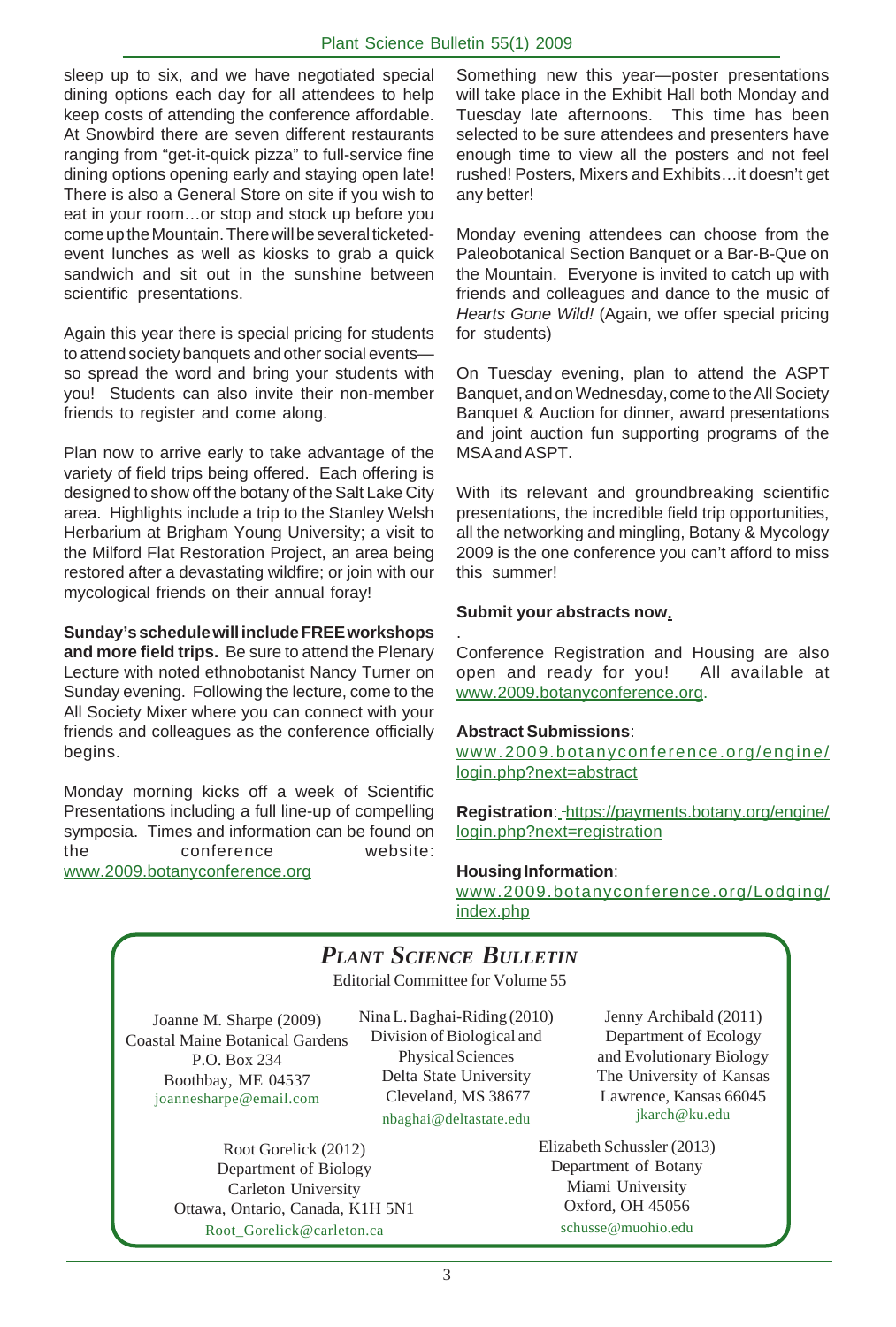sleep up to six, and we have negotiated special dining options each day for all attendees to help keep costs of attending the conference affordable. At Snowbird there are seven different restaurants ranging from "get-it-quick pizza" to full-service fine dining options opening early and staying open late! There is also a General Store on site if you wish to eat in your room…or stop and stock up before you come up the Mountain. There will be several ticketed-event lunches as well as kiosks to grab a quick sandwich and sit out in the sunshine between scientific presentations.

Again this year there is special pricing for students to attend society banquets and other social events—so spread the word and bring your students with you! Students can also invite their non-member friends to register and come along.

Plan now to arrive early to take advantage of the variety of field trips being offered. Each offering is designed to show off the botany of the Salt Lake City area. Highlights include a trip to the Stanley Welsh Herbarium at Brigham Young University; a visit to the Milford Flat Restoration Project, an area being restored after a devastating wildfire; or join with our mycological friends on their annual foray!

**Sunday's schedule will include FREE workshops and more field trips.** Be sure to attend the Plenary Lecture with noted ethnobotanist Nancy Turner on Sunday evening. Following the lecture, come to the All Society Mixer where you can connect with your friends and colleagues as the conference officially begins.

Monday morning kicks off a week of Scientific Presentations including a full line-up of compelling symposia. Times and information can be found on the conference website: www.2009.botanyconference.org

Something new this year—poster presentations will take place in the Exhibit Hall both Monday and Tuesday late afternoons. This time has been selected to be sure attendees and presenters have enough time to view all the posters and not feel rushed! Posters, Mixers and Exhibits…it doesn't get any better!

Monday evening attendees can choose from the Paleobotanical Section Banquet or a Bar-B-Que on the Mountain. Everyone is invited to catch up with friends and colleagues and dance to the music of *Hearts Gone Wild!* (Again, we offer special pricing for students)

On Tuesday evening, plan to attend the ASPT Banquet, and on Wednesday, come to the All Society Banquet & Auction for dinner, award presentations and joint auction fun supporting programs of the MSA and ASPT.

With its relevant and groundbreaking scientific presentations, the incredible field trip opportunities, all the networking and mingling, Botany & Mycology 2009 is the one conference you can't afford to miss this summer!

**Submit your abstracts now.**

Conference Registration and Housing are also open and ready for you! All available at www.2009.botanyconference.org.

**Abstract Submissions**: www.2009.botanyconference.org/engine/login.php?next=abstract

**Registration**: https://payments.botany.org/engine/login.php?next=registration

**Housing Information**: www.2009.botanyconference.org/Lodging/index.php

## *Plant Science Bulletin*

Editorial Committee for Volume 55

Joanne M. Sharpe (2009)
Coastal Maine Botanical Gardens
P.O. Box 234
Boothbay, ME 04537
joannesharpe@email.com

Nina L. Baghai-Riding (2010)
Division of Biological and Physical Sciences
Delta State University
Cleveland, MS 38677
nbaghai@deltastate.edu

Jenny Archibald (2011)
Department of Ecology and Evolutionary Biology
The University of Kansas
Lawrence, Kansas 66045
jkarch@ku.edu

Root Gorelick (2012)
Department of Biology
Carleton University
Ottawa, Ontario, Canada, K1H 5N1
Root_Gorelick@carleton.ca

Elizabeth Schussler (2013)
Department of Botany
Miami University
Oxford, OH 45056
schusse@muohio.edu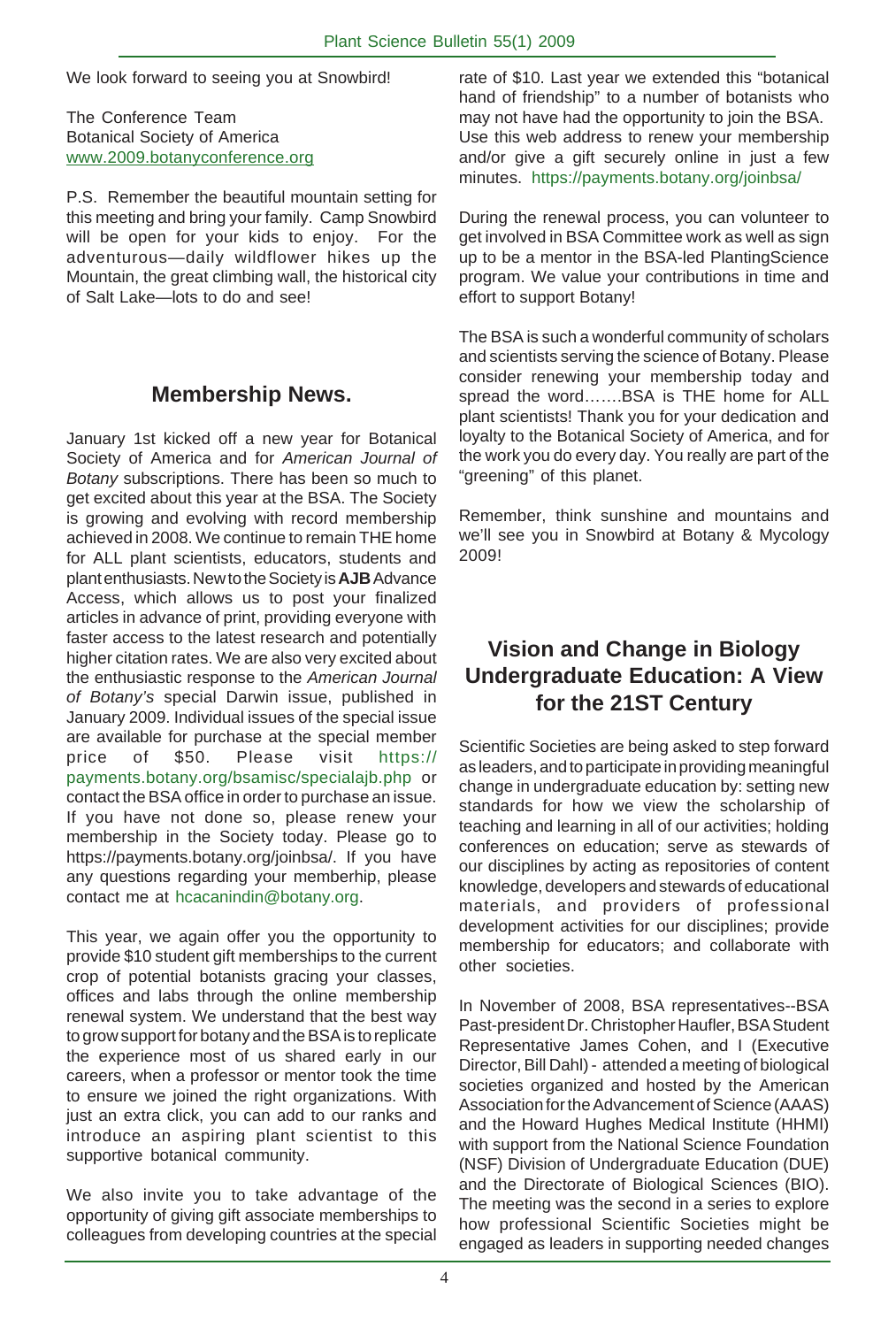We look forward to seeing you at Snowbird!

The Conference Team
Botanical Society of America
www.2009.botanyconference.org

P.S. Remember the beautiful mountain setting for this meeting and bring your family. Camp Snowbird will be open for your kids to enjoy. For the adventurous—daily wildflower hikes up the Mountain, the great climbing wall, the historical city of Salt Lake—lots to do and see!

## Membership News.

January 1st kicked off a new year for Botanical Society of America and for *American Journal of Botany* subscriptions. There has been so much to get excited about this year at the BSA. The Society is growing and evolving with record membership achieved in 2008. We continue to remain THE home for ALL plant scientists, educators, students and plant enthusiasts. New to the Society is **AJB** Advance Access, which allows us to post your finalized articles in advance of print, providing everyone with faster access to the latest research and potentially higher citation rates. We are also very excited about the enthusiastic response to the *American Journal of Botany's* special Darwin issue, published in January 2009. Individual issues of the special issue are available for purchase at the special member price of $50. Please visit https://payments.botany.org/bsamisc/specialajb.php or contact the BSA office in order to purchase an issue. If you have not done so, please renew your membership in the Society today. Please go to https://payments.botany.org/joinbsa/. If you have any questions regarding your memberhip, please contact me at hcacanindin@botany.org.

This year, we again offer you the opportunity to provide $10 student gift memberships to the current crop of potential botanists gracing your classes, offices and labs through the online membership renewal system. We understand that the best way to grow support for botany and the BSA is to replicate the experience most of us shared early in our careers, when a professor or mentor took the time to ensure we joined the right organizations. With just an extra click, you can add to our ranks and introduce an aspiring plant scientist to this supportive botanical community.

We also invite you to take advantage of the opportunity of giving gift associate memberships to colleagues from developing countries at the special rate of $10. Last year we extended this "botanical hand of friendship" to a number of botanists who may not have had the opportunity to join the BSA. Use this web address to renew your membership and/or give a gift securely online in just a few minutes. https://payments.botany.org/joinbsa/

During the renewal process, you can volunteer to get involved in BSA Committee work as well as sign up to be a mentor in the BSA-led PlantingScience program. We value your contributions in time and effort to support Botany!

The BSA is such a wonderful community of scholars and scientists serving the science of Botany. Please consider renewing your membership today and spread the word…….BSA is THE home for ALL plant scientists! Thank you for your dedication and loyalty to the Botanical Society of America, and for the work you do every day. You really are part of the "greening" of this planet.

Remember, think sunshine and mountains and we'll see you in Snowbird at Botany & Mycology 2009!

## Vision and Change in Biology Undergraduate Education: A View for the 21ST Century

Scientific Societies are being asked to step forward as leaders, and to participate in providing meaningful change in undergraduate education by: setting new standards for how we view the scholarship of teaching and learning in all of our activities; holding conferences on education; serve as stewards of our disciplines by acting as repositories of content knowledge, developers and stewards of educational materials, and providers of professional development activities for our disciplines; provide membership for educators; and collaborate with other societies.

In November of 2008, BSA representatives--BSA Past-president Dr. Christopher Haufler, BSA Student Representative James Cohen, and I (Executive Director, Bill Dahl) - attended a meeting of biological societies organized and hosted by the American Association for the Advancement of Science (AAAS) and the Howard Hughes Medical Institute (HHMI) with support from the National Science Foundation (NSF) Division of Undergraduate Education (DUE) and the Directorate of Biological Sciences (BIO). The meeting was the second in a series to explore how professional Scientific Societies might be engaged as leaders in supporting needed changes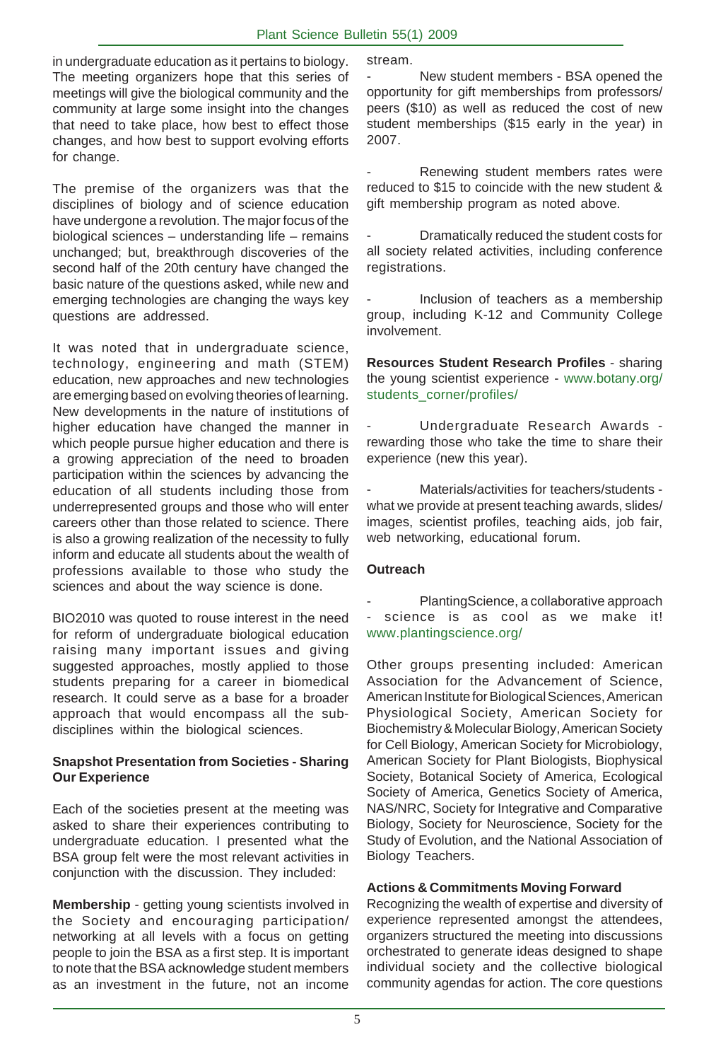in undergraduate education as it pertains to biology. The meeting organizers hope that this series of meetings will give the biological community and the community at large some insight into the changes that need to take place, how best to effect those changes, and how best to support evolving efforts for change.

The premise of the organizers was that the disciplines of biology and of science education have undergone a revolution. The major focus of the biological sciences – understanding life – remains unchanged; but, breakthrough discoveries of the second half of the 20th century have changed the basic nature of the questions asked, while new and emerging technologies are changing the ways key questions are addressed.

It was noted that in undergraduate science, technology, engineering and math (STEM) education, new approaches and new technologies are emerging based on evolving theories of learning. New developments in the nature of institutions of higher education have changed the manner in which people pursue higher education and there is a growing appreciation of the need to broaden participation within the sciences by advancing the education of all students including those from underrepresented groups and those who will enter careers other than those related to science. There is also a growing realization of the necessity to fully inform and educate all students about the wealth of professions available to those who study the sciences and about the way science is done.

BIO2010 was quoted to rouse interest in the need for reform of undergraduate biological education raising many important issues and giving suggested approaches, mostly applied to those students preparing for a career in biomedical research. It could serve as a base for a broader approach that would encompass all the sub-disciplines within the biological sciences.

### Snapshot Presentation from Societies - Sharing Our Experience

Each of the societies present at the meeting was asked to share their experiences contributing to undergraduate education. I presented what the BSA group felt were the most relevant activities in conjunction with the discussion. They included:

**Membership** - getting young scientists involved in the Society and encouraging participation/ networking at all levels with a focus on getting people to join the BSA as a first step. It is important to note that the BSA acknowledge student members as an investment in the future, not an income stream.

- New student members - BSA opened the opportunity for gift memberships from professors/ peers ($10) as well as reduced the cost of new student memberships ($15 early in the year) in 2007.

- Renewing student members rates were reduced to $15 to coincide with the new student & gift membership program as noted above.

- Dramatically reduced the student costs for all society related activities, including conference registrations.

- Inclusion of teachers as a membership group, including K-12 and Community College involvement.

**Resources Student Research Profiles** - sharing the young scientist experience - www.botany.org/students_corner/profiles/

- Undergraduate Research Awards - rewarding those who take the time to share their experience (new this year).

- Materials/activities for teachers/students - what we provide at present teaching awards, slides/ images, scientist profiles, teaching aids, job fair, web networking, educational forum.

**Outreach**

- PlantingScience, a collaborative approach - science is as cool as we make it! www.plantingscience.org/

Other groups presenting included: American Association for the Advancement of Science, American Institute for Biological Sciences, American Physiological Society, American Society for Biochemistry & Molecular Biology, American Society for Cell Biology, American Society for Microbiology, American Society for Plant Biologists, Biophysical Society, Botanical Society of America, Ecological Society of America, Genetics Society of America, NAS/NRC, Society for Integrative and Comparative Biology, Society for Neuroscience, Society for the Study of Evolution, and the National Association of Biology Teachers.

### Actions & Commitments Moving Forward

Recognizing the wealth of expertise and diversity of experience represented amongst the attendees, organizers structured the meeting into discussions orchestrated to generate ideas designed to shape individual society and the collective biological community agendas for action. The core questions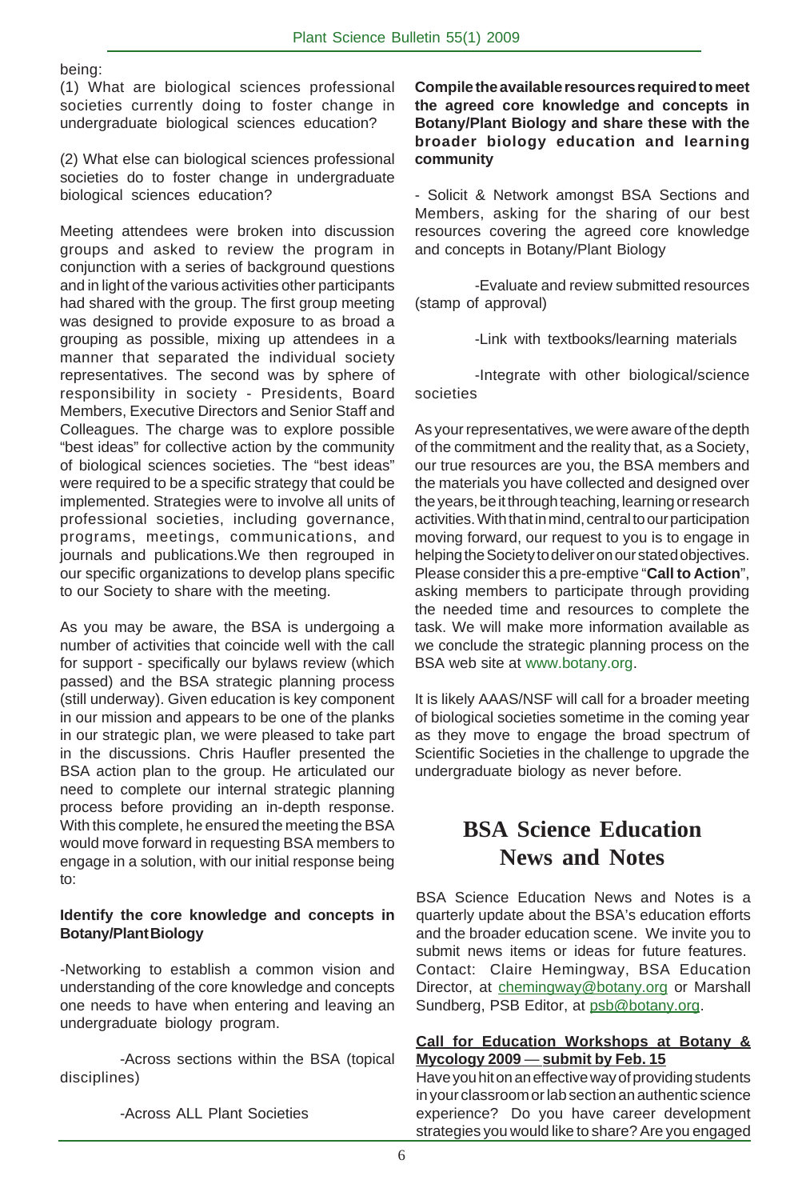being:

(1) What are biological sciences professional societies currently doing to foster change in undergraduate biological sciences education?

(2) What else can biological sciences professional societies do to foster change in undergraduate biological sciences education?

Meeting attendees were broken into discussion groups and asked to review the program in conjunction with a series of background questions and in light of the various activities other participants had shared with the group. The first group meeting was designed to provide exposure to as broad a grouping as possible, mixing up attendees in a manner that separated the individual society representatives. The second was by sphere of responsibility in society - Presidents, Board Members, Executive Directors and Senior Staff and Colleagues. The charge was to explore possible "best ideas" for collective action by the community of biological sciences societies. The "best ideas" were required to be a specific strategy that could be implemented. Strategies were to involve all units of professional societies, including governance, programs, meetings, communications, and journals and publications.We then regrouped in our specific organizations to develop plans specific to our Society to share with the meeting.

As you may be aware, the BSA is undergoing a number of activities that coincide well with the call for support - specifically our bylaws review (which passed) and the BSA strategic planning process (still underway). Given education is key component in our mission and appears to be one of the planks in our strategic plan, we were pleased to take part in the discussions. Chris Haufler presented the BSA action plan to the group. He articulated our need to complete our internal strategic planning process before providing an in-depth response. With this complete, he ensured the meeting the BSA would move forward in requesting BSA members to engage in a solution, with our initial response being to:

**Identify the core knowledge and concepts in Botany/Plant Biology**

-Networking to establish a common vision and understanding of the core knowledge and concepts one needs to have when entering and leaving an undergraduate biology program.

-Across sections within the BSA (topical disciplines)

-Across ALL Plant Societies

**Compile the available resources required to meet the agreed core knowledge and concepts in Botany/Plant Biology and share these with the broader biology education and learning community**

- Solicit & Network amongst BSA Sections and Members, asking for the sharing of our best resources covering the agreed core knowledge and concepts in Botany/Plant Biology

-Evaluate and review submitted resources (stamp of approval)

-Link with textbooks/learning materials

-Integrate with other biological/science societies

As your representatives, we were aware of the depth of the commitment and the reality that, as a Society, our true resources are you, the BSA members and the materials you have collected and designed over the years, be it through teaching, learning or research activities. With that in mind, central to our participation moving forward, our request to you is to engage in helping the Society to deliver on our stated objectives. Please consider this a pre-emptive "**Call to Action**", asking members to participate through providing the needed time and resources to complete the task. We will make more information available as we conclude the strategic planning process on the BSA web site at www.botany.org.

It is likely AAAS/NSF will call for a broader meeting of biological societies sometime in the coming year as they move to engage the broad spectrum of Scientific Societies in the challenge to upgrade the undergraduate biology as never before.

# BSA Science Education News and Notes

BSA Science Education News and Notes is a quarterly update about the BSA's education efforts and the broader education scene. We invite you to submit news items or ideas for future features. Contact: Claire Hemingway, BSA Education Director, at chemingway@botany.org or Marshall Sundberg, PSB Editor, at psb@botany.org.

**Call for Education Workshops at Botany & Mycology 2009 — submit by Feb. 15**

Have you hit on an effective way of providing students in your classroom or lab section an authentic science experience? Do you have career development strategies you would like to share? Are you engaged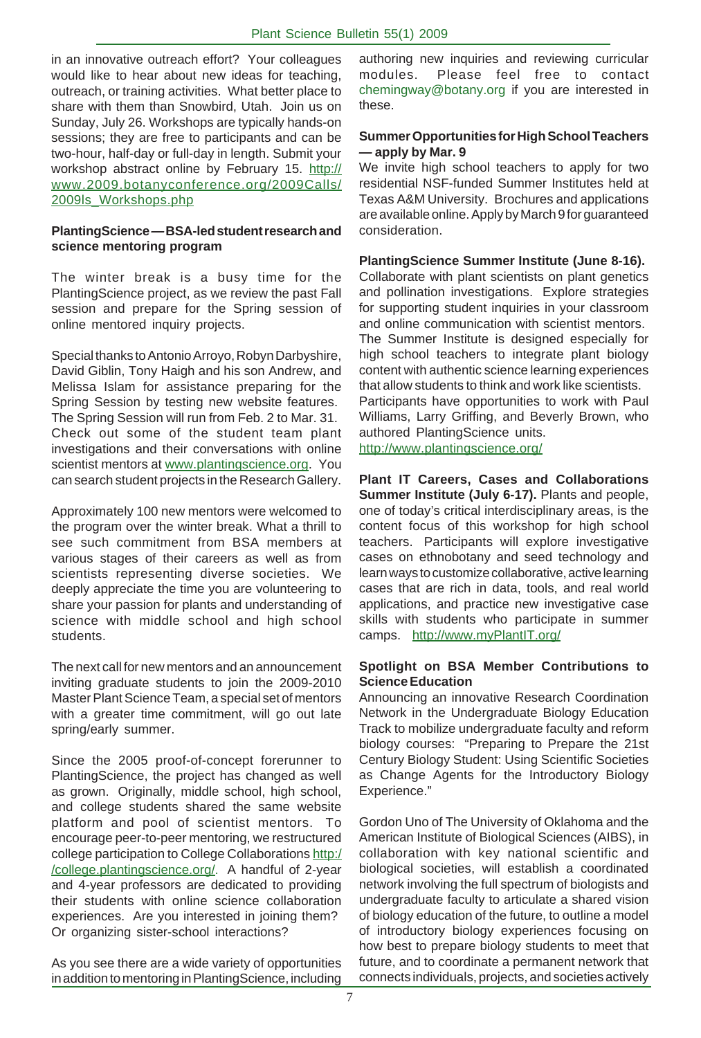in an innovative outreach effort? Your colleagues would like to hear about new ideas for teaching, outreach, or training activities. What better place to share with them than Snowbird, Utah. Join us on Sunday, July 26. Workshops are typically hands-on sessions; they are free to participants and can be two-hour, half-day or full-day in length. Submit your workshop abstract online by February 15. http://www.2009.botanyconference.org/2009Calls/2009ls_Workshops.php

**PlantingScience — BSA-led student research and science mentoring program**

The winter break is a busy time for the PlantingScience project, as we review the past Fall session and prepare for the Spring session of online mentored inquiry projects.

Special thanks to Antonio Arroyo, Robyn Darbyshire, David Giblin, Tony Haigh and his son Andrew, and Melissa Islam for assistance preparing for the Spring Session by testing new website features. The Spring Session will run from Feb. 2 to Mar. 31. Check out some of the student team plant investigations and their conversations with online scientist mentors at www.plantingscience.org. You can search student projects in the Research Gallery.

Approximately 100 new mentors were welcomed to the program over the winter break. What a thrill to see such commitment from BSA members at various stages of their careers as well as from scientists representing diverse societies. We deeply appreciate the time you are volunteering to share your passion for plants and understanding of science with middle school and high school students.

The next call for new mentors and an announcement inviting graduate students to join the 2009-2010 Master Plant Science Team, a special set of mentors with a greater time commitment, will go out late spring/early summer.

Since the 2005 proof-of-concept forerunner to PlantingScience, the project has changed as well as grown. Originally, middle school, high school, and college students shared the same website platform and pool of scientist mentors. To encourage peer-to-peer mentoring, we restructured college participation to College Collaborations http://college.plantingscience.org/. A handful of 2-year and 4-year professors are dedicated to providing their students with online science collaboration experiences. Are you interested in joining them? Or organizing sister-school interactions?

As you see there are a wide variety of opportunities in addition to mentoring in PlantingScience, including authoring new inquiries and reviewing curricular modules. Please feel free to contact chemingway@botany.org if you are interested in these.

**Summer Opportunities for High School Teachers — apply by Mar. 9**

We invite high school teachers to apply for two residential NSF-funded Summer Institutes held at Texas A&M University. Brochures and applications are available online. Apply by March 9 for guaranteed consideration.

**PlantingScience Summer Institute (June 8-16).** Collaborate with plant scientists on plant genetics and pollination investigations. Explore strategies for supporting student inquiries in your classroom and online communication with scientist mentors. The Summer Institute is designed especially for high school teachers to integrate plant biology content with authentic science learning experiences that allow students to think and work like scientists. Participants have opportunities to work with Paul Williams, Larry Griffing, and Beverly Brown, who authored PlantingScience units. http://www.plantingscience.org/

**Plant IT Careers, Cases and Collaborations Summer Institute (July 6-17).** Plants and people, one of today's critical interdisciplinary areas, is the content focus of this workshop for high school teachers. Participants will explore investigative cases on ethnobotany and seed technology and learn ways to customize collaborative, active learning cases that are rich in data, tools, and real world applications, and practice new investigative case skills with students who participate in summer camps. http://www.myPlantIT.org/

**Spotlight on BSA Member Contributions to Science Education**

Announcing an innovative Research Coordination Network in the Undergraduate Biology Education Track to mobilize undergraduate faculty and reform biology courses: "Preparing to Prepare the 21st Century Biology Student: Using Scientific Societies as Change Agents for the Introductory Biology Experience."

Gordon Uno of The University of Oklahoma and the American Institute of Biological Sciences (AIBS), in collaboration with key national scientific and biological societies, will establish a coordinated network involving the full spectrum of biologists and undergraduate faculty to articulate a shared vision of biology education of the future, to outline a model of introductory biology experiences focusing on how best to prepare biology students to meet that future, and to coordinate a permanent network that connects individuals, projects, and societies actively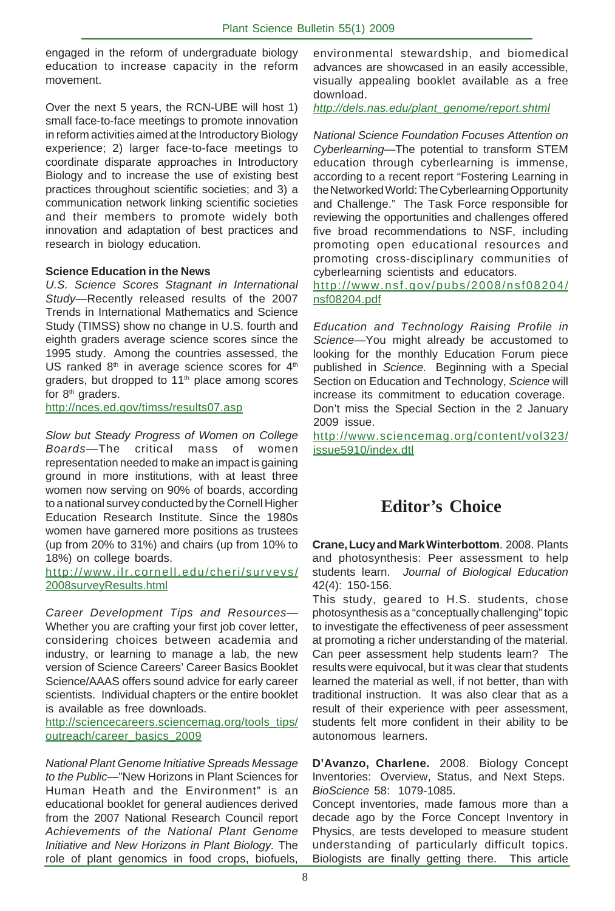engaged in the reform of undergraduate biology education to increase capacity in the reform movement.

Over the next 5 years, the RCN-UBE will host 1) small face-to-face meetings to promote innovation in reform activities aimed at the Introductory Biology experience; 2) larger face-to-face meetings to coordinate disparate approaches in Introductory Biology and to increase the use of existing best practices throughout scientific societies; and 3) a communication network linking scientific societies and their members to promote widely both innovation and adaptation of best practices and research in biology education.

**Science Education in the News**

*U.S. Science Scores Stagnant in International Study*—Recently released results of the 2007 Trends in International Mathematics and Science Study (TIMSS) show no change in U.S. fourth and eighth graders average science scores since the 1995 study. Among the countries assessed, the US ranked 8th in average science scores for 4th graders, but dropped to 11th place among scores for 8th graders.

http://nces.ed.gov/timss/results07.asp

*Slow but Steady Progress of Women on College Boards*—The critical mass of women representation needed to make an impact is gaining ground in more institutions, with at least three women now serving on 90% of boards, according to a national survey conducted by the Cornell Higher Education Research Institute. Since the 1980s women have garnered more positions as trustees (up from 20% to 31%) and chairs (up from 10% to 18%) on college boards.

http://www.ilr.cornell.edu/cheri/surveys/2008surveyResults.html

*Career Development Tips and Resources*—Whether you are crafting your first job cover letter, considering choices between academia and industry, or learning to manage a lab, the new version of Science Careers' Career Basics Booklet Science/AAAS offers sound advice for early career scientists. Individual chapters or the entire booklet is available as free downloads.

http://sciencecareers.sciencemag.org/tools_tips/outreach/career_basics_2009

*National Plant Genome Initiative Spreads Message to the Public*—"New Horizons in Plant Sciences for Human Heath and the Environment" is an educational booklet for general audiences derived from the 2007 National Research Council report *Achievements of the National Plant Genome Initiative and New Horizons in Plant Biology*. The role of plant genomics in food crops, biofuels, environmental stewardship, and biomedical advances are showcased in an easily accessible, visually appealing booklet available as a free download.

*http://dels.nas.edu/plant_genome/report.shtml*

*National Science Foundation Focuses Attention on Cyberlearning*—The potential to transform STEM education through cyberlearning is immense, according to a recent report "Fostering Learning in the Networked World: The Cyberlearning Opportunity and Challenge." The Task Force responsible for reviewing the opportunities and challenges offered five broad recommendations to NSF, including promoting open educational resources and promoting cross-disciplinary communities of cyberlearning scientists and educators.

http://www.nsf.gov/pubs/2008/nsf08204/nsf08204.pdf

*Education and Technology Raising Profile in Science*—You might already be accustomed to looking for the monthly Education Forum piece published in *Science*. Beginning with a Special Section on Education and Technology, *Science* will increase its commitment to education coverage. Don't miss the Special Section in the 2 January 2009 issue.

http://www.sciencemag.org/content/vol323/issue5910/index.dtl

# Editor's Choice

**Crane, Lucy and Mark Winterbottom**. 2008. Plants and photosynthesis: Peer assessment to help students learn. *Journal of Biological Education* 42(4): 150-156.

This study, geared to H.S. students, chose photosynthesis as a "conceptually challenging" topic to investigate the effectiveness of peer assessment at promoting a richer understanding of the material. Can peer assessment help students learn? The results were equivocal, but it was clear that students learned the material as well, if not better, than with traditional instruction. It was also clear that as a result of their experience with peer assessment, students felt more confident in their ability to be autonomous learners.

**D'Avanzo, Charlene.** 2008. Biology Concept Inventories: Overview, Status, and Next Steps. *BioScience* 58: 1079-1085.

Concept inventories, made famous more than a decade ago by the Force Concept Inventory in Physics, are tests developed to measure student understanding of particularly difficult topics. Biologists are finally getting there. This article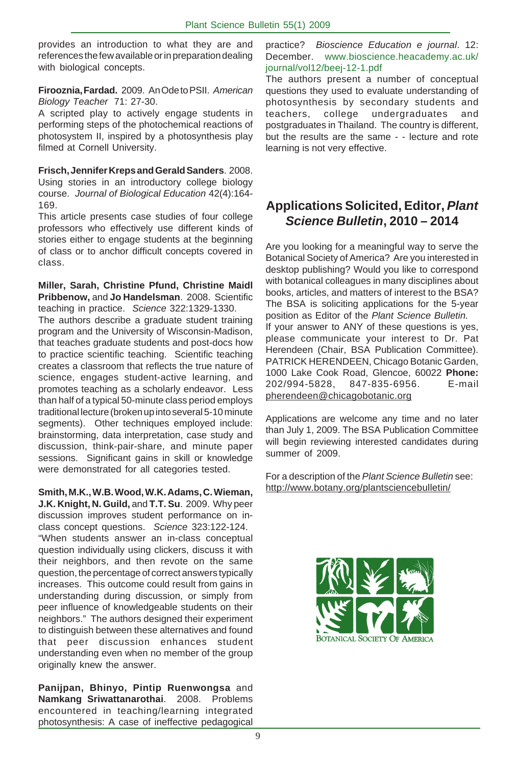provides an introduction to what they are and references the few available or in preparation dealing with biological concepts.

**Firooznia, Fardad.** 2009. An Ode to PSII. *American Biology Teacher* 71: 27-30.

A scripted play to actively engage students in performing steps of the photochemical reactions of photosystem II, inspired by a photosynthesis play filmed at Cornell University.

**Frisch, Jennifer Kreps and Gerald Sanders**. 2008. Using stories in an introductory college biology course. *Journal of Biological Education* 42(4):164-169.

This article presents case studies of four college professors who effectively use different kinds of stories either to engage students at the beginning of class or to anchor difficult concepts covered in class.

**Miller, Sarah, Christine Pfund, Christine Maidl Pribbenow,** and **Jo Handelsman**. 2008. Scientific teaching in practice. *Science* 322:1329-1330.

The authors describe a graduate student training program and the University of Wisconsin-Madison, that teaches graduate students and post-docs how to practice scientific teaching. Scientific teaching creates a classroom that reflects the true nature of science, engages student-active learning, and promotes teaching as a scholarly endeavor. Less than half of a typical 50-minute class period employs traditional lecture (broken up into several 5-10 minute segments). Other techniques employed include: brainstorming, data interpretation, case study and discussion, think-pair-share, and minute paper sessions. Significant gains in skill or knowledge were demonstrated for all categories tested.

**Smith, M.K., W.B. Wood, W.K. Adams, C. Wieman, J.K. Knight, N. Guild,** and **T.T. Su**. 2009. Why peer discussion improves student performance on in-class concept questions. *Science* 323:122-124.

"When students answer an in-class conceptual question individually using clickers, discuss it with their neighbors, and then revote on the same question, the percentage of correct answers typically increases. This outcome could result from gains in understanding during discussion, or simply from peer influence of knowledgeable students on their neighbors." The authors designed their experiment to distinguish between these alternatives and found that peer discussion enhances student understanding even when no member of the group originally knew the answer.

**Panijpan, Bhinyo, Pintip Ruenwongsa** and **Namkang Sriwattanarothai**. 2008. Problems encountered in teaching/learning integrated photosynthesis: A case of ineffective pedagogical practice? *Bioscience Education e journal*. 12: December. www.bioscience.heacademy.ac.uk/journal/vol12/beej-12-1.pdf

The authors present a number of conceptual questions they used to evaluate understanding of photosynthesis by secondary students and teachers, college undergraduates and postgraduates in Thailand. The country is different, but the results are the same - - lecture and rote learning is not very effective.

## Applications Solicited, Editor, *Plant Science Bulletin*, 2010 – 2014

Are you looking for a meaningful way to serve the Botanical Society of America? Are you interested in desktop publishing? Would you like to correspond with botanical colleagues in many disciplines about books, articles, and matters of interest to the BSA? The BSA is soliciting applications for the 5-year position as Editor of the *Plant Science Bulletin.*

If your answer to ANY of these questions is yes, please communicate your interest to Dr. Pat Herendeen (Chair, BSA Publication Committee). PATRICK HERENDEEN, Chicago Botanic Garden, 1000 Lake Cook Road, Glencoe, 60022 **Phone:** 202/994-5828, 847-835-6956. E-mail pherendeen@chicagobotanic.org

Applications are welcome any time and no later than July 1, 2009. The BSA Publication Committee will begin reviewing interested candidates during summer of 2009.

For a description of the *Plant Science Bulletin* see: http://www.botany.org/plantsciencebulletin/

Botanical Society of America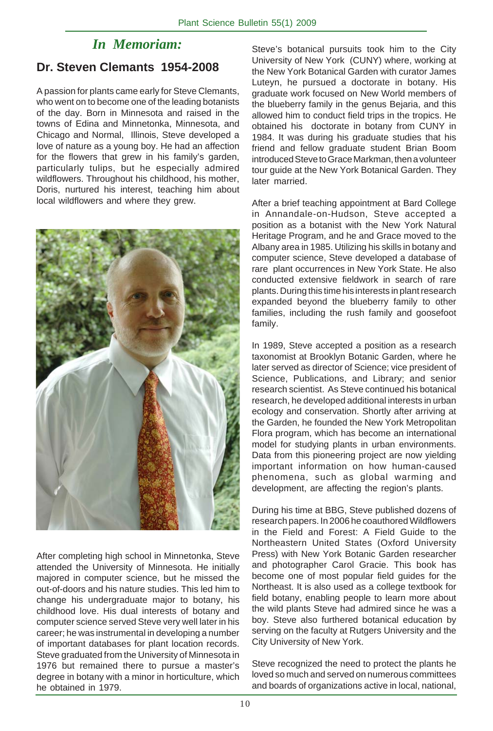## *In Memoriam:*

## Dr. Steven Clemants 1954-2008

A passion for plants came early for Steve Clemants, who went on to become one of the leading botanists of the day. Born in Minnesota and raised in the towns of Edina and Minnetonka, Minnesota, and Chicago and Normal, Illinois, Steve developed a love of nature as a young boy. He had an affection for the flowers that grew in his family's garden, particularly tulips, but he especially admired wildflowers. Throughout his childhood, his mother, Doris, nurtured his interest, teaching him about local wildflowers and where they grew.

After completing high school in Minnetonka, Steve attended the University of Minnesota. He initially majored in computer science, but he missed the out-of-doors and his nature studies. This led him to change his undergraduate major to botany, his childhood love. His dual interests of botany and computer science served Steve very well later in his career; he was instrumental in developing a number of important databases for plant location records. Steve graduated from the University of Minnesota in 1976 but remained there to pursue a master's degree in botany with a minor in horticulture, which he obtained in 1979.

Steve's botanical pursuits took him to the City University of New York (CUNY) where, working at the New York Botanical Garden with curator James Luteyn, he pursued a doctorate in botany. His graduate work focused on New World members of the blueberry family in the genus Bejaria, and this allowed him to conduct field trips in the tropics. He obtained his doctorate in botany from CUNY in 1984. It was during his graduate studies that his friend and fellow graduate student Brian Boom introduced Steve to Grace Markman, then a volunteer tour guide at the New York Botanical Garden. They later married.

After a brief teaching appointment at Bard College in Annandale-on-Hudson, Steve accepted a position as a botanist with the New York Natural Heritage Program, and he and Grace moved to the Albany area in 1985. Utilizing his skills in botany and computer science, Steve developed a database of rare plant occurrences in New York State. He also conducted extensive fieldwork in search of rare plants. During this time his interests in plant research expanded beyond the blueberry family to other families, including the rush family and goosefoot family.

In 1989, Steve accepted a position as a research taxonomist at Brooklyn Botanic Garden, where he later served as director of Science; vice president of Science, Publications, and Library; and senior research scientist. As Steve continued his botanical research, he developed additional interests in urban ecology and conservation. Shortly after arriving at the Garden, he founded the New York Metropolitan Flora program, which has become an international model for studying plants in urban environments. Data from this pioneering project are now yielding important information on how human-caused phenomena, such as global warming and development, are affecting the region's plants.

During his time at BBG, Steve published dozens of research papers. In 2006 he coauthored Wildflowers in the Field and Forest: A Field Guide to the Northeastern United States (Oxford University Press) with New York Botanic Garden researcher and photographer Carol Gracie. This book has become one of most popular field guides for the Northeast. It is also used as a college textbook for field botany, enabling people to learn more about the wild plants Steve had admired since he was a boy. Steve also furthered botanical education by serving on the faculty at Rutgers University and the City University of New York.

Steve recognized the need to protect the plants he loved so much and served on numerous committees and boards of organizations active in local, national,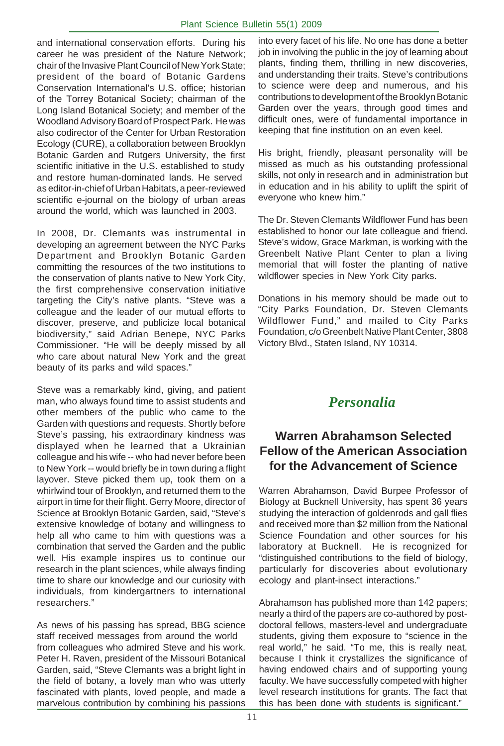and international conservation efforts. During his career he was president of the Nature Network; chair of the Invasive Plant Council of New York State; president of the board of Botanic Gardens Conservation International's U.S. office; historian of the Torrey Botanical Society; chairman of the Long Island Botanical Society; and member of the Woodland Advisory Board of Prospect Park. He was also codirector of the Center for Urban Restoration Ecology (CURE), a collaboration between Brooklyn Botanic Garden and Rutgers University, the first scientific initiative in the U.S. established to study and restore human-dominated lands. He served as editor-in-chief of Urban Habitats, a peer-reviewed scientific e-journal on the biology of urban areas around the world, which was launched in 2003.

In 2008, Dr. Clemants was instrumental in developing an agreement between the NYC Parks Department and Brooklyn Botanic Garden committing the resources of the two institutions to the conservation of plants native to New York City, the first comprehensive conservation initiative targeting the City's native plants. "Steve was a colleague and the leader of our mutual efforts to discover, preserve, and publicize local botanical biodiversity," said Adrian Benepe, NYC Parks Commissioner. "He will be deeply missed by all who care about natural New York and the great beauty of its parks and wild spaces."

Steve was a remarkably kind, giving, and patient man, who always found time to assist students and other members of the public who came to the Garden with questions and requests. Shortly before Steve's passing, his extraordinary kindness was displayed when he learned that a Ukrainian colleague and his wife -- who had never before been to New York -- would briefly be in town during a flight layover. Steve picked them up, took them on a whirlwind tour of Brooklyn, and returned them to the airport in time for their flight. Gerry Moore, director of Science at Brooklyn Botanic Garden, said, "Steve's extensive knowledge of botany and willingness to help all who came to him with questions was a combination that served the Garden and the public well. His example inspires us to continue our research in the plant sciences, while always finding time to share our knowledge and our curiosity with individuals, from kindergartners to international researchers."

As news of his passing has spread, BBG science staff received messages from around the world from colleagues who admired Steve and his work. Peter H. Raven, president of the Missouri Botanical Garden, said, "Steve Clemants was a bright light in the field of botany, a lovely man who was utterly fascinated with plants, loved people, and made a marvelous contribution by combining his passions into every facet of his life. No one has done a better job in involving the public in the joy of learning about plants, finding them, thrilling in new discoveries, and understanding their traits. Steve's contributions to science were deep and numerous, and his contributions to development of the Brooklyn Botanic Garden over the years, through good times and difficult ones, were of fundamental importance in keeping that fine institution on an even keel.

His bright, friendly, pleasant personality will be missed as much as his outstanding professional skills, not only in research and in administration but in education and in his ability to uplift the spirit of everyone who knew him."

The Dr. Steven Clemants Wildflower Fund has been established to honor our late colleague and friend. Steve's widow, Grace Markman, is working with the Greenbelt Native Plant Center to plan a living memorial that will foster the planting of native wildflower species in New York City parks.

Donations in his memory should be made out to "City Parks Foundation, Dr. Steven Clemants Wildflower Fund," and mailed to City Parks Foundation, c/o Greenbelt Native Plant Center, 3808 Victory Blvd., Staten Island, NY 10314.

# *Personalia*

## Warren Abrahamson Selected Fellow of the American Association for the Advancement of Science

Warren Abrahamson, David Burpee Professor of Biology at Bucknell University, has spent 36 years studying the interaction of goldenrods and gall flies and received more than $2 million from the National Science Foundation and other sources for his laboratory at Bucknell. He is recognized for "distinguished contributions to the field of biology, particularly for discoveries about evolutionary ecology and plant-insect interactions."

Abrahamson has published more than 142 papers; nearly a third of the papers are co-authored by post-doctoral fellows, masters-level and undergraduate students, giving them exposure to "science in the real world," he said. "To me, this is really neat, because I think it crystallizes the significance of having endowed chairs and of supporting young faculty. We have successfully competed with higher level research institutions for grants. The fact that this has been done with students is significant."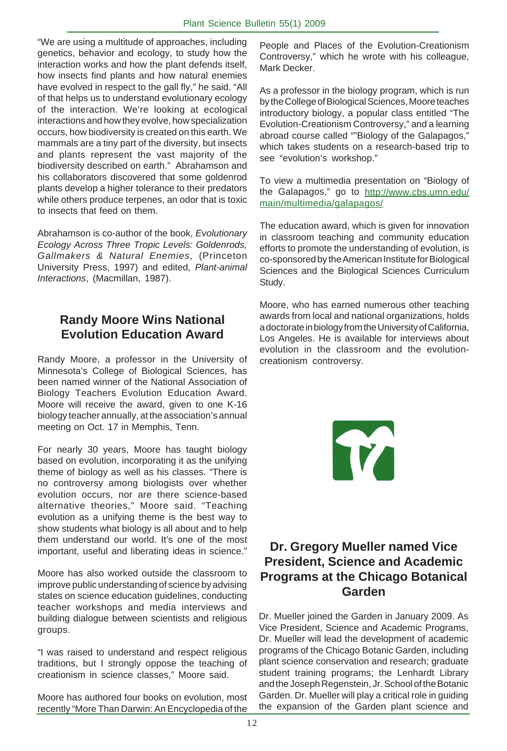"We are using a multitude of approaches, including genetics, behavior and ecology, to study how the interaction works and how the plant defends itself, how insects find plants and how natural enemies have evolved in respect to the gall fly," he said. "All of that helps us to understand evolutionary ecology of the interaction. We're looking at ecological interactions and how they evolve, how specialization occurs, how biodiversity is created on this earth. We mammals are a tiny part of the diversity, but insects and plants represent the vast majority of the biodiversity described on earth." Abrahamson and his collaborators discovered that some goldenrod plants develop a higher tolerance to their predators while others produce terpenes, an odor that is toxic to insects that feed on them.

Abrahamson is co-author of the book, *Evolutionary Ecology Across Three Tropic Levels: Goldenrods, Gallmakers & Natural Enemies*, (Princeton University Press, 1997) and edited, *Plant-animal Interactions*, (Macmillan, 1987).

## Randy Moore Wins National Evolution Education Award

Randy Moore, a professor in the University of Minnesota's College of Biological Sciences, has been named winner of the National Association of Biology Teachers Evolution Education Award. Moore will receive the award, given to one K-16 biology teacher annually, at the association's annual meeting on Oct. 17 in Memphis, Tenn.

For nearly 30 years, Moore has taught biology based on evolution, incorporating it as the unifying theme of biology as well as his classes. "There is no controversy among biologists over whether evolution occurs, nor are there science-based alternative theories," Moore said. "Teaching evolution as a unifying theme is the best way to show students what biology is all about and to help them understand our world. It's one of the most important, useful and liberating ideas in science."

Moore has also worked outside the classroom to improve public understanding of science by advising states on science education guidelines, conducting teacher workshops and media interviews and building dialogue between scientists and religious groups.

"I was raised to understand and respect religious traditions, but I strongly oppose the teaching of creationism in science classes," Moore said.

Moore has authored four books on evolution, most recently "More Than Darwin: An Encyclopedia of the People and Places of the Evolution-Creationism Controversy," which he wrote with his colleague, Mark Decker.

As a professor in the biology program, which is run by the College of Biological Sciences, Moore teaches introductory biology, a popular class entitled "The Evolution-Creationism Controversy," and a learning abroad course called ""Biology of the Galapagos," which takes students on a research-based trip to see "evolution's workshop."

To view a multimedia presentation on "Biology of the Galapagos," go to http://www.cbs.umn.edu/main/multimedia/galapagos/

The education award, which is given for innovation in classroom teaching and community education efforts to promote the understanding of evolution, is co-sponsored by the American Institute for Biological Sciences and the Biological Sciences Curriculum Study.

Moore, who has earned numerous other teaching awards from local and national organizations, holds a doctorate in biology from the University of California, Los Angeles. He is available for interviews about evolution in the classroom and the evolution-creationism controversy.

## Dr. Gregory Mueller named Vice President, Science and Academic Programs at the Chicago Botanical Garden

Dr. Mueller joined the Garden in January 2009. As Vice President, Science and Academic Programs, Dr. Mueller will lead the development of academic programs of the Chicago Botanic Garden, including plant science conservation and research; graduate student training programs; the Lenhardt Library and the Joseph Regenstein, Jr. School of the Botanic Garden. Dr. Mueller will play a critical role in guiding the expansion of the Garden plant science and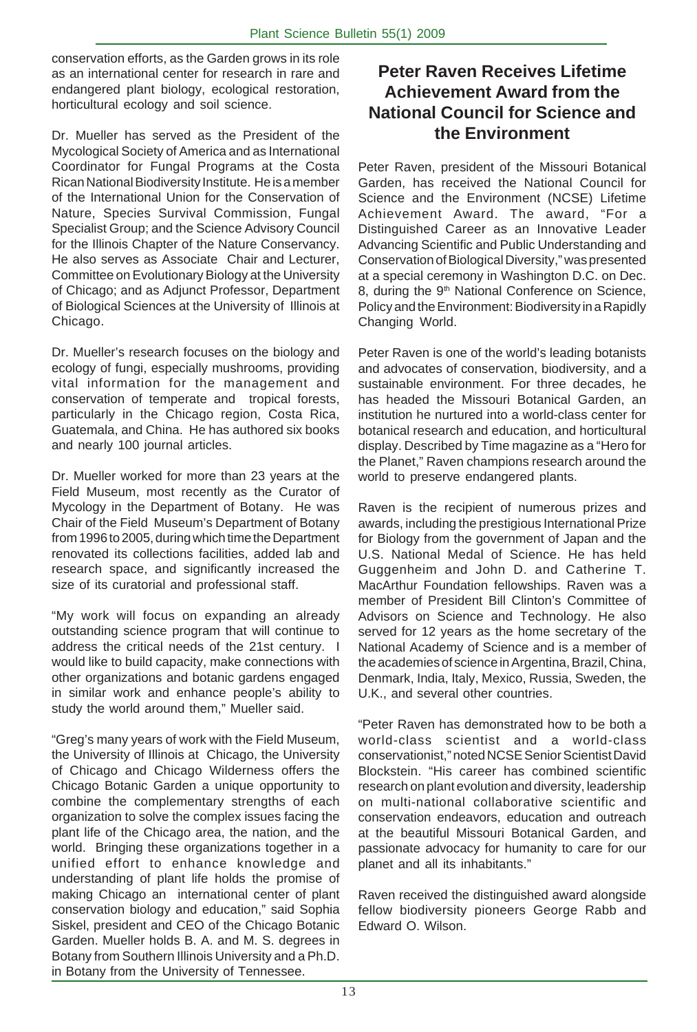conservation efforts, as the Garden grows in its role as an international center for research in rare and endangered plant biology, ecological restoration, horticultural ecology and soil science.

Dr. Mueller has served as the President of the Mycological Society of America and as International Coordinator for Fungal Programs at the Costa Rican National Biodiversity Institute. He is a member of the International Union for the Conservation of Nature, Species Survival Commission, Fungal Specialist Group; and the Science Advisory Council for the Illinois Chapter of the Nature Conservancy. He also serves as Associate Chair and Lecturer, Committee on Evolutionary Biology at the University of Chicago; and as Adjunct Professor, Department of Biological Sciences at the University of Illinois at Chicago.

Dr. Mueller's research focuses on the biology and ecology of fungi, especially mushrooms, providing vital information for the management and conservation of temperate and tropical forests, particularly in the Chicago region, Costa Rica, Guatemala, and China. He has authored six books and nearly 100 journal articles.

Dr. Mueller worked for more than 23 years at the Field Museum, most recently as the Curator of Mycology in the Department of Botany. He was Chair of the Field Museum's Department of Botany from 1996 to 2005, during which time the Department renovated its collections facilities, added lab and research space, and significantly increased the size of its curatorial and professional staff.

"My work will focus on expanding an already outstanding science program that will continue to address the critical needs of the 21st century. I would like to build capacity, make connections with other organizations and botanic gardens engaged in similar work and enhance people's ability to study the world around them," Mueller said.

"Greg's many years of work with the Field Museum, the University of Illinois at Chicago, the University of Chicago and Chicago Wilderness offers the Chicago Botanic Garden a unique opportunity to combine the complementary strengths of each organization to solve the complex issues facing the plant life of the Chicago area, the nation, and the world. Bringing these organizations together in a unified effort to enhance knowledge and understanding of plant life holds the promise of making Chicago an international center of plant conservation biology and education," said Sophia Siskel, president and CEO of the Chicago Botanic Garden. Mueller holds B. A. and M. S. degrees in Botany from Southern Illinois University and a Ph.D. in Botany from the University of Tennessee.

## Peter Raven Receives Lifetime Achievement Award from the National Council for Science and the Environment

Peter Raven, president of the Missouri Botanical Garden, has received the National Council for Science and the Environment (NCSE) Lifetime Achievement Award. The award, "For a Distinguished Career as an Innovative Leader Advancing Scientific and Public Understanding and Conservation of Biological Diversity," was presented at a special ceremony in Washington D.C. on Dec. 8, during the 9th National Conference on Science, Policy and the Environment: Biodiversity in a Rapidly Changing World.

Peter Raven is one of the world's leading botanists and advocates of conservation, biodiversity, and a sustainable environment. For three decades, he has headed the Missouri Botanical Garden, an institution he nurtured into a world-class center for botanical research and education, and horticultural display. Described by Time magazine as a "Hero for the Planet," Raven champions research around the world to preserve endangered plants.

Raven is the recipient of numerous prizes and awards, including the prestigious International Prize for Biology from the government of Japan and the U.S. National Medal of Science. He has held Guggenheim and John D. and Catherine T. MacArthur Foundation fellowships. Raven was a member of President Bill Clinton's Committee of Advisors on Science and Technology. He also served for 12 years as the home secretary of the National Academy of Science and is a member of the academies of science in Argentina, Brazil, China, Denmark, India, Italy, Mexico, Russia, Sweden, the U.K., and several other countries.

"Peter Raven has demonstrated how to be both a world-class scientist and a world-class conservationist," noted NCSE Senior Scientist David Blockstein. "His career has combined scientific research on plant evolution and diversity, leadership on multi-national collaborative scientific and conservation endeavors, education and outreach at the beautiful Missouri Botanical Garden, and passionate advocacy for humanity to care for our planet and all its inhabitants."

Raven received the distinguished award alongside fellow biodiversity pioneers George Rabb and Edward O. Wilson.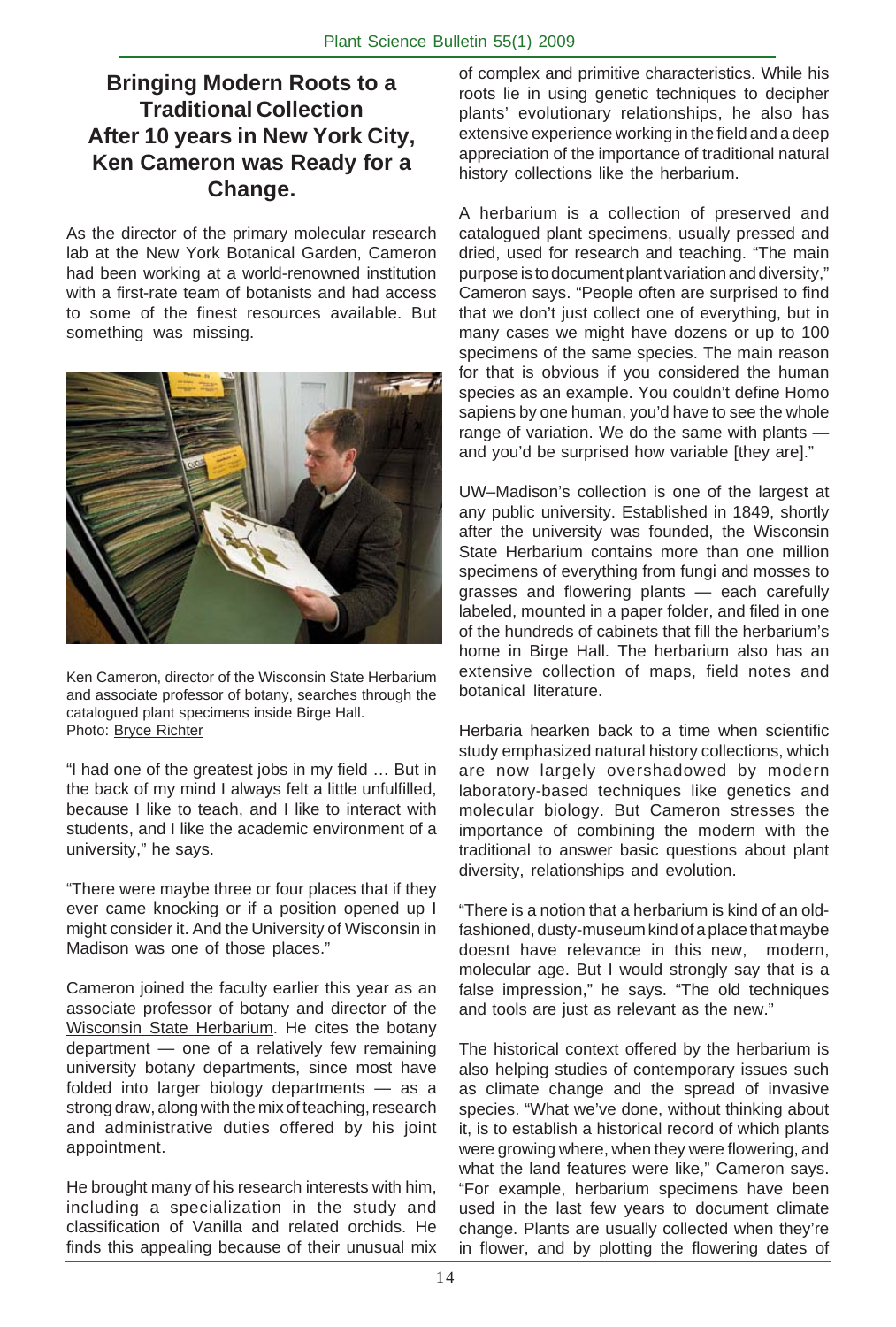# Bringing Modern Roots to a Traditional Collection
## After 10 years in New York City, Ken Cameron was Ready for a Change.

As the director of the primary molecular research lab at the New York Botanical Garden, Cameron had been working at a world-renowned institution with a first-rate team of botanists and had access to some of the finest resources available. But something was missing.

Ken Cameron, director of the Wisconsin State Herbarium and associate professor of botany, searches through the catalogued plant specimens inside Birge Hall. Photo: Bryce Richter

"I had one of the greatest jobs in my field … But in the back of my mind I always felt a little unfulfilled, because I like to teach, and I like to interact with students, and I like the academic environment of a university," he says.

"There were maybe three or four places that if they ever came knocking or if a position opened up I might consider it. And the University of Wisconsin in Madison was one of those places."

Cameron joined the faculty earlier this year as an associate professor of botany and director of the Wisconsin State Herbarium. He cites the botany department — one of a relatively few remaining university botany departments, since most have folded into larger biology departments — as a strong draw, along with the mix of teaching, research and administrative duties offered by his joint appointment.

He brought many of his research interests with him, including a specialization in the study and classification of Vanilla and related orchids. He finds this appealing because of their unusual mix of complex and primitive characteristics. While his roots lie in using genetic techniques to decipher plants' evolutionary relationships, he also has extensive experience working in the field and a deep appreciation of the importance of traditional natural history collections like the herbarium.

A herbarium is a collection of preserved and catalogued plant specimens, usually pressed and dried, used for research and teaching. "The main purpose is to document plant variation and diversity," Cameron says. "People often are surprised to find that we don't just collect one of everything, but in many cases we might have dozens or up to 100 specimens of the same species. The main reason for that is obvious if you considered the human species as an example. You couldn't define Homo sapiens by one human, you'd have to see the whole range of variation. We do the same with plants — and you'd be surprised how variable [they are]."

UW–Madison's collection is one of the largest at any public university. Established in 1849, shortly after the university was founded, the Wisconsin State Herbarium contains more than one million specimens of everything from fungi and mosses to grasses and flowering plants — each carefully labeled, mounted in a paper folder, and filed in one of the hundreds of cabinets that fill the herbarium's home in Birge Hall. The herbarium also has an extensive collection of maps, field notes and botanical literature.

Herbaria hearken back to a time when scientific study emphasized natural history collections, which are now largely overshadowed by modern laboratory-based techniques like genetics and molecular biology. But Cameron stresses the importance of combining the modern with the traditional to answer basic questions about plant diversity, relationships and evolution.

"There is a notion that a herbarium is kind of an old-fashioned, dusty-museum kind of a place that maybe doesnt have relevance in this new, modern, molecular age. But I would strongly say that is a false impression," he says. "The old techniques and tools are just as relevant as the new."

The historical context offered by the herbarium is also helping studies of contemporary issues such as climate change and the spread of invasive species. "What we've done, without thinking about it, is to establish a historical record of which plants were growing where, when they were flowering, and what the land features were like," Cameron says. "For example, herbarium specimens have been used in the last few years to document climate change. Plants are usually collected when they're in flower, and by plotting the flowering dates of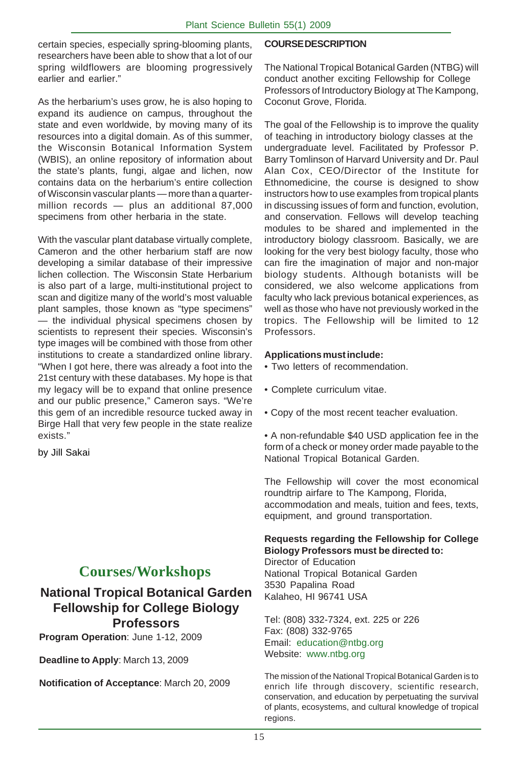certain species, especially spring-blooming plants, researchers have been able to show that a lot of our spring wildflowers are blooming progressively earlier and earlier."

As the herbarium's uses grow, he is also hoping to expand its audience on campus, throughout the state and even worldwide, by moving many of its resources into a digital domain. As of this summer, the Wisconsin Botanical Information System (WBIS), an online repository of information about the state's plants, fungi, algae and lichen, now contains data on the herbarium's entire collection of Wisconsin vascular plants — more than a quarter-million records — plus an additional 87,000 specimens from other herbaria in the state.

With the vascular plant database virtually complete, Cameron and the other herbarium staff are now developing a similar database of their impressive lichen collection. The Wisconsin State Herbarium is also part of a large, multi-institutional project to scan and digitize many of the world's most valuable plant samples, those known as "type specimens" — the individual physical specimens chosen by scientists to represent their species. Wisconsin's type images will be combined with those from other institutions to create a standardized online library. "When I got here, there was already a foot into the 21st century with these databases. My hope is that my legacy will be to expand that online presence and our public presence," Cameron says. "We're this gem of an incredible resource tucked away in Birge Hall that very few people in the state realize exists."

by Jill Sakai

# Courses/Workshops

## National Tropical Botanical Garden Fellowship for College Biology Professors

**Program Operation**: June 1-12, 2009

**Deadline to Apply**: March 13, 2009

**Notification of Acceptance**: March 20, 2009

**COURSE DESCRIPTION**

The National Tropical Botanical Garden (NTBG) will conduct another exciting Fellowship for College Professors of Introductory Biology at The Kampong, Coconut Grove, Florida.

The goal of the Fellowship is to improve the quality of teaching in introductory biology classes at the undergraduate level. Facilitated by Professor P. Barry Tomlinson of Harvard University and Dr. Paul Alan Cox, CEO/Director of the Institute for Ethnomedicine, the course is designed to show instructors how to use examples from tropical plants in discussing issues of form and function, evolution, and conservation. Fellows will develop teaching modules to be shared and implemented in the introductory biology classroom. Basically, we are looking for the very best biology faculty, those who can fire the imagination of major and non-major biology students. Although botanists will be considered, we also welcome applications from faculty who lack previous botanical experiences, as well as those who have not previously worked in the tropics. The Fellowship will be limited to 12 Professors.

**Applications must include:**

- Two letters of recommendation.
- Complete curriculum vitae.
- Copy of the most recent teacher evaluation.
- A non-refundable $40 USD application fee in the form of a check or money order made payable to the National Tropical Botanical Garden.

The Fellowship will cover the most economical roundtrip airfare to The Kampong, Florida, accommodation and meals, tuition and fees, texts, equipment, and ground transportation.

**Requests regarding the Fellowship for College Biology Professors must be directed to:**

Director of Education
National Tropical Botanical Garden
3530 Papalina Road
Kalaheo, HI 96741 USA

Tel: (808) 332-7324, ext. 225 or 226
Fax: (808) 332-9765
Email: education@ntbg.org
Website: www.ntbg.org

The mission of the National Tropical Botanical Garden is to enrich life through discovery, scientific research, conservation, and education by perpetuating the survival of plants, ecosystems, and cultural knowledge of tropical regions.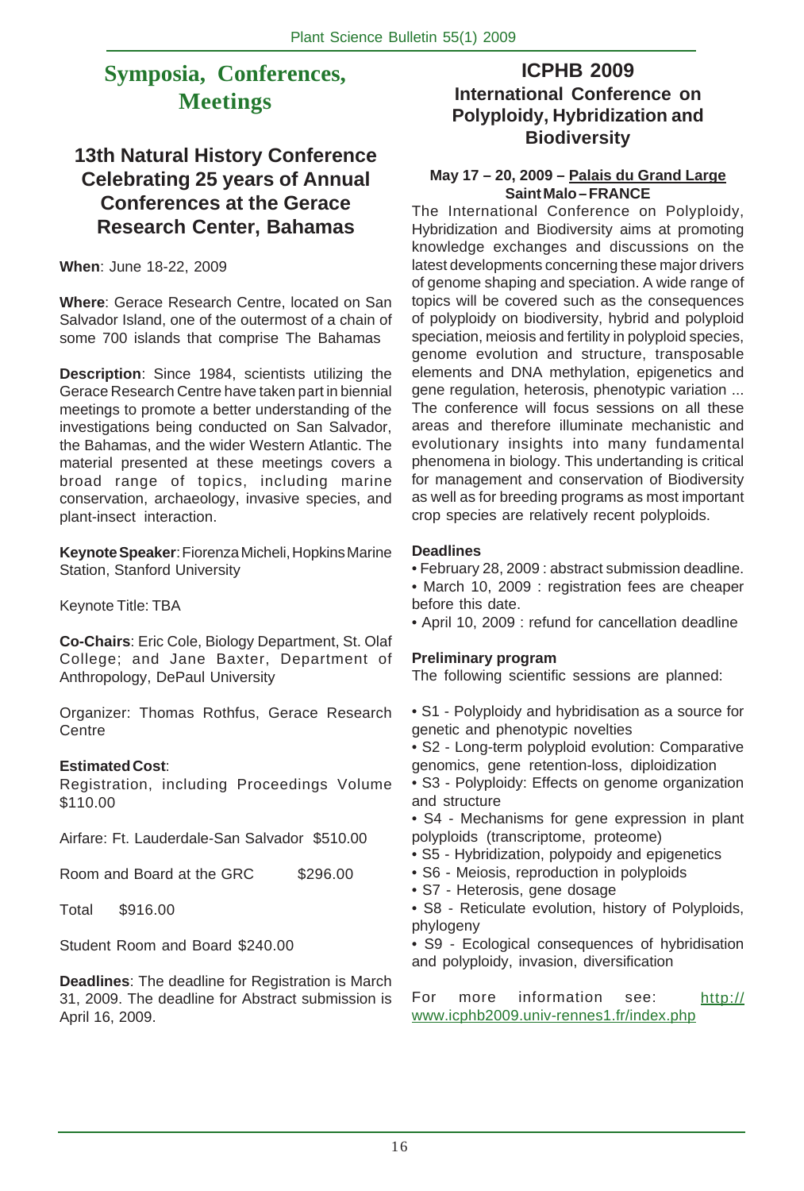# Symposia, Conferences, Meetings

## 13th Natural History Conference Celebrating 25 years of Annual Conferences at the Gerace Research Center, Bahamas

**When**: June 18-22, 2009

**Where**: Gerace Research Centre, located on San Salvador Island, one of the outermost of a chain of some 700 islands that comprise The Bahamas

**Description**: Since 1984, scientists utilizing the Gerace Research Centre have taken part in biennial meetings to promote a better understanding of the investigations being conducted on San Salvador, the Bahamas, and the wider Western Atlantic. The material presented at these meetings covers a broad range of topics, including marine conservation, archaeology, invasive species, and plant-insect interaction.

**Keynote Speaker**: Fiorenza Micheli, Hopkins Marine Station, Stanford University

Keynote Title: TBA

**Co-Chairs**: Eric Cole, Biology Department, St. Olaf College; and Jane Baxter, Department of Anthropology, DePaul University

Organizer: Thomas Rothfus, Gerace Research Centre

**Estimated Cost**:

Registration, including Proceedings Volume $110.00

Airfare: Ft. Lauderdale-San Salvador $510.00

Room and Board at the GRC $296.00

Total $916.00

Student Room and Board $240.00

**Deadlines**: The deadline for Registration is March 31, 2009. The deadline for Abstract submission is April 16, 2009.

## ICPHB 2009 International Conference on Polyploidy, Hybridization and Biodiversity

**May 17 – 20, 2009 – Palais du Grand Large Saint Malo – FRANCE**

The International Conference on Polyploidy, Hybridization and Biodiversity aims at promoting knowledge exchanges and discussions on the latest developments concerning these major drivers of genome shaping and speciation. A wide range of topics will be covered such as the consequences of polyploidy on biodiversity, hybrid and polyploid speciation, meiosis and fertility in polyploid species, genome evolution and structure, transposable elements and DNA methylation, epigenetics and gene regulation, heterosis, phenotypic variation ... The conference will focus sessions on all these areas and therefore illuminate mechanistic and evolutionary insights into many fundamental phenomena in biology. This undertanding is critical for management and conservation of Biodiversity as well as for breeding programs as most important crop species are relatively recent polyploids.

**Deadlines**

- February 28, 2009 : abstract submission deadline.
- March 10, 2009 : registration fees are cheaper before this date.
- April 10, 2009 : refund for cancellation deadline

**Preliminary program**

The following scientific sessions are planned:

- S1 - Polyploidy and hybridisation as a source for genetic and phenotypic novelties
- S2 - Long-term polyploid evolution: Comparative genomics, gene retention-loss, diploidization
- S3 - Polyploidy: Effects on genome organization and structure
- S4 - Mechanisms for gene expression in plant polyploids (transcriptome, proteome)
- S5 - Hybridization, polypoidy and epigenetics
- S6 - Meiosis, reproduction in polyploids
- S7 - Heterosis, gene dosage
- S8 - Reticulate evolution, history of Polyploids, phylogeny
- S9 - Ecological consequences of hybridisation and polyploidy, invasion, diversification

For more information see: http://www.icphb2009.univ-rennes1.fr/index.php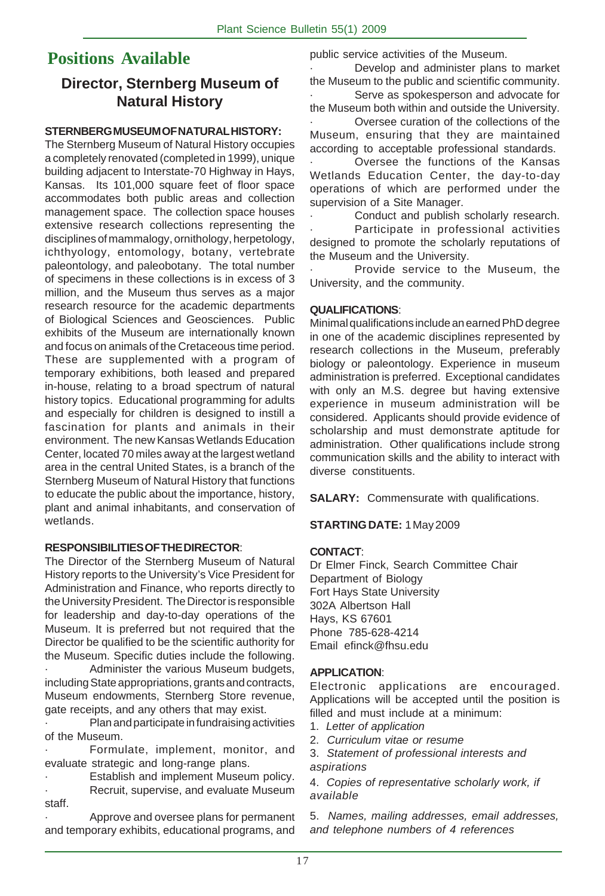# Positions Available

## Director, Sternberg Museum of Natural History

**STERNBERG MUSEUM OF NATURAL HISTORY:**

The Sternberg Museum of Natural History occupies a completely renovated (completed in 1999), unique building adjacent to Interstate-70 Highway in Hays, Kansas. Its 101,000 square feet of floor space accommodates both public areas and collection management space. The collection space houses extensive research collections representing the disciplines of mammalogy, ornithology, herpetology, ichthyology, entomology, botany, vertebrate paleontology, and paleobotany. The total number of specimens in these collections is in excess of 3 million, and the Museum thus serves as a major research resource for the academic departments of Biological Sciences and Geosciences. Public exhibits of the Museum are internationally known and focus on animals of the Cretaceous time period. These are supplemented with a program of temporary exhibitions, both leased and prepared in-house, relating to a broad spectrum of natural history topics. Educational programming for adults and especially for children is designed to instill a fascination for plants and animals in their environment. The new Kansas Wetlands Education Center, located 70 miles away at the largest wetland area in the central United States, is a branch of the Sternberg Museum of Natural History that functions to educate the public about the importance, history, plant and animal inhabitants, and conservation of wetlands.

**RESPONSIBILITIES OF THE DIRECTOR**:

The Director of the Sternberg Museum of Natural History reports to the University's Vice President for Administration and Finance, who reports directly to the University President. The Director is responsible for leadership and day-to-day operations of the Museum. It is preferred but not required that the Director be qualified to be the scientific authority for the Museum. Specific duties include the following.

- Administer the various Museum budgets, including State appropriations, grants and contracts, Museum endowments, Sternberg Store revenue, gate receipts, and any others that may exist.
- Plan and participate in fundraising activities of the Museum.
- Formulate, implement, monitor, and evaluate strategic and long-range plans.
- Establish and implement Museum policy.
- Recruit, supervise, and evaluate Museum staff.
- Approve and oversee plans for permanent and temporary exhibits, educational programs, and public service activities of the Museum.
- Develop and administer plans to market the Museum to the public and scientific community.
- Serve as spokesperson and advocate for the Museum both within and outside the University.
- Oversee curation of the collections of the Museum, ensuring that they are maintained according to acceptable professional standards.
- Oversee the functions of the Kansas Wetlands Education Center, the day-to-day operations of which are performed under the supervision of a Site Manager.
- Conduct and publish scholarly research.
- Participate in professional activities designed to promote the scholarly reputations of the Museum and the University.
- Provide service to the Museum, the University, and the community.

**QUALIFICATIONS**:

Minimal qualifications include an earned PhD degree in one of the academic disciplines represented by research collections in the Museum, preferably biology or paleontology. Experience in museum administration is preferred. Exceptional candidates with only an M.S. degree but having extensive experience in museum administration will be considered. Applicants should provide evidence of scholarship and must demonstrate aptitude for administration. Other qualifications include strong communication skills and the ability to interact with diverse constituents.

**SALARY:** Commensurate with qualifications.

**STARTING DATE:** 1 May 2009

**CONTACT**:

Dr Elmer Finck, Search Committee Chair
Department of Biology
Fort Hays State University
302A Albertson Hall
Hays, KS 67601
Phone 785-628-4214
Email efinck@fhsu.edu

**APPLICATION**:

Electronic applications are encouraged. Applications will be accepted until the position is filled and must include at a minimum:

1. *Letter of application*
2. *Curriculum vitae or resume*
3. *Statement of professional interests and aspirations*
4. *Copies of representative scholarly work, if available*
5. *Names, mailing addresses, email addresses, and telephone numbers of 4 references*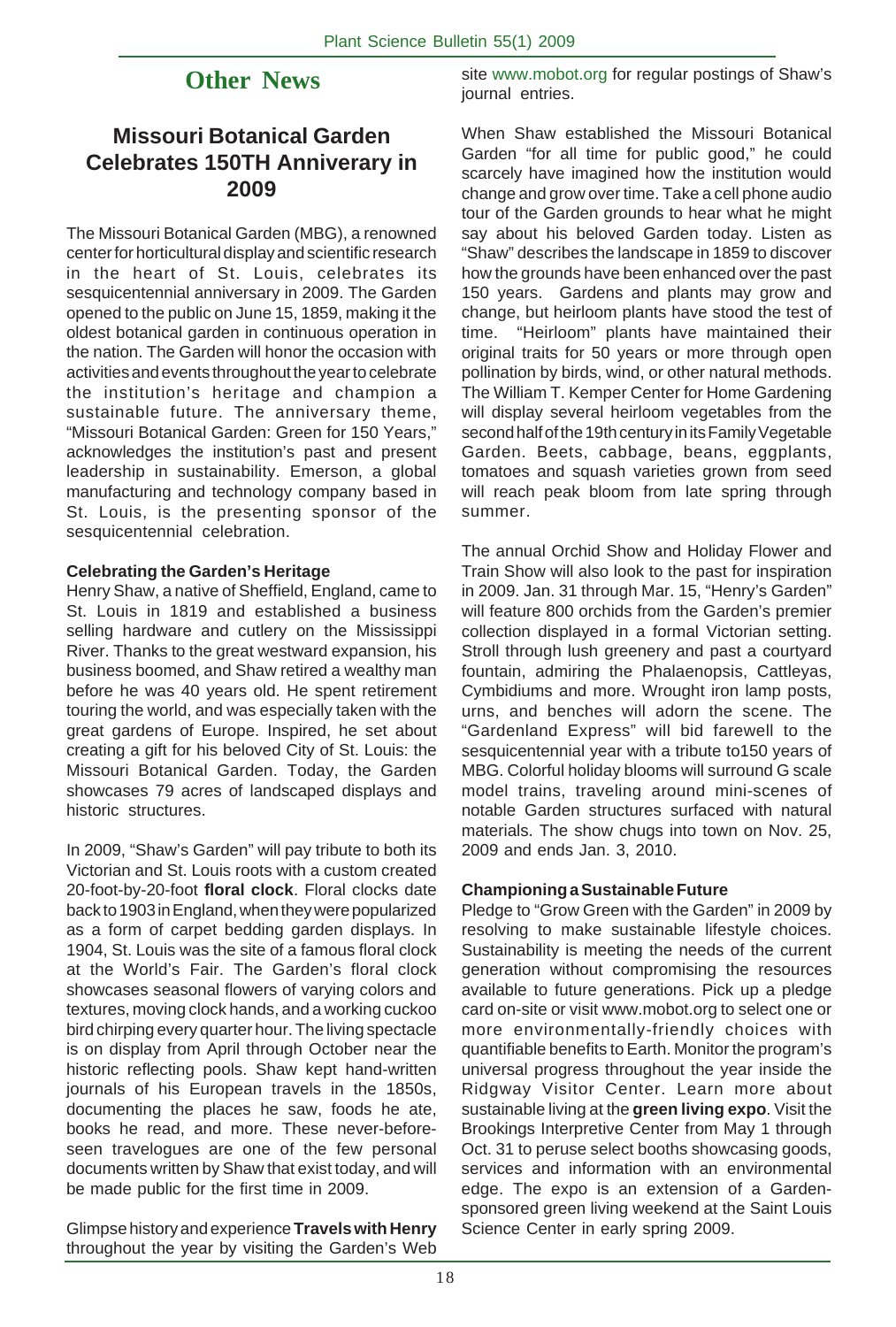# Other News

## Missouri Botanical Garden Celebrates 150TH Anniverary in 2009

The Missouri Botanical Garden (MBG), a renowned center for horticultural display and scientific research in the heart of St. Louis, celebrates its sesquicentennial anniversary in 2009. The Garden opened to the public on June 15, 1859, making it the oldest botanical garden in continuous operation in the nation. The Garden will honor the occasion with activities and events throughout the year to celebrate the institution's heritage and champion a sustainable future. The anniversary theme, "Missouri Botanical Garden: Green for 150 Years," acknowledges the institution's past and present leadership in sustainability. Emerson, a global manufacturing and technology company based in St. Louis, is the presenting sponsor of the sesquicentennial celebration.

**Celebrating the Garden's Heritage**

Henry Shaw, a native of Sheffield, England, came to St. Louis in 1819 and established a business selling hardware and cutlery on the Mississippi River. Thanks to the great westward expansion, his business boomed, and Shaw retired a wealthy man before he was 40 years old. He spent retirement touring the world, and was especially taken with the great gardens of Europe. Inspired, he set about creating a gift for his beloved City of St. Louis: the Missouri Botanical Garden. Today, the Garden showcases 79 acres of landscaped displays and historic structures.

In 2009, "Shaw's Garden" will pay tribute to both its Victorian and St. Louis roots with a custom created 20-foot-by-20-foot **floral clock**. Floral clocks date back to 1903 in England, when they were popularized as a form of carpet bedding garden displays. In 1904, St. Louis was the site of a famous floral clock at the World's Fair. The Garden's floral clock showcases seasonal flowers of varying colors and textures, moving clock hands, and a working cuckoo bird chirping every quarter hour. The living spectacle is on display from April through October near the historic reflecting pools. Shaw kept hand-written journals of his European travels in the 1850s, documenting the places he saw, foods he ate, books he read, and more. These never-before-seen travelogues are one of the few personal documents written by Shaw that exist today, and will be made public for the first time in 2009.

Glimpse history and experience **Travels with Henry** throughout the year by visiting the Garden's Web site www.mobot.org for regular postings of Shaw's journal entries.

When Shaw established the Missouri Botanical Garden "for all time for public good," he could scarcely have imagined how the institution would change and grow over time. Take a cell phone audio tour of the Garden grounds to hear what he might say about his beloved Garden today. Listen as "Shaw" describes the landscape in 1859 to discover how the grounds have been enhanced over the past 150 years. Gardens and plants may grow and change, but heirloom plants have stood the test of time. "Heirloom" plants have maintained their original traits for 50 years or more through open pollination by birds, wind, or other natural methods. The William T. Kemper Center for Home Gardening will display several heirloom vegetables from the second half of the 19th century in its Family Vegetable Garden. Beets, cabbage, beans, eggplants, tomatoes and squash varieties grown from seed will reach peak bloom from late spring through summer.

The annual Orchid Show and Holiday Flower and Train Show will also look to the past for inspiration in 2009. Jan. 31 through Mar. 15, "Henry's Garden" will feature 800 orchids from the Garden's premier collection displayed in a formal Victorian setting. Stroll through lush greenery and past a courtyard fountain, admiring the Phalaenopsis, Cattleyas, Cymbidiums and more. Wrought iron lamp posts, urns, and benches will adorn the scene. The "Gardenland Express" will bid farewell to the sesquicentennial year with a tribute to150 years of MBG. Colorful holiday blooms will surround G scale model trains, traveling around mini-scenes of notable Garden structures surfaced with natural materials. The show chugs into town on Nov. 25, 2009 and ends Jan. 3, 2010.

**Championing a Sustainable Future**

Pledge to "Grow Green with the Garden" in 2009 by resolving to make sustainable lifestyle choices. Sustainability is meeting the needs of the current generation without compromising the resources available to future generations. Pick up a pledge card on-site or visit www.mobot.org to select one or more environmentally-friendly choices with quantifiable benefits to Earth. Monitor the program's universal progress throughout the year inside the Ridgway Visitor Center. Learn more about sustainable living at the **green living expo**. Visit the Brookings Interpretive Center from May 1 through Oct. 31 to peruse select booths showcasing goods, services and information with an environmental edge. The expo is an extension of a Garden-sponsored green living weekend at the Saint Louis Science Center in early spring 2009.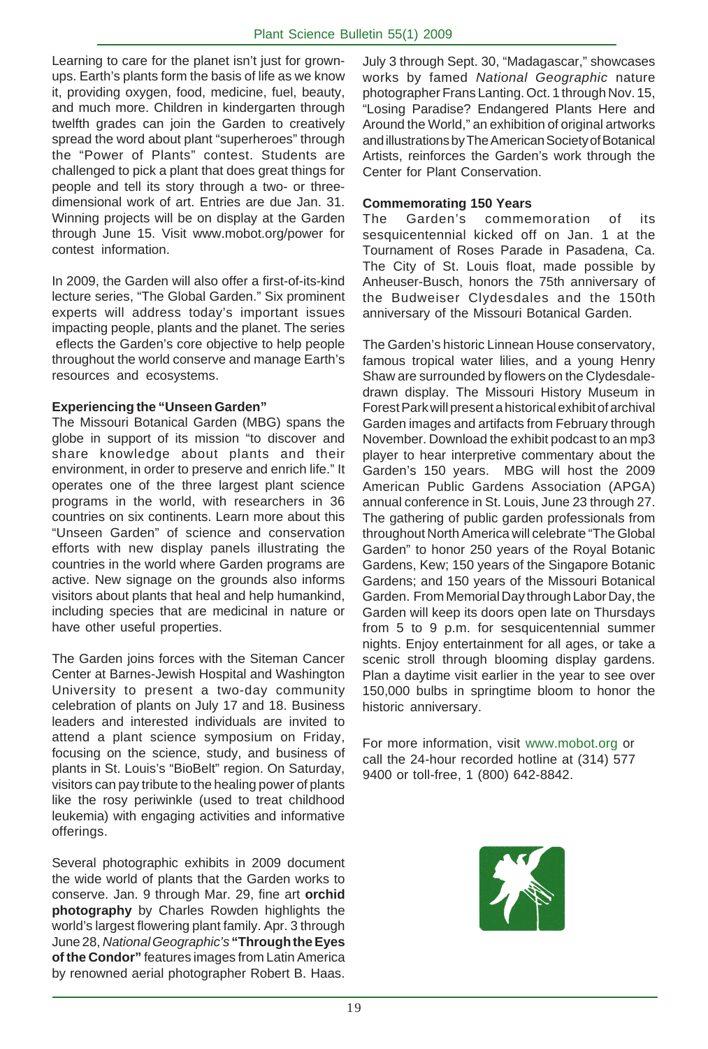Learning to care for the planet isn't just for grown-ups. Earth's plants form the basis of life as we know it, providing oxygen, food, medicine, fuel, beauty, and much more. Children in kindergarten through twelfth grades can join the Garden to creatively spread the word about plant "superheroes" through the "Power of Plants" contest. Students are challenged to pick a plant that does great things for people and tell its story through a two- or three-dimensional work of art. Entries are due Jan. 31. Winning projects will be on display at the Garden through June 15. Visit www.mobot.org/power for contest information.

In 2009, the Garden will also offer a first-of-its-kind lecture series, "The Global Garden." Six prominent experts will address today's important issues impacting people, plants and the planet. The series eflects the Garden's core objective to help people throughout the world conserve and manage Earth's resources and ecosystems.

**Experiencing the "Unseen Garden"**

The Missouri Botanical Garden (MBG) spans the globe in support of its mission "to discover and share knowledge about plants and their environment, in order to preserve and enrich life." It operates one of the three largest plant science programs in the world, with researchers in 36 countries on six continents. Learn more about this "Unseen Garden" of science and conservation efforts with new display panels illustrating the countries in the world where Garden programs are active. New signage on the grounds also informs visitors about plants that heal and help humankind, including species that are medicinal in nature or have other useful properties.

The Garden joins forces with the Siteman Cancer Center at Barnes-Jewish Hospital and Washington University to present a two-day community celebration of plants on July 17 and 18. Business leaders and interested individuals are invited to attend a plant science symposium on Friday, focusing on the science, study, and business of plants in St. Louis's "BioBelt" region. On Saturday, visitors can pay tribute to the healing power of plants like the rosy periwinkle (used to treat childhood leukemia) with engaging activities and informative offerings.

Several photographic exhibits in 2009 document the wide world of plants that the Garden works to conserve. Jan. 9 through Mar. 29, fine art **orchid photography** by Charles Rowden highlights the world's largest flowering plant family. Apr. 3 through June 28, *National Geographic's* **"Through the Eyes of the Condor"** features images from Latin America by renowned aerial photographer Robert B. Haas. July 3 through Sept. 30, "Madagascar," showcases works by famed *National Geographic* nature photographer Frans Lanting. Oct. 1 through Nov. 15, "Losing Paradise? Endangered Plants Here and Around the World," an exhibition of original artworks and illustrations by The American Society of Botanical Artists, reinforces the Garden's work through the Center for Plant Conservation.

**Commemorating 150 Years**

The Garden's commemoration of its sesquicentennial kicked off on Jan. 1 at the Tournament of Roses Parade in Pasadena, Ca. The City of St. Louis float, made possible by Anheuser-Busch, honors the 75th anniversary of the Budweiser Clydesdales and the 150th anniversary of the Missouri Botanical Garden.

The Garden's historic Linnean House conservatory, famous tropical water lilies, and a young Henry Shaw are surrounded by flowers on the Clydesdale-drawn display. The Missouri History Museum in Forest Park will present a historical exhibit of archival Garden images and artifacts from February through November. Download the exhibit podcast to an mp3 player to hear interpretive commentary about the Garden's 150 years. MBG will host the 2009 American Public Gardens Association (APGA) annual conference in St. Louis, June 23 through 27. The gathering of public garden professionals from throughout North America will celebrate "The Global Garden" to honor 250 years of the Royal Botanic Gardens, Kew; 150 years of the Singapore Botanic Gardens; and 150 years of the Missouri Botanical Garden. From Memorial Day through Labor Day, the Garden will keep its doors open late on Thursdays from 5 to 9 p.m. for sesquicentennial summer nights. Enjoy entertainment for all ages, or take a scenic stroll through blooming display gardens. Plan a daytime visit earlier in the year to see over 150,000 bulbs in springtime bloom to honor the historic anniversary.

For more information, visit www.mobot.org or call the 24-hour recorded hotline at (314) 577 9400 or toll-free, 1 (800) 642-8842.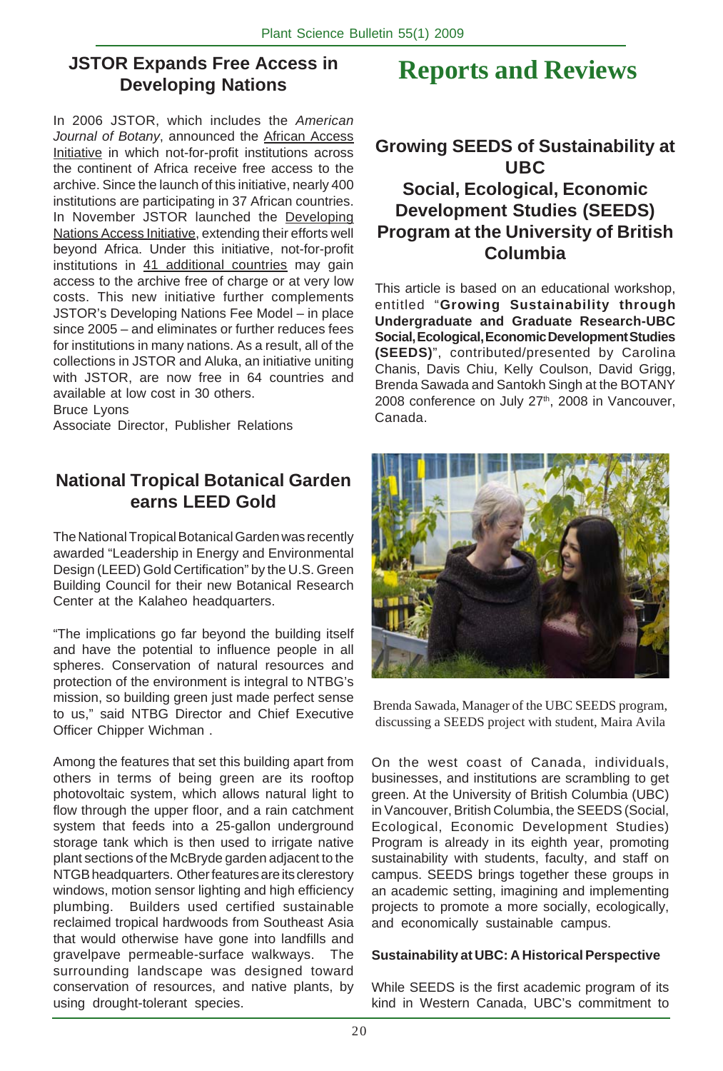## JSTOR Expands Free Access in Developing Nations

In 2006 JSTOR, which includes the *American Journal of Botany*, announced the African Access Initiative in which not-for-profit institutions across the continent of Africa receive free access to the archive. Since the launch of this initiative, nearly 400 institutions are participating in 37 African countries. In November JSTOR launched the Developing Nations Access Initiative, extending their efforts well beyond Africa. Under this initiative, not-for-profit institutions in 41 additional countries may gain access to the archive free of charge or at very low costs. This new initiative further complements JSTOR's Developing Nations Fee Model – in place since 2005 – and eliminates or further reduces fees for institutions in many nations. As a result, all of the collections in JSTOR and Aluka, an initiative uniting with JSTOR, are now free in 64 countries and available at low cost in 30 others.

Bruce Lyons
Associate Director, Publisher Relations

## National Tropical Botanical Garden earns LEED Gold

The National Tropical Botanical Garden was recently awarded "Leadership in Energy and Environmental Design (LEED) Gold Certification" by the U.S. Green Building Council for their new Botanical Research Center at the Kalaheo headquarters.

"The implications go far beyond the building itself and have the potential to influence people in all spheres. Conservation of natural resources and protection of the environment is integral to NTBG's mission, so building green just made perfect sense to us," said NTBG Director and Chief Executive Officer Chipper Wichman .

Among the features that set this building apart from others in terms of being green are its rooftop photovoltaic system, which allows natural light to flow through the upper floor, and a rain catchment system that feeds into a 25-gallon underground storage tank which is then used to irrigate native plant sections of the McBryde garden adjacent to the NTGB headquarters. Other features are its clerestory windows, motion sensor lighting and high efficiency plumbing. Builders used certified sustainable reclaimed tropical hardwoods from Southeast Asia that would otherwise have gone into landfills and gravelpave permeable-surface walkways. The surrounding landscape was designed toward conservation of resources, and native plants, by using drought-tolerant species.

# Reports and Reviews

## Growing SEEDS of Sustainability at UBC Social, Ecological, Economic Development Studies (SEEDS) Program at the University of British Columbia

This article is based on an educational workshop, entitled "**Growing Sustainability through Undergraduate and Graduate Research-UBC Social, Ecological, Economic Development Studies (SEEDS)**", contributed/presented by Carolina Chanis, Davis Chiu, Kelly Coulson, David Grigg, Brenda Sawada and Santokh Singh at the BOTANY 2008 conference on July 27th, 2008 in Vancouver, Canada.

Brenda Sawada, Manager of the UBC SEEDS program, discussing a SEEDS project with student, Maira Avila

On the west coast of Canada, individuals, businesses, and institutions are scrambling to get green. At the University of British Columbia (UBC) in Vancouver, British Columbia, the SEEDS (Social, Ecological, Economic Development Studies) Program is already in its eighth year, promoting sustainability with students, faculty, and staff on campus. SEEDS brings together these groups in an academic setting, imagining and implementing projects to promote a more socially, ecologically, and economically sustainable campus.

**Sustainability at UBC: A Historical Perspective**

While SEEDS is the first academic program of its kind in Western Canada, UBC's commitment to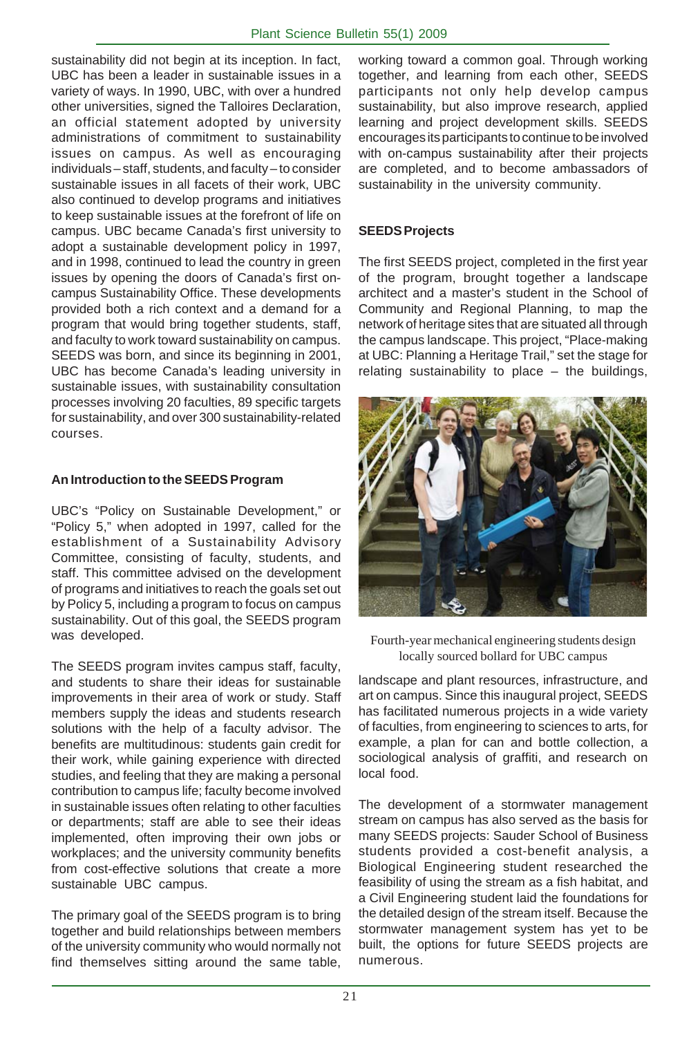sustainability did not begin at its inception. In fact, UBC has been a leader in sustainable issues in a variety of ways. In 1990, UBC, with over a hundred other universities, signed the Talloires Declaration, an official statement adopted by university administrations of commitment to sustainability issues on campus. As well as encouraging individuals – staff, students, and faculty – to consider sustainable issues in all facets of their work, UBC also continued to develop programs and initiatives to keep sustainable issues at the forefront of life on campus. UBC became Canada's first university to adopt a sustainable development policy in 1997, and in 1998, continued to lead the country in green issues by opening the doors of Canada's first on-campus Sustainability Office. These developments provided both a rich context and a demand for a program that would bring together students, staff, and faculty to work toward sustainability on campus. SEEDS was born, and since its beginning in 2001, UBC has become Canada's leading university in sustainable issues, with sustainability consultation processes involving 20 faculties, 89 specific targets for sustainability, and over 300 sustainability-related courses.

**An Introduction to the SEEDS Program**

UBC's "Policy on Sustainable Development," or "Policy 5," when adopted in 1997, called for the establishment of a Sustainability Advisory Committee, consisting of faculty, students, and staff. This committee advised on the development of programs and initiatives to reach the goals set out by Policy 5, including a program to focus on campus sustainability. Out of this goal, the SEEDS program was developed.

The SEEDS program invites campus staff, faculty, and students to share their ideas for sustainable improvements in their area of work or study. Staff members supply the ideas and students research solutions with the help of a faculty advisor. The benefits are multitudinous: students gain credit for their work, while gaining experience with directed studies, and feeling that they are making a personal contribution to campus life; faculty become involved in sustainable issues often relating to other faculties or departments; staff are able to see their ideas implemented, often improving their own jobs or workplaces; and the university community benefits from cost-effective solutions that create a more sustainable UBC campus.

The primary goal of the SEEDS program is to bring together and build relationships between members of the university community who would normally not find themselves sitting around the same table, working toward a common goal. Through working together, and learning from each other, SEEDS participants not only help develop campus sustainability, but also improve research, applied learning and project development skills. SEEDS encourages its participants to continue to be involved with on-campus sustainability after their projects are completed, and to become ambassadors of sustainability in the university community.

**SEEDS Projects**

The first SEEDS project, completed in the first year of the program, brought together a landscape architect and a master's student in the School of Community and Regional Planning, to map the network of heritage sites that are situated all through the campus landscape. This project, "Place-making at UBC: Planning a Heritage Trail," set the stage for relating sustainability to place – the buildings, landscape and plant resources, infrastructure, and art on campus. Since this inaugural project, SEEDS has facilitated numerous projects in a wide variety of faculties, from engineering to sciences to arts, for example, a plan for can and bottle collection, a sociological analysis of graffiti, and research on local food.

Fourth-year mechanical engineering students design locally sourced bollard for UBC campus

The development of a stormwater management stream on campus has also served as the basis for many SEEDS projects: Sauder School of Business students provided a cost-benefit analysis, a Biological Engineering student researched the feasibility of using the stream as a fish habitat, and a Civil Engineering student laid the foundations for the detailed design of the stream itself. Because the stormwater management system has yet to be built, the options for future SEEDS projects are numerous.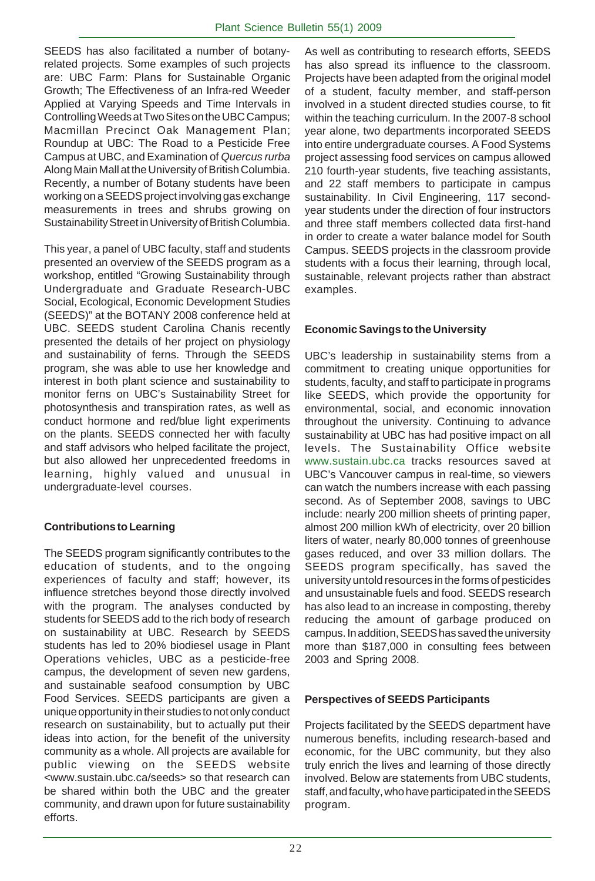SEEDS has also facilitated a number of botany-related projects. Some examples of such projects are: UBC Farm: Plans for Sustainable Organic Growth; The Effectiveness of an Infra-red Weeder Applied at Varying Speeds and Time Intervals in Controlling Weeds at Two Sites on the UBC Campus; Macmillan Precinct Oak Management Plan; Roundup at UBC: The Road to a Pesticide Free Campus at UBC, and Examination of *Quercus rurba* Along Main Mall at the University of British Columbia. Recently, a number of Botany students have been working on a SEEDS project involving gas exchange measurements in trees and shrubs growing on Sustainability Street in University of British Columbia.

This year, a panel of UBC faculty, staff and students presented an overview of the SEEDS program as a workshop, entitled "Growing Sustainability through Undergraduate and Graduate Research-UBC Social, Ecological, Economic Development Studies (SEEDS)" at the BOTANY 2008 conference held at UBC. SEEDS student Carolina Chanis recently presented the details of her project on physiology and sustainability of ferns. Through the SEEDS program, she was able to use her knowledge and interest in both plant science and sustainability to monitor ferns on UBC's Sustainability Street for photosynthesis and transpiration rates, as well as conduct hormone and red/blue light experiments on the plants. SEEDS connected her with faculty and staff advisors who helped facilitate the project, but also allowed her unprecedented freedoms in learning, highly valued and unusual in undergraduate-level courses.

**Contributions to Learning**

The SEEDS program significantly contributes to the education of students, and to the ongoing experiences of faculty and staff; however, its influence stretches beyond those directly involved with the program. The analyses conducted by students for SEEDS add to the rich body of research on sustainability at UBC. Research by SEEDS students has led to 20% biodiesel usage in Plant Operations vehicles, UBC as a pesticide-free campus, the development of seven new gardens, and sustainable seafood consumption by UBC Food Services. SEEDS participants are given a unique opportunity in their studies to not only conduct research on sustainability, but to actually put their ideas into action, for the benefit of the university community as a whole. All projects are available for public viewing on the SEEDS website <www.sustain.ubc.ca/seeds> so that research can be shared within both the UBC and the greater community, and drawn upon for future sustainability efforts.

As well as contributing to research efforts, SEEDS has also spread its influence to the classroom. Projects have been adapted from the original model of a student, faculty member, and staff-person involved in a student directed studies course, to fit within the teaching curriculum. In the 2007-8 school year alone, two departments incorporated SEEDS into entire undergraduate courses. A Food Systems project assessing food services on campus allowed 210 fourth-year students, five teaching assistants, and 22 staff members to participate in campus sustainability. In Civil Engineering, 117 second-year students under the direction of four instructors and three staff members collected data first-hand in order to create a water balance model for South Campus. SEEDS projects in the classroom provide students with a focus their learning, through local, sustainable, relevant projects rather than abstract examples.

**Economic Savings to the University**

UBC's leadership in sustainability stems from a commitment to creating unique opportunities for students, faculty, and staff to participate in programs like SEEDS, which provide the opportunity for environmental, social, and economic innovation throughout the university. Continuing to advance sustainability at UBC has had positive impact on all levels. The Sustainability Office website www.sustain.ubc.ca tracks resources saved at UBC's Vancouver campus in real-time, so viewers can watch the numbers increase with each passing second. As of September 2008, savings to UBC include: nearly 200 million sheets of printing paper, almost 200 million kWh of electricity, over 20 billion liters of water, nearly 80,000 tonnes of greenhouse gases reduced, and over 33 million dollars. The SEEDS program specifically, has saved the university untold resources in the forms of pesticides and unsustainable fuels and food. SEEDS research has also lead to an increase in composting, thereby reducing the amount of garbage produced on campus. In addition, SEEDS has saved the university more than $187,000 in consulting fees between 2003 and Spring 2008.

**Perspectives of SEEDS Participants**

Projects facilitated by the SEEDS department have numerous benefits, including research-based and economic, for the UBC community, but they also truly enrich the lives and learning of those directly involved. Below are statements from UBC students, staff, and faculty, who have participated in the SEEDS program.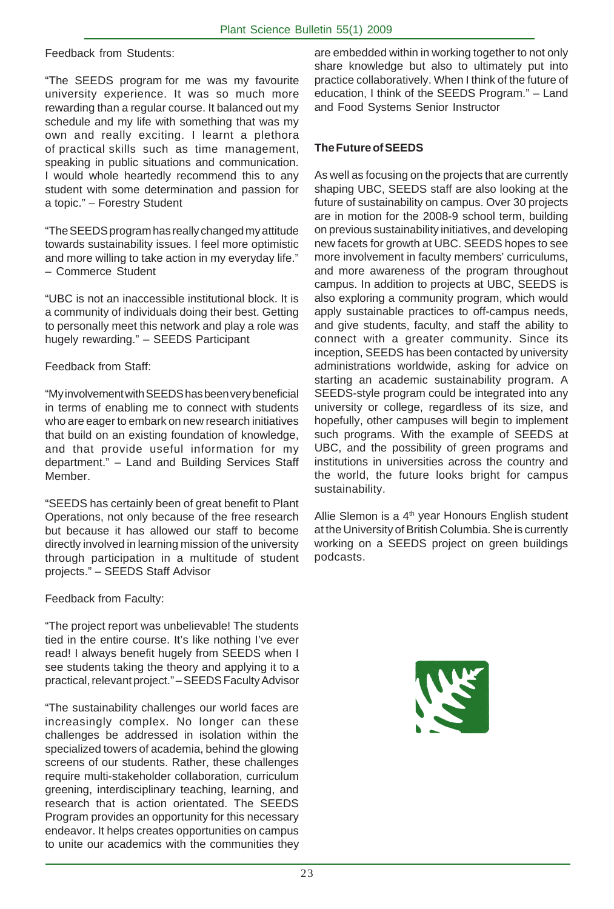Feedback from Students:

"The SEEDS program for me was my favourite university experience. It was so much more rewarding than a regular course. It balanced out my schedule and my life with something that was my own and really exciting. I learnt a plethora of practical skills such as time management, speaking in public situations and communication. I would whole heartedly recommend this to any student with some determination and passion for a topic." – Forestry Student

"The SEEDS program has really changed my attitude towards sustainability issues. I feel more optimistic and more willing to take action in my everyday life." – Commerce Student

"UBC is not an inaccessible institutional block. It is a community of individuals doing their best. Getting to personally meet this network and play a role was hugely rewarding." – SEEDS Participant

Feedback from Staff:

"My involvement with SEEDS has been very beneficial in terms of enabling me to connect with students who are eager to embark on new research initiatives that build on an existing foundation of knowledge, and that provide useful information for my department." – Land and Building Services Staff Member.

"SEEDS has certainly been of great benefit to Plant Operations, not only because of the free research but because it has allowed our staff to become directly involved in learning mission of the university through participation in a multitude of student projects." – SEEDS Staff Advisor

Feedback from Faculty:

"The project report was unbelievable! The students tied in the entire course. It's like nothing I've ever read! I always benefit hugely from SEEDS when I see students taking the theory and applying it to a practical, relevant project." – SEEDS Faculty Advisor

"The sustainability challenges our world faces are increasingly complex. No longer can these challenges be addressed in isolation within the specialized towers of academia, behind the glowing screens of our students. Rather, these challenges require multi-stakeholder collaboration, curriculum greening, interdisciplinary teaching, learning, and research that is action orientated. The SEEDS Program provides an opportunity for this necessary endeavor. It helps creates opportunities on campus to unite our academics with the communities they are embedded within in working together to not only share knowledge but also to ultimately put into practice collaboratively. When I think of the future of education, I think of the SEEDS Program." – Land and Food Systems Senior Instructor

**The Future of SEEDS**

As well as focusing on the projects that are currently shaping UBC, SEEDS staff are also looking at the future of sustainability on campus. Over 30 projects are in motion for the 2008-9 school term, building on previous sustainability initiatives, and developing new facets for growth at UBC. SEEDS hopes to see more involvement in faculty members' curriculums, and more awareness of the program throughout campus. In addition to projects at UBC, SEEDS is also exploring a community program, which would apply sustainable practices to off-campus needs, and give students, faculty, and staff the ability to connect with a greater community. Since its inception, SEEDS has been contacted by university administrations worldwide, asking for advice on starting an academic sustainability program. A SEEDS-style program could be integrated into any university or college, regardless of its size, and hopefully, other campuses will begin to implement such programs. With the example of SEEDS at UBC, and the possibility of green programs and institutions in universities across the country and the world, the future looks bright for campus sustainability.

Allie Slemon is a 4th year Honours English student at the University of British Columbia. She is currently working on a SEEDS project on green buildings podcasts.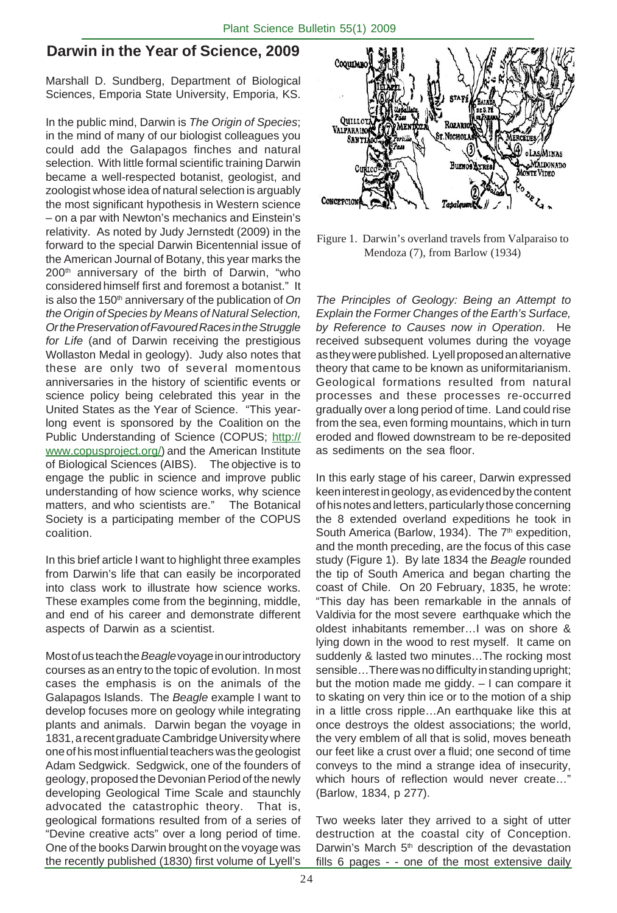# Darwin in the Year of Science, 2009

Marshall D. Sundberg, Department of Biological Sciences, Emporia State University, Emporia, KS.

In the public mind, Darwin is *The Origin of Species*; in the mind of many of our biologist colleagues you could add the Galapagos finches and natural selection. With little formal scientific training Darwin became a well-respected botanist, geologist, and zoologist whose idea of natural selection is arguably the most significant hypothesis in Western science – on a par with Newton's mechanics and Einstein's relativity. As noted by Judy Jernstedt (2009) in the forward to the special Darwin Bicentennial issue of the American Journal of Botany, this year marks the 200th anniversary of the birth of Darwin, "who considered himself first and foremost a botanist." It is also the 150th anniversary of the publication of *On the Origin of Species by Means of Natural Selection, Or the Preservation of Favoured Races in the Struggle for Life* (and of Darwin receiving the prestigious Wollaston Medal in geology). Judy also notes that these are only two of several momentous anniversaries in the history of scientific events or science policy being celebrated this year in the United States as the Year of Science. "This year-long event is sponsored by the Coalition on the Public Understanding of Science (COPUS; http://www.copusproject.org/) and the American Institute of Biological Sciences (AIBS). The objective is to engage the public in science and improve public understanding of how science works, why science matters, and who scientists are." The Botanical Society is a participating member of the COPUS coalition.

In this brief article I want to highlight three examples from Darwin's life that can easily be incorporated into class work to illustrate how science works. These examples come from the beginning, middle, and end of his career and demonstrate different aspects of Darwin as a scientist.

Most of us teach the *Beagle* voyage in our introductory courses as an entry to the topic of evolution. In most cases the emphasis is on the animals of the Galapagos Islands. The *Beagle* example I want to develop focuses more on geology while integrating plants and animals. Darwin began the voyage in 1831, a recent graduate Cambridge University where one of his most influential teachers was the geologist Adam Sedgwick. Sedgwick, one of the founders of geology, proposed the Devonian Period of the newly developing Geological Time Scale and staunchly advocated the catastrophic theory. That is, geological formations resulted from of a series of "Devine creative acts" over a long period of time. One of the books Darwin brought on the voyage was the recently published (1830) first volume of Lyell's *The Principles of Geology: Being an Attempt to Explain the Former Changes of the Earth's Surface, by Reference to Causes now in Operation*. He received subsequent volumes during the voyage as they were published. Lyell proposed an alternative theory that came to be known as uniformitarianism. Geological formations resulted from natural processes and these processes re-occurred gradually over a long period of time. Land could rise from the sea, even forming mountains, which in turn eroded and flowed downstream to be re-deposited as sediments on the sea floor.

Figure 1. Darwin's overland travels from Valparaiso to Mendoza (7), from Barlow (1934)

In this early stage of his career, Darwin expressed keen interest in geology, as evidenced by the content of his notes and letters, particularly those concerning the 8 extended overland expeditions he took in South America (Barlow, 1934). The 7th expedition, and the month preceding, are the focus of this case study (Figure 1). By late 1834 the *Beagle* rounded the tip of South America and began charting the coast of Chile. On 20 February, 1835, he wrote: "This day has been remarkable in the annals of Valdivia for the most severe earthquake which the oldest inhabitants remember…I was on shore & lying down in the wood to rest myself. It came on suddenly & lasted two minutes…The rocking most sensible…There was no difficulty in standing upright; but the motion made me giddy. – I can compare it to skating on very thin ice or to the motion of a ship in a little cross ripple…An earthquake like this at once destroys the oldest associations; the world, the very emblem of all that is solid, moves beneath our feet like a crust over a fluid; one second of time conveys to the mind a strange idea of insecurity, which hours of reflection would never create…" (Barlow, 1834, p 277).

Two weeks later they arrived to a sight of utter destruction at the coastal city of Conception. Darwin's March 5th description of the devastation fills 6 pages - - one of the most extensive daily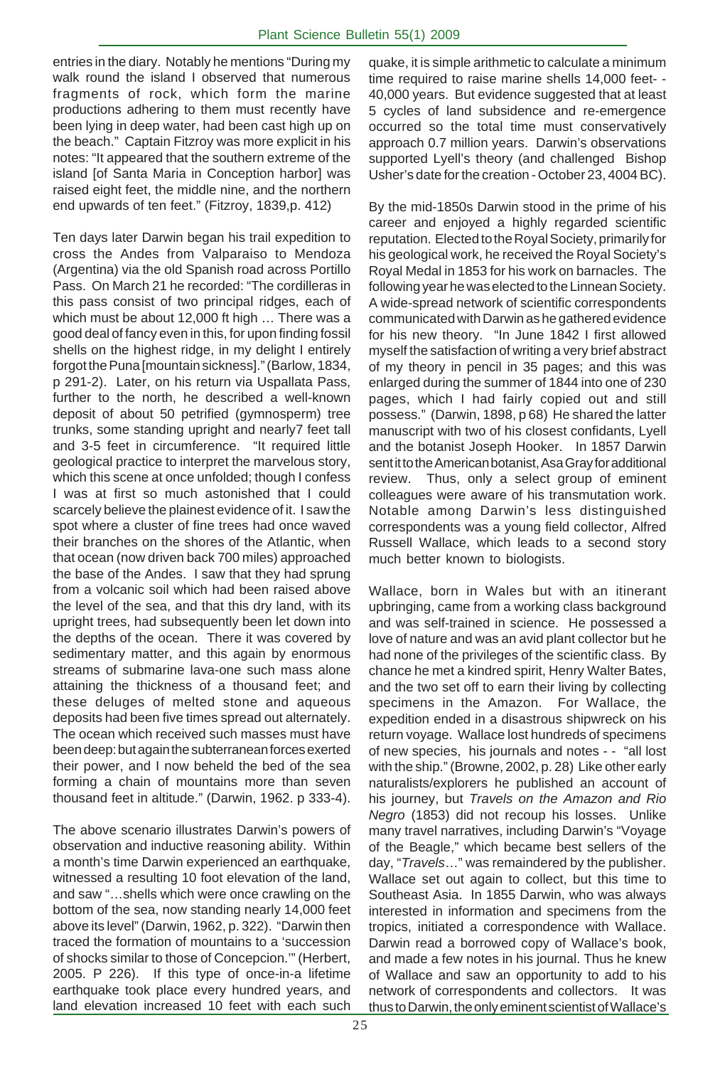entries in the diary. Notably he mentions "During my walk round the island I observed that numerous fragments of rock, which form the marine productions adhering to them must recently have been lying in deep water, had been cast high up on the beach." Captain Fitzroy was more explicit in his notes: "It appeared that the southern extreme of the island [of Santa Maria in Conception harbor] was raised eight feet, the middle nine, and the northern end upwards of ten feet." (Fitzroy, 1839,p. 412)

Ten days later Darwin began his trail expedition to cross the Andes from Valparaiso to Mendoza (Argentina) via the old Spanish road across Portillo Pass. On March 21 he recorded: "The cordilleras in this pass consist of two principal ridges, each of which must be about 12,000 ft high … There was a good deal of fancy even in this, for upon finding fossil shells on the highest ridge, in my delight I entirely forgot the Puna [mountain sickness]." (Barlow, 1834, p 291-2). Later, on his return via Uspallata Pass, further to the north, he described a well-known deposit of about 50 petrified (gymnosperm) tree trunks, some standing upright and nearly7 feet tall and 3-5 feet in circumference. "It required little geological practice to interpret the marvelous story, which this scene at once unfolded; though I confess I was at first so much astonished that I could scarcely believe the plainest evidence of it. I saw the spot where a cluster of fine trees had once waved their branches on the shores of the Atlantic, when that ocean (now driven back 700 miles) approached the base of the Andes. I saw that they had sprung from a volcanic soil which had been raised above the level of the sea, and that this dry land, with its upright trees, had subsequently been let down into the depths of the ocean. There it was covered by sedimentary matter, and this again by enormous streams of submarine lava-one such mass alone attaining the thickness of a thousand feet; and these deluges of melted stone and aqueous deposits had been five times spread out alternately. The ocean which received such masses must have been deep: but again the subterranean forces exerted their power, and I now beheld the bed of the sea forming a chain of mountains more than seven thousand feet in altitude." (Darwin, 1962. p 333-4).

The above scenario illustrates Darwin's powers of observation and inductive reasoning ability. Within a month's time Darwin experienced an earthquake, witnessed a resulting 10 foot elevation of the land, and saw "…shells which were once crawling on the bottom of the sea, now standing nearly 14,000 feet above its level" (Darwin, 1962, p. 322). "Darwin then traced the formation of mountains to a 'succession of shocks similar to those of Concepcion.'" (Herbert, 2005. P 226). If this type of once-in-a lifetime earthquake took place every hundred years, and land elevation increased 10 feet with each such quake, it is simple arithmetic to calculate a minimum time required to raise marine shells 14,000 feet- - 40,000 years. But evidence suggested that at least 5 cycles of land subsidence and re-emergence occurred so the total time must conservatively approach 0.7 million years. Darwin's observations supported Lyell's theory (and challenged Bishop Usher's date for the creation - October 23, 4004 BC).

By the mid-1850s Darwin stood in the prime of his career and enjoyed a highly regarded scientific reputation. Elected to the Royal Society, primarily for his geological work, he received the Royal Society's Royal Medal in 1853 for his work on barnacles. The following year he was elected to the Linnean Society. A wide-spread network of scientific correspondents communicated with Darwin as he gathered evidence for his new theory. "In June 1842 I first allowed myself the satisfaction of writing a very brief abstract of my theory in pencil in 35 pages; and this was enlarged during the summer of 1844 into one of 230 pages, which I had fairly copied out and still possess." (Darwin, 1898, p 68) He shared the latter manuscript with two of his closest confidants, Lyell and the botanist Joseph Hooker. In 1857 Darwin sent it to the American botanist, Asa Gray for additional review. Thus, only a select group of eminent colleagues were aware of his transmutation work. Notable among Darwin's less distinguished correspondents was a young field collector, Alfred Russell Wallace, which leads to a second story much better known to biologists.

Wallace, born in Wales but with an itinerant upbringing, came from a working class background and was self-trained in science. He possessed a love of nature and was an avid plant collector but he had none of the privileges of the scientific class. By chance he met a kindred spirit, Henry Walter Bates, and the two set off to earn their living by collecting specimens in the Amazon. For Wallace, the expedition ended in a disastrous shipwreck on his return voyage. Wallace lost hundreds of specimens of new species, his journals and notes - - "all lost with the ship." (Browne, 2002, p. 28) Like other early naturalists/explorers he published an account of his journey, but *Travels on the Amazon and Rio Negro* (1853) did not recoup his losses. Unlike many travel narratives, including Darwin's "Voyage of the Beagle," which became best sellers of the day, "*Travels*…" was remaindered by the publisher. Wallace set out again to collect, but this time to Southeast Asia. In 1855 Darwin, who was always interested in information and specimens from the tropics, initiated a correspondence with Wallace. Darwin read a borrowed copy of Wallace's book, and made a few notes in his journal. Thus he knew of Wallace and saw an opportunity to add to his network of correspondents and collectors. It was thus to Darwin, the only eminent scientist of Wallace's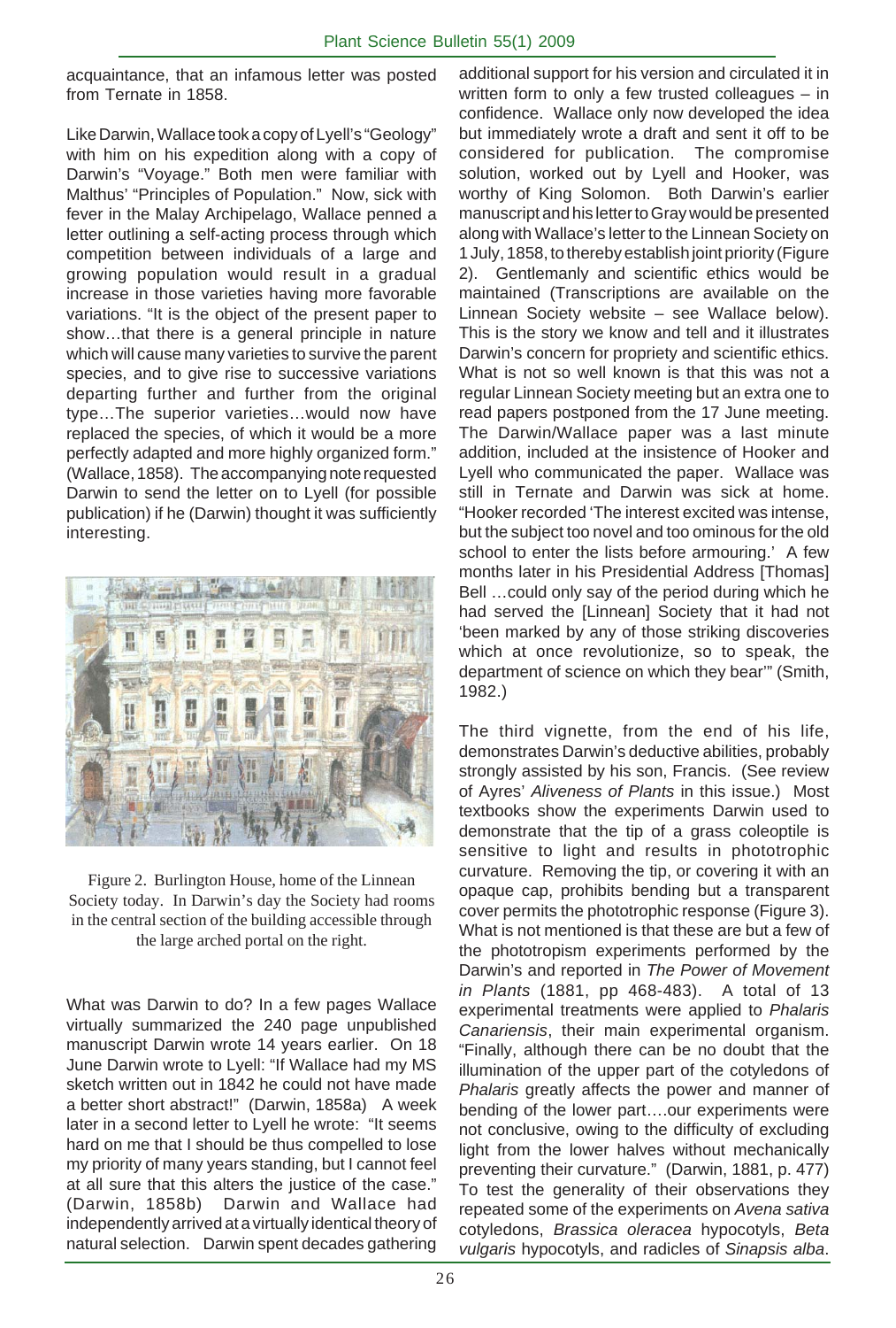acquaintance, that an infamous letter was posted from Ternate in 1858.

Like Darwin, Wallace took a copy of Lyell's "Geology" with him on his expedition along with a copy of Darwin's "Voyage." Both men were familiar with Malthus' "Principles of Population." Now, sick with fever in the Malay Archipelago, Wallace penned a letter outlining a self-acting process through which competition between individuals of a large and growing population would result in a gradual increase in those varieties having more favorable variations. "It is the object of the present paper to show…that there is a general principle in nature which will cause many varieties to survive the parent species, and to give rise to successive variations departing further and further from the original type…The superior varieties…would now have replaced the species, of which it would be a more perfectly adapted and more highly organized form." (Wallace, 1858). The accompanying note requested Darwin to send the letter on to Lyell (for possible publication) if he (Darwin) thought it was sufficiently interesting.

Figure 2. Burlington House, home of the Linnean Society today. In Darwin's day the Society had rooms in the central section of the building accessible through the large arched portal on the right.

What was Darwin to do? In a few pages Wallace virtually summarized the 240 page unpublished manuscript Darwin wrote 14 years earlier. On 18 June Darwin wrote to Lyell: "If Wallace had my MS sketch written out in 1842 he could not have made a better short abstract!" (Darwin, 1858a) A week later in a second letter to Lyell he wrote: "It seems hard on me that I should be thus compelled to lose my priority of many years standing, but I cannot feel at all sure that this alters the justice of the case." (Darwin, 1858b) Darwin and Wallace had independently arrived at a virtually identical theory of natural selection. Darwin spent decades gathering additional support for his version and circulated it in written form to only a few trusted colleagues – in confidence. Wallace only now developed the idea but immediately wrote a draft and sent it off to be considered for publication. The compromise solution, worked out by Lyell and Hooker, was worthy of King Solomon. Both Darwin's earlier manuscript and his letter to Gray would be presented along with Wallace's letter to the Linnean Society on 1 July, 1858, to thereby establish joint priority (Figure 2). Gentlemanly and scientific ethics would be maintained (Transcriptions are available on the Linnean Society website – see Wallace below). This is the story we know and tell and it illustrates Darwin's concern for propriety and scientific ethics. What is not so well known is that this was not a regular Linnean Society meeting but an extra one to read papers postponed from the 17 June meeting. The Darwin/Wallace paper was a last minute addition, included at the insistence of Hooker and Lyell who communicated the paper. Wallace was still in Ternate and Darwin was sick at home. "Hooker recorded 'The interest excited was intense, but the subject too novel and too ominous for the old school to enter the lists before armouring.' A few months later in his Presidential Address [Thomas] Bell …could only say of the period during which he had served the [Linnean] Society that it had not 'been marked by any of those striking discoveries which at once revolutionize, so to speak, the department of science on which they bear'" (Smith, 1982.)

The third vignette, from the end of his life, demonstrates Darwin's deductive abilities, probably strongly assisted by his son, Francis. (See review of Ayres' *Aliveness of Plants* in this issue.) Most textbooks show the experiments Darwin used to demonstrate that the tip of a grass coleoptile is sensitive to light and results in phototrophic curvature. Removing the tip, or covering it with an opaque cap, prohibits bending but a transparent cover permits the phototrophic response (Figure 3). What is not mentioned is that these are but a few of the phototropism experiments performed by the Darwin's and reported in *The Power of Movement in Plants* (1881, pp 468-483). A total of 13 experimental treatments were applied to *Phalaris Canariensis*, their main experimental organism. "Finally, although there can be no doubt that the illumination of the upper part of the cotyledons of *Phalaris* greatly affects the power and manner of bending of the lower part….our experiments were not conclusive, owing to the difficulty of excluding light from the lower halves without mechanically preventing their curvature." (Darwin, 1881, p. 477) To test the generality of their observations they repeated some of the experiments on *Avena sativa* cotyledons, *Brassica oleracea* hypocotyls, *Beta vulgaris* hypocotyls, and radicles of *Sinapsis alba*.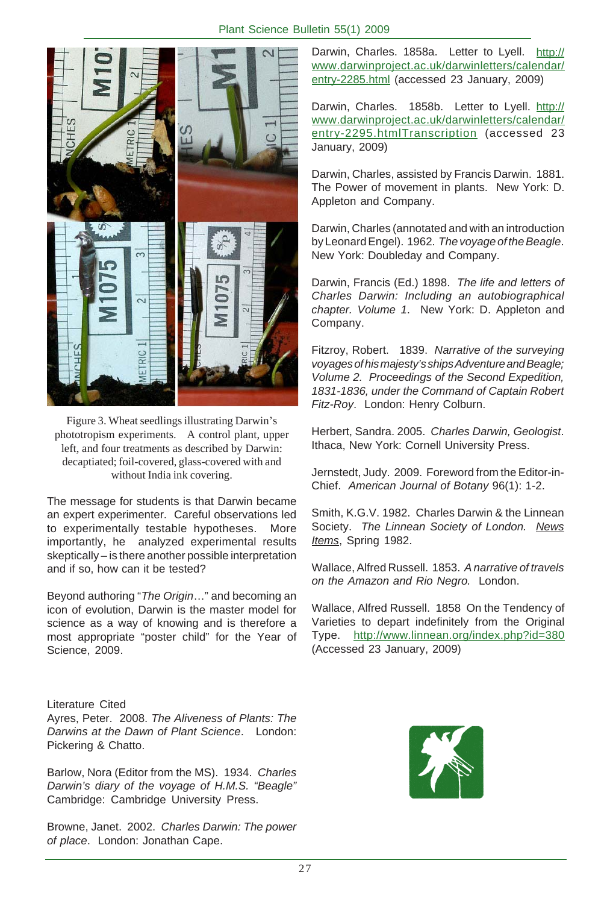Figure 3. Wheat seedlings illustrating Darwin's phototropism experiments. A control plant, upper left, and four treatments as described by Darwin: decaptiated; foil-covered, glass-covered with and without India ink covering.

The message for students is that Darwin became an expert experimenter. Careful observations led to experimentally testable hypotheses. More importantly, he analyzed experimental results skeptically – is there another possible interpretation and if so, how can it be tested?

Beyond authoring "*The Origin*…" and becoming an icon of evolution, Darwin is the master model for science as a way of knowing and is therefore a most appropriate "poster child" for the Year of Science, 2009.

Literature Cited

Ayres, Peter. 2008. *The Aliveness of Plants: The Darwins at the Dawn of Plant Science*. London: Pickering & Chatto.

Barlow, Nora (Editor from the MS). 1934. *Charles Darwin's diary of the voyage of H.M.S. "Beagle"* Cambridge: Cambridge University Press.

Browne, Janet. 2002. *Charles Darwin: The power of place*. London: Jonathan Cape.

Darwin, Charles. 1858a. Letter to Lyell. http://www.darwinproject.ac.uk/darwinletters/calendar/entry-2285.html (accessed 23 January, 2009)

Darwin, Charles. 1858b. Letter to Lyell. http://www.darwinproject.ac.uk/darwinletters/calendar/entry-2295.htmlTranscription (accessed 23 January, 2009)

Darwin, Charles, assisted by Francis Darwin. 1881. The Power of movement in plants. New York: D. Appleton and Company.

Darwin, Charles (annotated and with an introduction by Leonard Engel). 1962. *The voyage of the Beagle*. New York: Doubleday and Company.

Darwin, Francis (Ed.) 1898. *The life and letters of Charles Darwin: Including an autobiographical chapter. Volume 1*. New York: D. Appleton and Company.

Fitzroy, Robert. 1839. *Narrative of the surveying voyages of his majesty's ships Adventure and Beagle; Volume 2. Proceedings of the Second Expedition, 1831-1836, under the Command of Captain Robert Fitz-Roy*. London: Henry Colburn.

Herbert, Sandra. 2005. *Charles Darwin, Geologist*. Ithaca, New York: Cornell University Press.

Jernstedt, Judy. 2009. Foreword from the Editor-in-Chief. *American Journal of Botany* 96(1): 1-2.

Smith, K.G.V. 1982. Charles Darwin & the Linnean Society. *The Linnean Society of London. News Items*, Spring 1982.

Wallace, Alfred Russell. 1853. *A narrative of travels on the Amazon and Rio Negro.* London.

Wallace, Alfred Russell. 1858 On the Tendency of Varieties to depart indefinitely from the Original Type. http://www.linnean.org/index.php?id=380 (Accessed 23 January, 2009)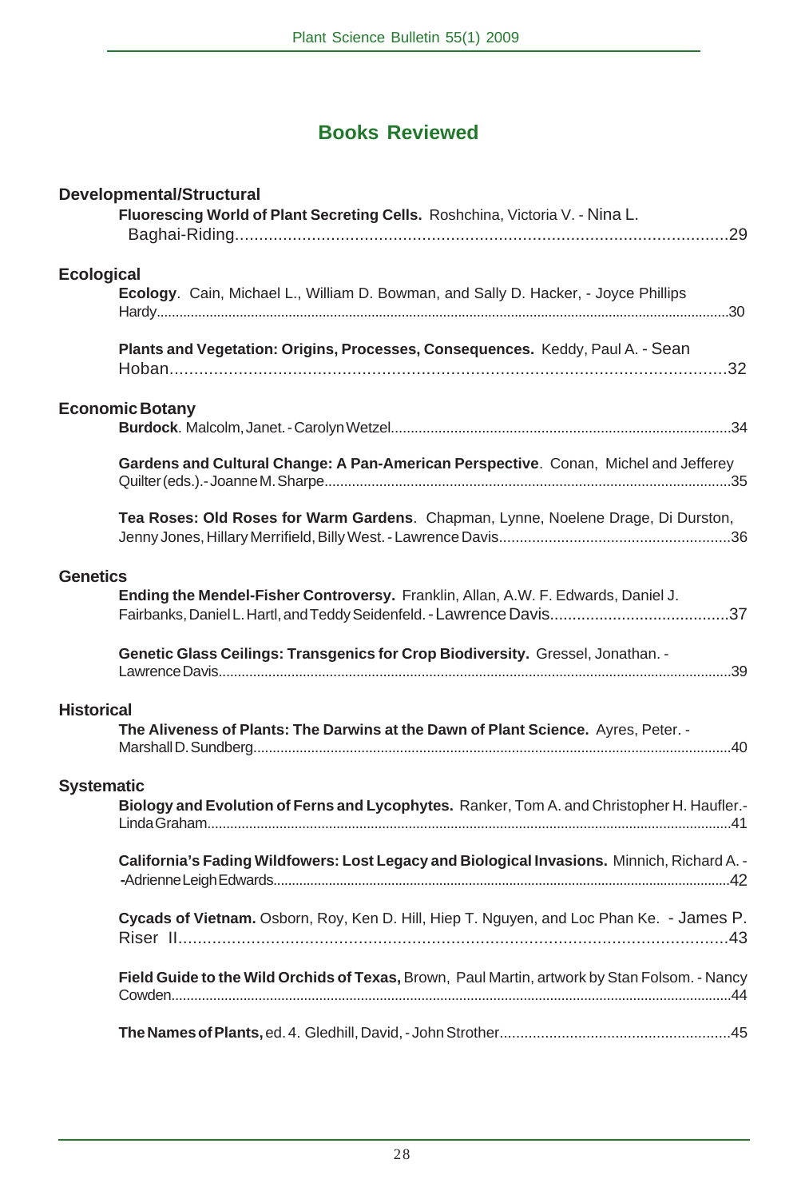# Books Reviewed

## Developmental/Structural

**Fluorescing World of Plant Secreting Cells.** Roshchina, Victoria V. - Nina L. Baghai-Riding.........................................................................................29

## Ecological

**Ecology**. Cain, Michael L., William D. Bowman, and Sally D. Hacker, - Joyce Phillips Hardy.........................................................................................30

**Plants and Vegetation: Origins, Processes, Consequences.** Keddy, Paul A. - Sean Hoban.........................................................................................32

## Economic Botany

**Burdock**. Malcolm, Janet. - Carolyn Wetzel.........................................................................................34

**Gardens and Cultural Change: A Pan-American Perspective**. Conan, Michel and Jefferey Quilter (eds.).- Joanne M. Sharpe.........................................................................................35

**Tea Roses: Old Roses for Warm Gardens**. Chapman, Lynne, Noelene Drage, Di Durston, Jenny Jones, Hillary Merrifield, Billy West. - Lawrence Davis.........................................................................................36

## Genetics

**Ending the Mendel-Fisher Controversy.** Franklin, Allan, A.W. F. Edwards, Daniel J. Fairbanks, Daniel L. Hartl, and Teddy Seidenfeld. - Lawrence Davis.........................................................................................37

**Genetic Glass Ceilings: Transgenics for Crop Biodiversity.** Gressel, Jonathan. - Lawrence Davis.........................................................................................39

## Historical

**The Aliveness of Plants: The Darwins at the Dawn of Plant Science.** Ayres, Peter. - Marshall D. Sundberg.........................................................................................40

## Systematic

**Biology and Evolution of Ferns and Lycophytes.** Ranker, Tom A. and Christopher H. Haufler.- Linda Graham.........................................................................................41

**California's Fading Wildfowers: Lost Legacy and Biological Invasions.** Minnich, Richard A. - -Adrienne Leigh Edwards.........................................................................................42

**Cycads of Vietnam.** Osborn, Roy, Ken D. Hill, Hiep T. Nguyen, and Loc Phan Ke. - James P. Riser II.........................................................................................43

**Field Guide to the Wild Orchids of Texas,** Brown, Paul Martin, artwork by Stan Folsom. - Nancy Cowden.........................................................................................44

**The Names of Plants,** ed. 4. Gledhill, David, - John Strother.........................................................................................45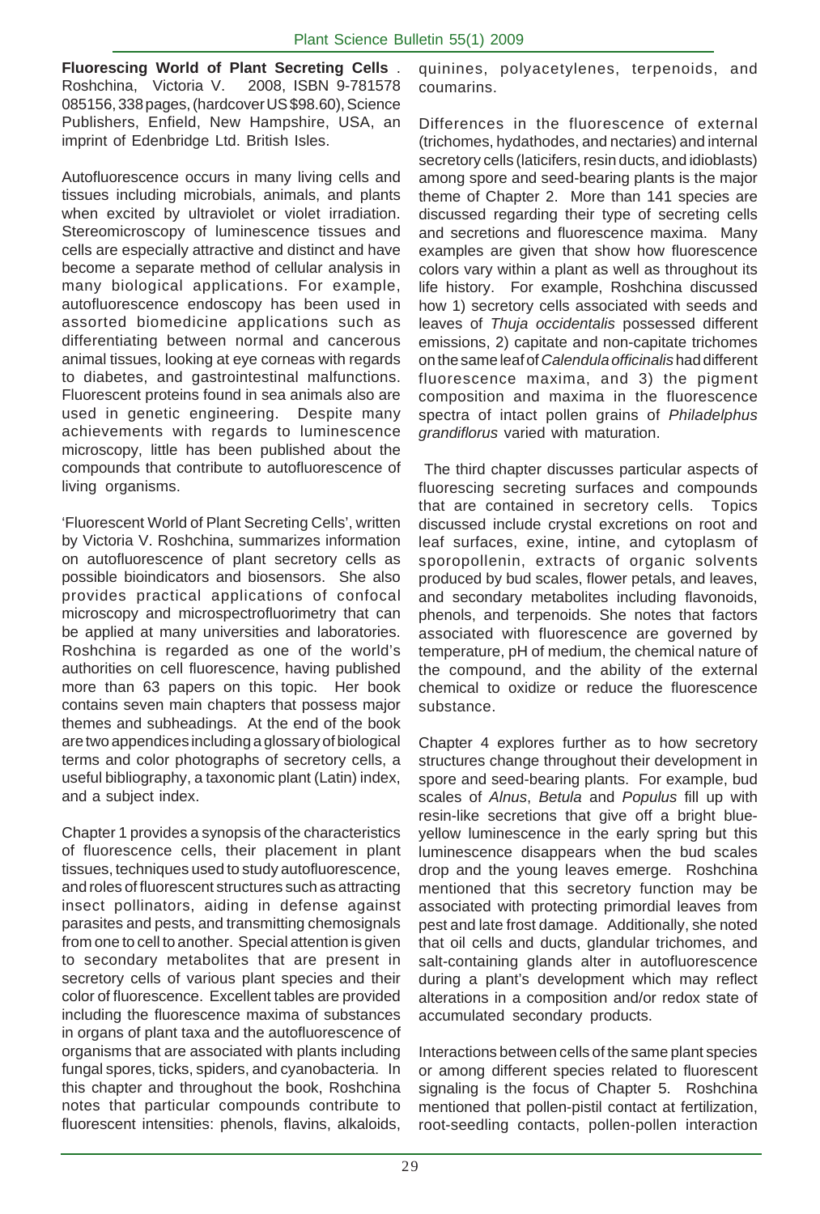**Fluorescing World of Plant Secreting Cells** . Roshchina, Victoria V. 2008, ISBN 9-781578 085156, 338 pages, (hardcover US $98.60), Science Publishers, Enfield, New Hampshire, USA, an imprint of Edenbridge Ltd. British Isles.

Autofluorescence occurs in many living cells and tissues including microbials, animals, and plants when excited by ultraviolet or violet irradiation. Stereomicroscopy of luminescence tissues and cells are especially attractive and distinct and have become a separate method of cellular analysis in many biological applications. For example, autofluorescence endoscopy has been used in assorted biomedicine applications such as differentiating between normal and cancerous animal tissues, looking at eye corneas with regards to diabetes, and gastrointestinal malfunctions. Fluorescent proteins found in sea animals also are used in genetic engineering. Despite many achievements with regards to luminescence microscopy, little has been published about the compounds that contribute to autofluorescence of living organisms.

'Fluorescent World of Plant Secreting Cells', written by Victoria V. Roshchina, summarizes information on autofluorescence of plant secretory cells as possible bioindicators and biosensors. She also provides practical applications of confocal microscopy and microspectrofluorimetry that can be applied at many universities and laboratories. Roshchina is regarded as one of the world's authorities on cell fluorescence, having published more than 63 papers on this topic. Her book contains seven main chapters that possess major themes and subheadings. At the end of the book are two appendices including a glossary of biological terms and color photographs of secretory cells, a useful bibliography, a taxonomic plant (Latin) index, and a subject index.

Chapter 1 provides a synopsis of the characteristics of fluorescence cells, their placement in plant tissues, techniques used to study autofluorescence, and roles of fluorescent structures such as attracting insect pollinators, aiding in defense against parasites and pests, and transmitting chemosignals from one to cell to another. Special attention is given to secondary metabolites that are present in secretory cells of various plant species and their color of fluorescence. Excellent tables are provided including the fluorescence maxima of substances in organs of plant taxa and the autofluorescence of organisms that are associated with plants including fungal spores, ticks, spiders, and cyanobacteria. In this chapter and throughout the book, Roshchina notes that particular compounds contribute to fluorescent intensities: phenols, flavins, alkaloids, quinines, polyacetylenes, terpenoids, and coumarins.

Differences in the fluorescence of external (trichomes, hydathodes, and nectaries) and internal secretory cells (laticifers, resin ducts, and idioblasts) among spore and seed-bearing plants is the major theme of Chapter 2. More than 141 species are discussed regarding their type of secreting cells and secretions and fluorescence maxima. Many examples are given that show how fluorescence colors vary within a plant as well as throughout its life history. For example, Roshchina discussed how 1) secretory cells associated with seeds and leaves of *Thuja occidentalis* possessed different emissions, 2) capitate and non-capitate trichomes on the same leaf of *Calendula officinalis* had different fluorescence maxima, and 3) the pigment composition and maxima in the fluorescence spectra of intact pollen grains of *Philadelphus grandiflorus* varied with maturation.

The third chapter discusses particular aspects of fluorescing secreting surfaces and compounds that are contained in secretory cells. Topics discussed include crystal excretions on root and leaf surfaces, exine, intine, and cytoplasm of sporopollenin, extracts of organic solvents produced by bud scales, flower petals, and leaves, and secondary metabolites including flavonoids, phenols, and terpenoids. She notes that factors associated with fluorescence are governed by temperature, pH of medium, the chemical nature of the compound, and the ability of the external chemical to oxidize or reduce the fluorescence substance.

Chapter 4 explores further as to how secretory structures change throughout their development in spore and seed-bearing plants. For example, bud scales of *Alnus*, *Betula* and *Populus* fill up with resin-like secretions that give off a bright blue-yellow luminescence in the early spring but this luminescence disappears when the bud scales drop and the young leaves emerge. Roshchina mentioned that this secretory function may be associated with protecting primordial leaves from pest and late frost damage. Additionally, she noted that oil cells and ducts, glandular trichomes, and salt-containing glands alter in autofluorescence during a plant's development which may reflect alterations in a composition and/or redox state of accumulated secondary products.

Interactions between cells of the same plant species or among different species related to fluorescent signaling is the focus of Chapter 5. Roshchina mentioned that pollen-pistil contact at fertilization, root-seedling contacts, pollen-pollen interaction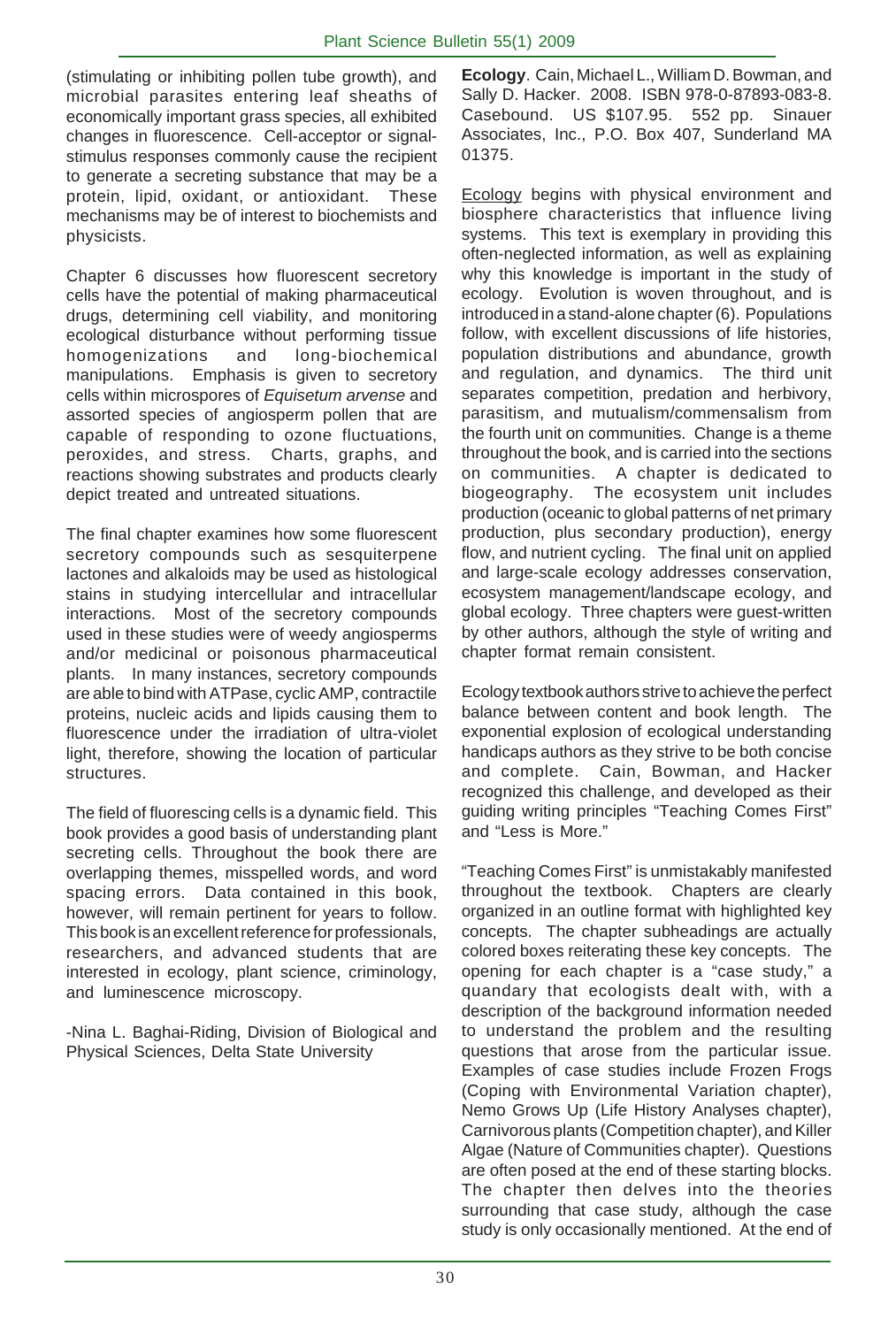(stimulating or inhibiting pollen tube growth), and microbial parasites entering leaf sheaths of economically important grass species, all exhibited changes in fluorescence. Cell-acceptor or signal-stimulus responses commonly cause the recipient to generate a secreting substance that may be a protein, lipid, oxidant, or antioxidant. These mechanisms may be of interest to biochemists and physicists.

Chapter 6 discusses how fluorescent secretory cells have the potential of making pharmaceutical drugs, determining cell viability, and monitoring ecological disturbance without performing tissue homogenizations and long-biochemical manipulations. Emphasis is given to secretory cells within microspores of *Equisetum arvense* and assorted species of angiosperm pollen that are capable of responding to ozone fluctuations, peroxides, and stress. Charts, graphs, and reactions showing substrates and products clearly depict treated and untreated situations.

The final chapter examines how some fluorescent secretory compounds such as sesquiterpene lactones and alkaloids may be used as histological stains in studying intercellular and intracellular interactions. Most of the secretory compounds used in these studies were of weedy angiosperms and/or medicinal or poisonous pharmaceutical plants. In many instances, secretory compounds are able to bind with ATPase, cyclic AMP, contractile proteins, nucleic acids and lipids causing them to fluorescence under the irradiation of ultra-violet light, therefore, showing the location of particular structures.

The field of fluorescing cells is a dynamic field. This book provides a good basis of understanding plant secreting cells. Throughout the book there are overlapping themes, misspelled words, and word spacing errors. Data contained in this book, however, will remain pertinent for years to follow. This book is an excellent reference for professionals, researchers, and advanced students that are interested in ecology, plant science, criminology, and luminescence microscopy.

-Nina L. Baghai-Riding, Division of Biological and Physical Sciences, Delta State University

**Ecology**. Cain, Michael L., William D. Bowman, and Sally D. Hacker. 2008. ISBN 978-0-87893-083-8. Casebound. US $107.95. 552 pp. Sinauer Associates, Inc., P.O. Box 407, Sunderland MA 01375.

Ecology begins with physical environment and biosphere characteristics that influence living systems. This text is exemplary in providing this often-neglected information, as well as explaining why this knowledge is important in the study of ecology. Evolution is woven throughout, and is introduced in a stand-alone chapter (6). Populations follow, with excellent discussions of life histories, population distributions and abundance, growth and regulation, and dynamics. The third unit separates competition, predation and herbivory, parasitism, and mutualism/commensalism from the fourth unit on communities. Change is a theme throughout the book, and is carried into the sections on communities. A chapter is dedicated to biogeography. The ecosystem unit includes production (oceanic to global patterns of net primary production, plus secondary production), energy flow, and nutrient cycling. The final unit on applied and large-scale ecology addresses conservation, ecosystem management/landscape ecology, and global ecology. Three chapters were guest-written by other authors, although the style of writing and chapter format remain consistent.

Ecology textbook authors strive to achieve the perfect balance between content and book length. The exponential explosion of ecological understanding handicaps authors as they strive to be both concise and complete. Cain, Bowman, and Hacker recognized this challenge, and developed as their guiding writing principles "Teaching Comes First" and "Less is More."

"Teaching Comes First" is unmistakably manifested throughout the textbook. Chapters are clearly organized in an outline format with highlighted key concepts. The chapter subheadings are actually colored boxes reiterating these key concepts. The opening for each chapter is a "case study," a quandary that ecologists dealt with, with a description of the background information needed to understand the problem and the resulting questions that arose from the particular issue. Examples of case studies include Frozen Frogs (Coping with Environmental Variation chapter), Nemo Grows Up (Life History Analyses chapter), Carnivorous plants (Competition chapter), and Killer Algae (Nature of Communities chapter). Questions are often posed at the end of these starting blocks. The chapter then delves into the theories surrounding that case study, although the case study is only occasionally mentioned. At the end of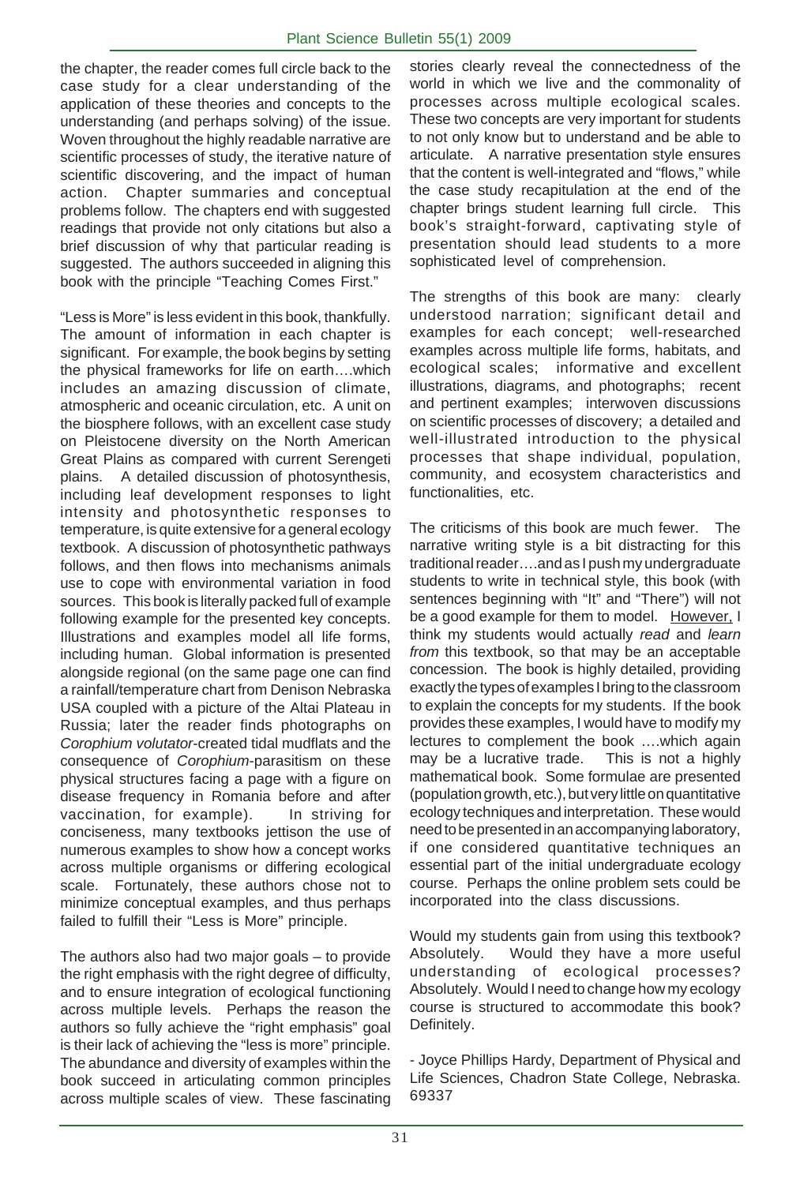the chapter, the reader comes full circle back to the case study for a clear understanding of the application of these theories and concepts to the understanding (and perhaps solving) of the issue. Woven throughout the highly readable narrative are scientific processes of study, the iterative nature of scientific discovering, and the impact of human action. Chapter summaries and conceptual problems follow. The chapters end with suggested readings that provide not only citations but also a brief discussion of why that particular reading is suggested. The authors succeeded in aligning this book with the principle "Teaching Comes First."

"Less is More" is less evident in this book, thankfully. The amount of information in each chapter is significant. For example, the book begins by setting the physical frameworks for life on earth….which includes an amazing discussion of climate, atmospheric and oceanic circulation, etc. A unit on the biosphere follows, with an excellent case study on Pleistocene diversity on the North American Great Plains as compared with current Serengeti plains. A detailed discussion of photosynthesis, including leaf development responses to light intensity and photosynthetic responses to temperature, is quite extensive for a general ecology textbook. A discussion of photosynthetic pathways follows, and then flows into mechanisms animals use to cope with environmental variation in food sources. This book is literally packed full of example following example for the presented key concepts. Illustrations and examples model all life forms, including human. Global information is presented alongside regional (on the same page one can find a rainfall/temperature chart from Denison Nebraska USA coupled with a picture of the Altai Plateau in Russia; later the reader finds photographs on *Corophium volutator*-created tidal mudflats and the consequence of *Corophium*-parasitism on these physical structures facing a page with a figure on disease frequency in Romania before and after vaccination, for example). In striving for conciseness, many textbooks jettison the use of numerous examples to show how a concept works across multiple organisms or differing ecological scale. Fortunately, these authors chose not to minimize conceptual examples, and thus perhaps failed to fulfill their "Less is More" principle.

The authors also had two major goals – to provide the right emphasis with the right degree of difficulty, and to ensure integration of ecological functioning across multiple levels. Perhaps the reason the authors so fully achieve the "right emphasis" goal is their lack of achieving the "less is more" principle. The abundance and diversity of examples within the book succeed in articulating common principles across multiple scales of view. These fascinating stories clearly reveal the connectedness of the world in which we live and the commonality of processes across multiple ecological scales. These two concepts are very important for students to not only know but to understand and be able to articulate. A narrative presentation style ensures that the content is well-integrated and "flows," while the case study recapitulation at the end of the chapter brings student learning full circle. This book's straight-forward, captivating style of presentation should lead students to a more sophisticated level of comprehension.

The strengths of this book are many: clearly understood narration; significant detail and examples for each concept; well-researched examples across multiple life forms, habitats, and ecological scales; informative and excellent illustrations, diagrams, and photographs; recent and pertinent examples; interwoven discussions on scientific processes of discovery; a detailed and well-illustrated introduction to the physical processes that shape individual, population, community, and ecosystem characteristics and functionalities, etc.

The criticisms of this book are much fewer. The narrative writing style is a bit distracting for this traditional reader….and as I push my undergraduate students to write in technical style, this book (with sentences beginning with "It" and "There") will not be a good example for them to model. <u>However,</u> I think my students would actually *read* and *learn from* this textbook, so that may be an acceptable concession. The book is highly detailed, providing exactly the types of examples I bring to the classroom to explain the concepts for my students. If the book provides these examples, I would have to modify my lectures to complement the book ….which again may be a lucrative trade. This is not a highly mathematical book. Some formulae are presented (population growth, etc.), but very little on quantitative ecology techniques and interpretation. These would need to be presented in an accompanying laboratory, if one considered quantitative techniques an essential part of the initial undergraduate ecology course. Perhaps the online problem sets could be incorporated into the class discussions.

Would my students gain from using this textbook? Absolutely. Would they have a more useful understanding of ecological processes? Absolutely. Would I need to change how my ecology course is structured to accommodate this book? Definitely.

- Joyce Phillips Hardy, Department of Physical and Life Sciences, Chadron State College, Nebraska. 69337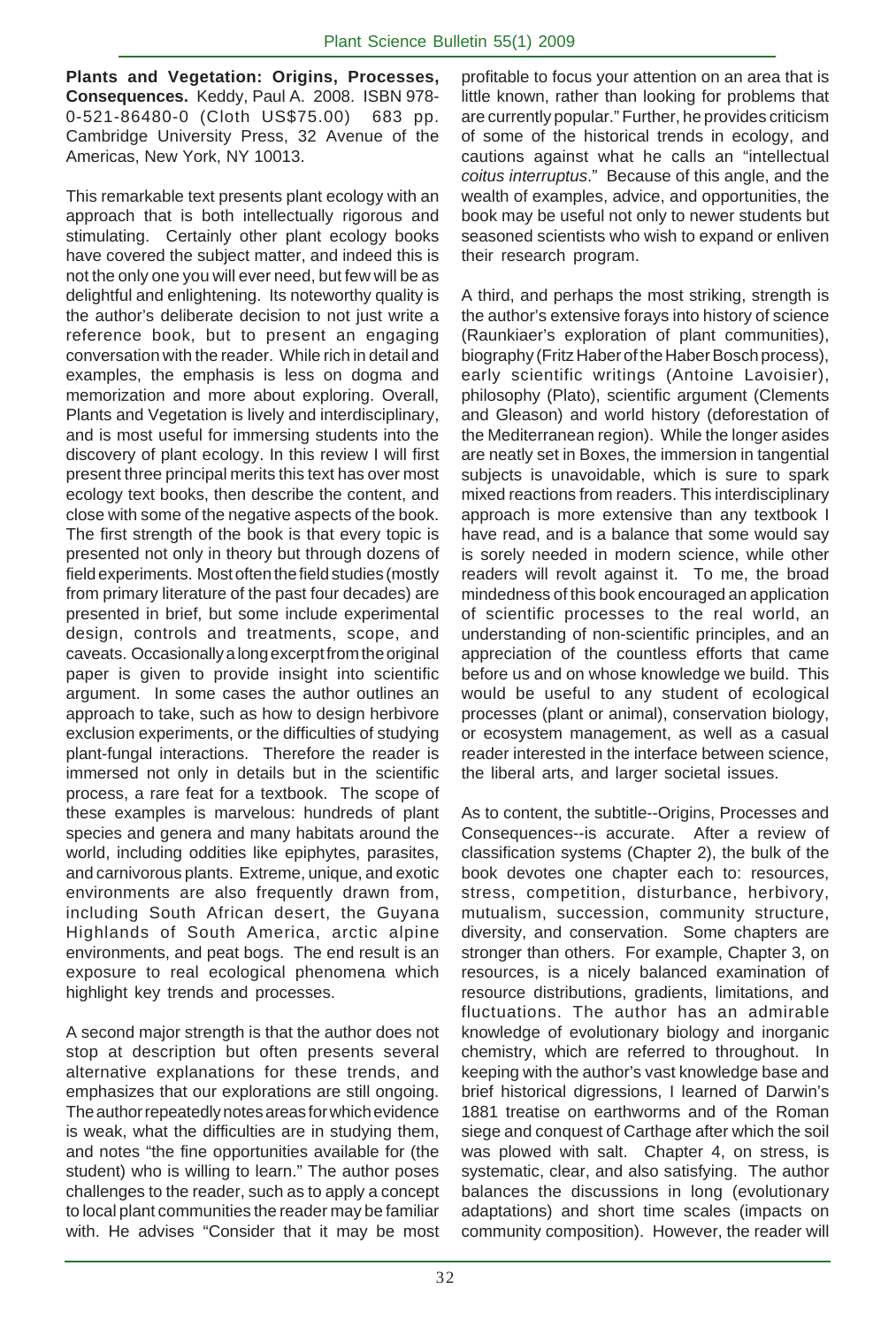**Plants and Vegetation: Origins, Processes, Consequences.** Keddy, Paul A. 2008. ISBN 978-0-521-86480-0 (Cloth US$75.00) 683 pp. Cambridge University Press, 32 Avenue of the Americas, New York, NY 10013.

This remarkable text presents plant ecology with an approach that is both intellectually rigorous and stimulating. Certainly other plant ecology books have covered the subject matter, and indeed this is not the only one you will ever need, but few will be as delightful and enlightening. Its noteworthy quality is the author's deliberate decision to not just write a reference book, but to present an engaging conversation with the reader. While rich in detail and examples, the emphasis is less on dogma and memorization and more about exploring. Overall, Plants and Vegetation is lively and interdisciplinary, and is most useful for immersing students into the discovery of plant ecology. In this review I will first present three principal merits this text has over most ecology text books, then describe the content, and close with some of the negative aspects of the book. The first strength of the book is that every topic is presented not only in theory but through dozens of field experiments. Most often the field studies (mostly from primary literature of the past four decades) are presented in brief, but some include experimental design, controls and treatments, scope, and caveats. Occasionally a long excerpt from the original paper is given to provide insight into scientific argument. In some cases the author outlines an approach to take, such as how to design herbivore exclusion experiments, or the difficulties of studying plant-fungal interactions. Therefore the reader is immersed not only in details but in the scientific process, a rare feat for a textbook. The scope of these examples is marvelous: hundreds of plant species and genera and many habitats around the world, including oddities like epiphytes, parasites, and carnivorous plants. Extreme, unique, and exotic environments are also frequently drawn from, including South African desert, the Guyana Highlands of South America, arctic alpine environments, and peat bogs. The end result is an exposure to real ecological phenomena which highlight key trends and processes.

A second major strength is that the author does not stop at description but often presents several alternative explanations for these trends, and emphasizes that our explorations are still ongoing. The author repeatedly notes areas for which evidence is weak, what the difficulties are in studying them, and notes "the fine opportunities available for (the student) who is willing to learn." The author poses challenges to the reader, such as to apply a concept to local plant communities the reader may be familiar with. He advises "Consider that it may be most profitable to focus your attention on an area that is little known, rather than looking for problems that are currently popular." Further, he provides criticism of some of the historical trends in ecology, and cautions against what he calls an "intellectual *coitus interruptus*." Because of this angle, and the wealth of examples, advice, and opportunities, the book may be useful not only to newer students but seasoned scientists who wish to expand or enliven their research program.

A third, and perhaps the most striking, strength is the author's extensive forays into history of science (Raunkiaer's exploration of plant communities), biography (Fritz Haber of the Haber Bosch process), early scientific writings (Antoine Lavoisier), philosophy (Plato), scientific argument (Clements and Gleason) and world history (deforestation of the Mediterranean region). While the longer asides are neatly set in Boxes, the immersion in tangential subjects is unavoidable, which is sure to spark mixed reactions from readers. This interdisciplinary approach is more extensive than any textbook I have read, and is a balance that some would say is sorely needed in modern science, while other readers will revolt against it. To me, the broad mindedness of this book encouraged an application of scientific processes to the real world, an understanding of non-scientific principles, and an appreciation of the countless efforts that came before us and on whose knowledge we build. This would be useful to any student of ecological processes (plant or animal), conservation biology, or ecosystem management, as well as a casual reader interested in the interface between science, the liberal arts, and larger societal issues.

As to content, the subtitle--Origins, Processes and Consequences--is accurate. After a review of classification systems (Chapter 2), the bulk of the book devotes one chapter each to: resources, stress, competition, disturbance, herbivory, mutualism, succession, community structure, diversity, and conservation. Some chapters are stronger than others. For example, Chapter 3, on resources, is a nicely balanced examination of resource distributions, gradients, limitations, and fluctuations. The author has an admirable knowledge of evolutionary biology and inorganic chemistry, which are referred to throughout. In keeping with the author's vast knowledge base and brief historical digressions, I learned of Darwin's 1881 treatise on earthworms and of the Roman siege and conquest of Carthage after which the soil was plowed with salt. Chapter 4, on stress, is systematic, clear, and also satisfying. The author balances the discussions in long (evolutionary adaptations) and short time scales (impacts on community composition). However, the reader will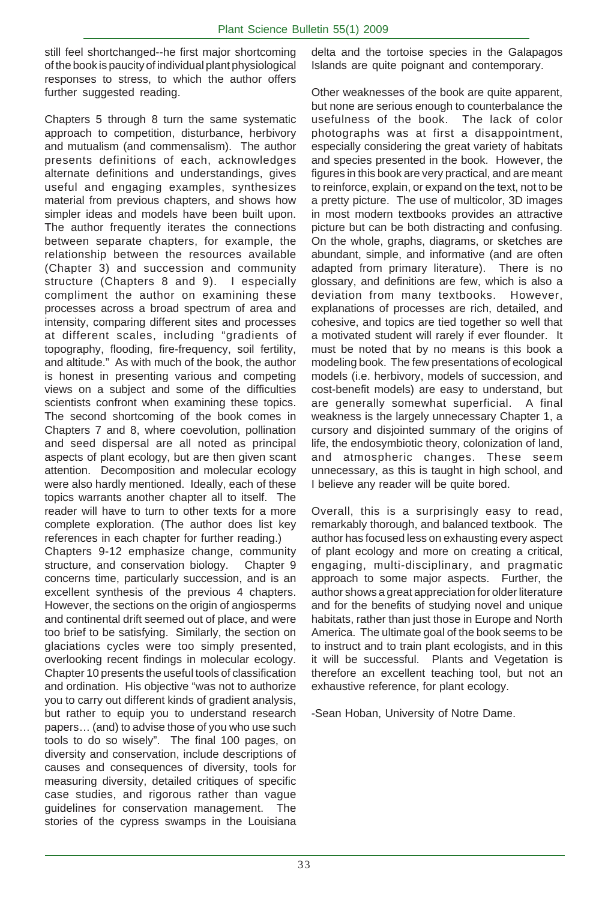still feel shortchanged--he first major shortcoming of the book is paucity of individual plant physiological responses to stress, to which the author offers further suggested reading.

Chapters 5 through 8 turn the same systematic approach to competition, disturbance, herbivory and mutualism (and commensalism). The author presents definitions of each, acknowledges alternate definitions and understandings, gives useful and engaging examples, synthesizes material from previous chapters, and shows how simpler ideas and models have been built upon. The author frequently iterates the connections between separate chapters, for example, the relationship between the resources available (Chapter 3) and succession and community structure (Chapters 8 and 9). I especially compliment the author on examining these processes across a broad spectrum of area and intensity, comparing different sites and processes at different scales, including "gradients of topography, flooding, fire-frequency, soil fertility, and altitude." As with much of the book, the author is honest in presenting various and competing views on a subject and some of the difficulties scientists confront when examining these topics. The second shortcoming of the book comes in Chapters 7 and 8, where coevolution, pollination and seed dispersal are all noted as principal aspects of plant ecology, but are then given scant attention. Decomposition and molecular ecology were also hardly mentioned. Ideally, each of these topics warrants another chapter all to itself. The reader will have to turn to other texts for a more complete exploration. (The author does list key references in each chapter for further reading.)

Chapters 9-12 emphasize change, community structure, and conservation biology. Chapter 9 concerns time, particularly succession, and is an excellent synthesis of the previous 4 chapters. However, the sections on the origin of angiosperms and continental drift seemed out of place, and were too brief to be satisfying. Similarly, the section on glaciations cycles were too simply presented, overlooking recent findings in molecular ecology. Chapter 10 presents the useful tools of classification and ordination. His objective "was not to authorize you to carry out different kinds of gradient analysis, but rather to equip you to understand research papers… (and) to advise those of you who use such tools to do so wisely". The final 100 pages, on diversity and conservation, include descriptions of causes and consequences of diversity, tools for measuring diversity, detailed critiques of specific case studies, and rigorous rather than vague guidelines for conservation management. The stories of the cypress swamps in the Louisiana delta and the tortoise species in the Galapagos Islands are quite poignant and contemporary.

Other weaknesses of the book are quite apparent, but none are serious enough to counterbalance the usefulness of the book. The lack of color photographs was at first a disappointment, especially considering the great variety of habitats and species presented in the book. However, the figures in this book are very practical, and are meant to reinforce, explain, or expand on the text, not to be a pretty picture. The use of multicolor, 3D images in most modern textbooks provides an attractive picture but can be both distracting and confusing. On the whole, graphs, diagrams, or sketches are abundant, simple, and informative (and are often adapted from primary literature). There is no glossary, and definitions are few, which is also a deviation from many textbooks. However, explanations of processes are rich, detailed, and cohesive, and topics are tied together so well that a motivated student will rarely if ever flounder. It must be noted that by no means is this book a modeling book. The few presentations of ecological models (i.e. herbivory, models of succession, and cost-benefit models) are easy to understand, but are generally somewhat superficial. A final weakness is the largely unnecessary Chapter 1, a cursory and disjointed summary of the origins of life, the endosymbiotic theory, colonization of land, and atmospheric changes. These seem unnecessary, as this is taught in high school, and I believe any reader will be quite bored.

Overall, this is a surprisingly easy to read, remarkably thorough, and balanced textbook. The author has focused less on exhausting every aspect of plant ecology and more on creating a critical, engaging, multi-disciplinary, and pragmatic approach to some major aspects. Further, the author shows a great appreciation for older literature and for the benefits of studying novel and unique habitats, rather than just those in Europe and North America. The ultimate goal of the book seems to be to instruct and to train plant ecologists, and in this it will be successful. Plants and Vegetation is therefore an excellent teaching tool, but not an exhaustive reference, for plant ecology.

-Sean Hoban, University of Notre Dame.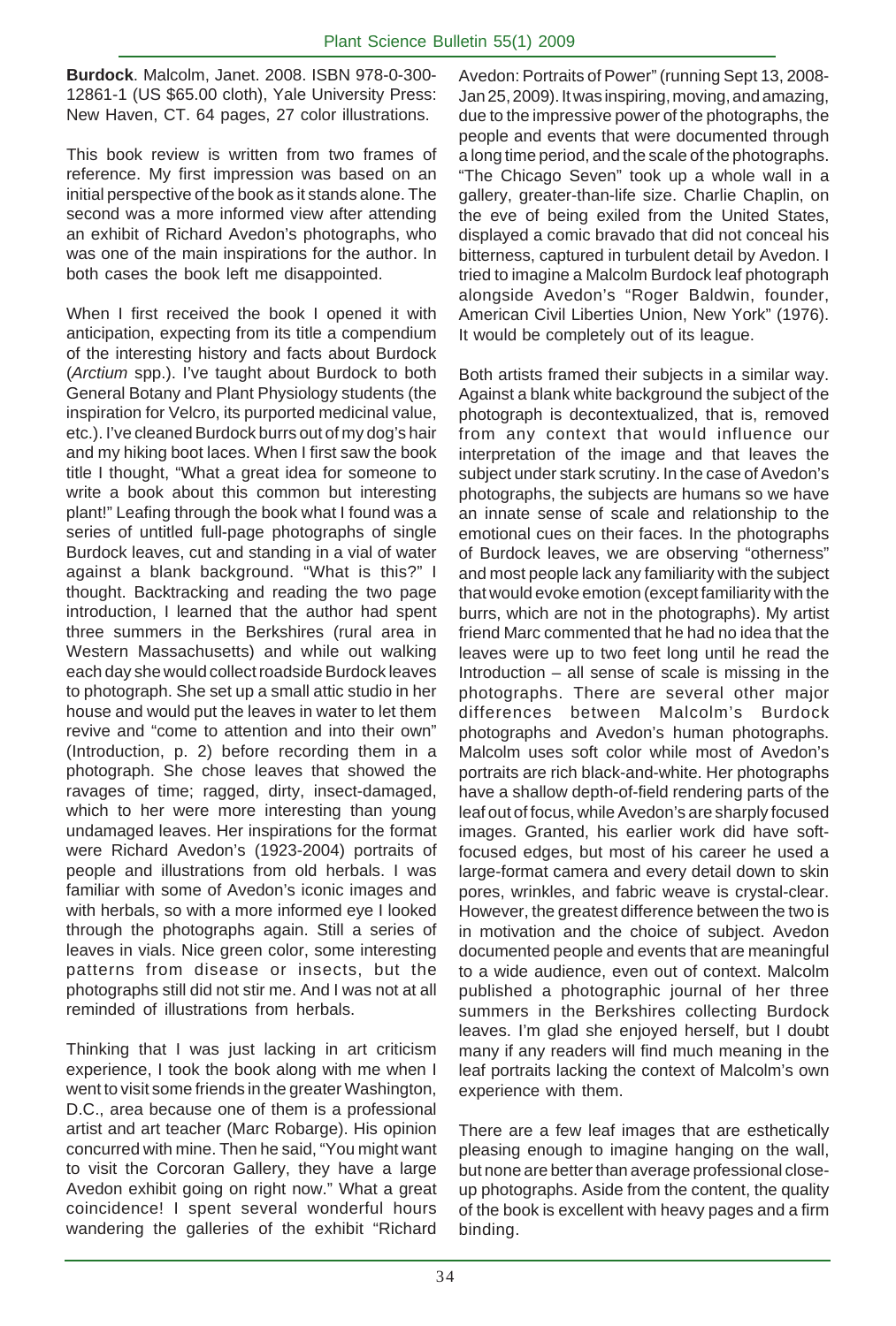**Burdock**. Malcolm, Janet. 2008. ISBN 978-0-300-12861-1 (US $65.00 cloth), Yale University Press: New Haven, CT. 64 pages, 27 color illustrations.

This book review is written from two frames of reference. My first impression was based on an initial perspective of the book as it stands alone. The second was a more informed view after attending an exhibit of Richard Avedon's photographs, who was one of the main inspirations for the author. In both cases the book left me disappointed.

When I first received the book I opened it with anticipation, expecting from its title a compendium of the interesting history and facts about Burdock (*Arctium* spp.). I've taught about Burdock to both General Botany and Plant Physiology students (the inspiration for Velcro, its purported medicinal value, etc.). I've cleaned Burdock burrs out of my dog's hair and my hiking boot laces. When I first saw the book title I thought, "What a great idea for someone to write a book about this common but interesting plant!" Leafing through the book what I found was a series of untitled full-page photographs of single Burdock leaves, cut and standing in a vial of water against a blank background. "What is this?" I thought. Backtracking and reading the two page introduction, I learned that the author had spent three summers in the Berkshires (rural area in Western Massachusetts) and while out walking each day she would collect roadside Burdock leaves to photograph. She set up a small attic studio in her house and would put the leaves in water to let them revive and "come to attention and into their own" (Introduction, p. 2) before recording them in a photograph. She chose leaves that showed the ravages of time; ragged, dirty, insect-damaged, which to her were more interesting than young undamaged leaves. Her inspirations for the format were Richard Avedon's (1923-2004) portraits of people and illustrations from old herbals. I was familiar with some of Avedon's iconic images and with herbals, so with a more informed eye I looked through the photographs again. Still a series of leaves in vials. Nice green color, some interesting patterns from disease or insects, but the photographs still did not stir me. And I was not at all reminded of illustrations from herbals.

Thinking that I was just lacking in art criticism experience, I took the book along with me when I went to visit some friends in the greater Washington, D.C., area because one of them is a professional artist and art teacher (Marc Robarge). His opinion concurred with mine. Then he said, "You might want to visit the Corcoran Gallery, they have a large Avedon exhibit going on right now." What a great coincidence! I spent several wonderful hours wandering the galleries of the exhibit "Richard Avedon: Portraits of Power" (running Sept 13, 2008-Jan 25, 2009). It was inspiring, moving, and amazing, due to the impressive power of the photographs, the people and events that were documented through a long time period, and the scale of the photographs. "The Chicago Seven" took up a whole wall in a gallery, greater-than-life size. Charlie Chaplin, on the eve of being exiled from the United States, displayed a comic bravado that did not conceal his bitterness, captured in turbulent detail by Avedon. I tried to imagine a Malcolm Burdock leaf photograph alongside Avedon's "Roger Baldwin, founder, American Civil Liberties Union, New York" (1976). It would be completely out of its league.

Both artists framed their subjects in a similar way. Against a blank white background the subject of the photograph is decontextualized, that is, removed from any context that would influence our interpretation of the image and that leaves the subject under stark scrutiny. In the case of Avedon's photographs, the subjects are humans so we have an innate sense of scale and relationship to the emotional cues on their faces. In the photographs of Burdock leaves, we are observing "otherness" and most people lack any familiarity with the subject that would evoke emotion (except familiarity with the burrs, which are not in the photographs). My artist friend Marc commented that he had no idea that the leaves were up to two feet long until he read the Introduction – all sense of scale is missing in the photographs. There are several other major differences between Malcolm's Burdock photographs and Avedon's human photographs. Malcolm uses soft color while most of Avedon's portraits are rich black-and-white. Her photographs have a shallow depth-of-field rendering parts of the leaf out of focus, while Avedon's are sharply focused images. Granted, his earlier work did have soft-focused edges, but most of his career he used a large-format camera and every detail down to skin pores, wrinkles, and fabric weave is crystal-clear. However, the greatest difference between the two is in motivation and the choice of subject. Avedon documented people and events that are meaningful to a wide audience, even out of context. Malcolm published a photographic journal of her three summers in the Berkshires collecting Burdock leaves. I'm glad she enjoyed herself, but I doubt many if any readers will find much meaning in the leaf portraits lacking the context of Malcolm's own experience with them.

There are a few leaf images that are esthetically pleasing enough to imagine hanging on the wall, but none are better than average professional close-up photographs. Aside from the content, the quality of the book is excellent with heavy pages and a firm binding.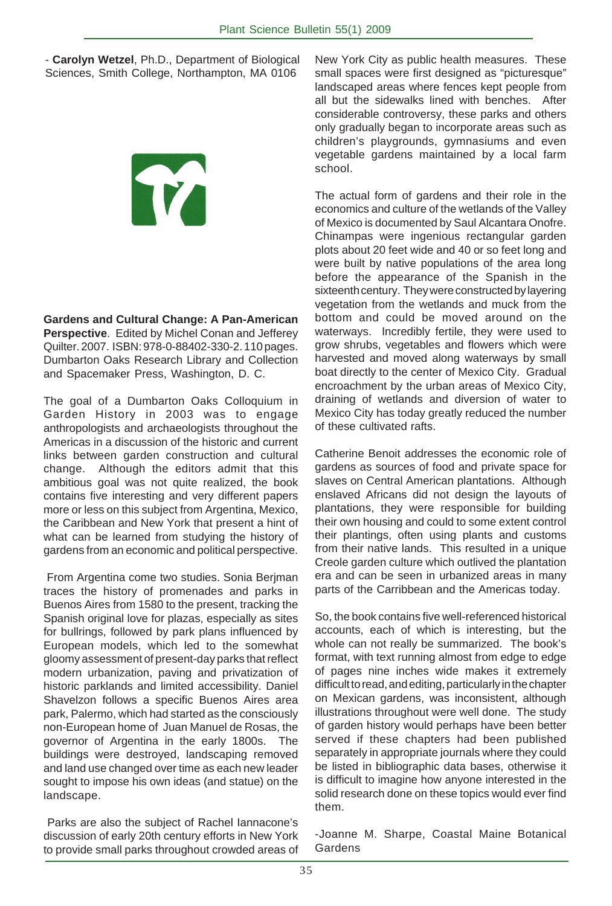- **Carolyn Wetzel**, Ph.D., Department of Biological Sciences, Smith College, Northampton, MA 0106

**Gardens and Cultural Change: A Pan-American Perspective**. Edited by Michel Conan and Jefferey Quilter. 2007. ISBN: 978-0-88402-330-2. 110 pages. Dumbarton Oaks Research Library and Collection and Spacemaker Press, Washington, D. C.

The goal of a Dumbarton Oaks Colloquium in Garden History in 2003 was to engage anthropologists and archaeologists throughout the Americas in a discussion of the historic and current links between garden construction and cultural change. Although the editors admit that this ambitious goal was not quite realized, the book contains five interesting and very different papers more or less on this subject from Argentina, Mexico, the Caribbean and New York that present a hint of what can be learned from studying the history of gardens from an economic and political perspective.

From Argentina come two studies. Sonia Berjman traces the history of promenades and parks in Buenos Aires from 1580 to the present, tracking the Spanish original love for plazas, especially as sites for bullrings, followed by park plans influenced by European models, which led to the somewhat gloomy assessment of present-day parks that reflect modern urbanization, paving and privatization of historic parklands and limited accessibility. Daniel Shavelzon follows a specific Buenos Aires area park, Palermo, which had started as the consciously non-European home of Juan Manuel de Rosas, the governor of Argentina in the early 1800s. The buildings were destroyed, landscaping removed and land use changed over time as each new leader sought to impose his own ideas (and statue) on the landscape.

Parks are also the subject of Rachel Iannacone's discussion of early 20th century efforts in New York to provide small parks throughout crowded areas of New York City as public health measures. These small spaces were first designed as "picturesque" landscaped areas where fences kept people from all but the sidewalks lined with benches. After considerable controversy, these parks and others only gradually began to incorporate areas such as children's playgrounds, gymnasiums and even vegetable gardens maintained by a local farm school.

The actual form of gardens and their role in the economics and culture of the wetlands of the Valley of Mexico is documented by Saul Alcantara Onofre. Chinampas were ingenious rectangular garden plots about 20 feet wide and 40 or so feet long and were built by native populations of the area long before the appearance of the Spanish in the sixteenth century. They were constructed by layering vegetation from the wetlands and muck from the bottom and could be moved around on the waterways. Incredibly fertile, they were used to grow shrubs, vegetables and flowers which were harvested and moved along waterways by small boat directly to the center of Mexico City. Gradual encroachment by the urban areas of Mexico City, draining of wetlands and diversion of water to Mexico City has today greatly reduced the number of these cultivated rafts.

Catherine Benoit addresses the economic role of gardens as sources of food and private space for slaves on Central American plantations. Although enslaved Africans did not design the layouts of plantations, they were responsible for building their own housing and could to some extent control their plantings, often using plants and customs from their native lands. This resulted in a unique Creole garden culture which outlived the plantation era and can be seen in urbanized areas in many parts of the Carribbean and the Americas today.

So, the book contains five well-referenced historical accounts, each of which is interesting, but the whole can not really be summarized. The book's format, with text running almost from edge to edge of pages nine inches wide makes it extremely difficult to read, and editing, particularly in the chapter on Mexican gardens, was inconsistent, although illustrations throughout were well done. The study of garden history would perhaps have been better served if these chapters had been published separately in appropriate journals where they could be listed in bibliographic data bases, otherwise it is difficult to imagine how anyone interested in the solid research done on these topics would ever find them.

-Joanne M. Sharpe, Coastal Maine Botanical Gardens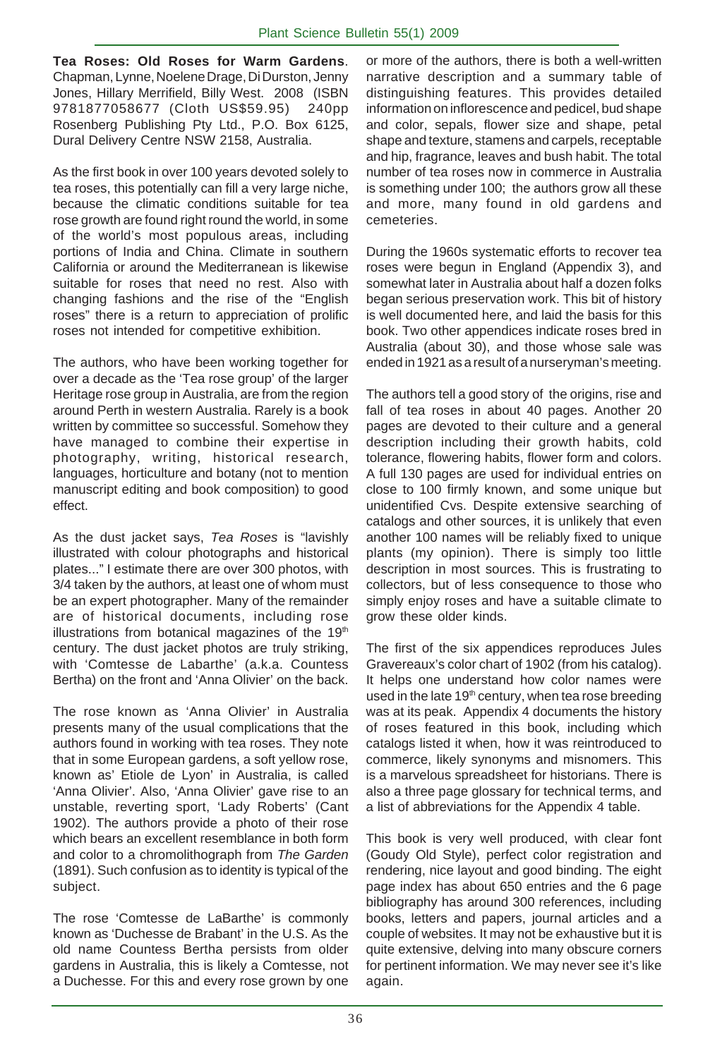**Tea Roses: Old Roses for Warm Gardens**. Chapman, Lynne, Noelene Drage, Di Durston, Jenny Jones, Hillary Merrifield, Billy West. 2008 (ISBN 9781877058677 (Cloth US$59.95) 240pp Rosenberg Publishing Pty Ltd., P.O. Box 6125, Dural Delivery Centre NSW 2158, Australia.

As the first book in over 100 years devoted solely to tea roses, this potentially can fill a very large niche, because the climatic conditions suitable for tea rose growth are found right round the world, in some of the world's most populous areas, including portions of India and China. Climate in southern California or around the Mediterranean is likewise suitable for roses that need no rest. Also with changing fashions and the rise of the "English roses" there is a return to appreciation of prolific roses not intended for competitive exhibition.

The authors, who have been working together for over a decade as the 'Tea rose group' of the larger Heritage rose group in Australia, are from the region around Perth in western Australia. Rarely is a book written by committee so successful. Somehow they have managed to combine their expertise in photography, writing, historical research, languages, horticulture and botany (not to mention manuscript editing and book composition) to good effect.

As the dust jacket says, *Tea Roses* is "lavishly illustrated with colour photographs and historical plates..." I estimate there are over 300 photos, with 3/4 taken by the authors, at least one of whom must be an expert photographer. Many of the remainder are of historical documents, including rose illustrations from botanical magazines of the 19th century. The dust jacket photos are truly striking, with 'Comtesse de Labarthe' (a.k.a. Countess Bertha) on the front and 'Anna Olivier' on the back.

The rose known as 'Anna Olivier' in Australia presents many of the usual complications that the authors found in working with tea roses. They note that in some European gardens, a soft yellow rose, known as' Etiole de Lyon' in Australia, is called 'Anna Olivier'. Also, 'Anna Olivier' gave rise to an unstable, reverting sport, 'Lady Roberts' (Cant 1902). The authors provide a photo of their rose which bears an excellent resemblance in both form and color to a chromolithograph from *The Garden* (1891). Such confusion as to identity is typical of the subject.

The rose 'Comtesse de LaBarthe' is commonly known as 'Duchesse de Brabant' in the U.S. As the old name Countess Bertha persists from older gardens in Australia, this is likely a Comtesse, not a Duchesse. For this and every rose grown by one or more of the authors, there is both a well-written narrative description and a summary table of distinguishing features. This provides detailed information on inflorescence and pedicel, bud shape and color, sepals, flower size and shape, petal shape and texture, stamens and carpels, receptable and hip, fragrance, leaves and bush habit. The total number of tea roses now in commerce in Australia is something under 100; the authors grow all these and more, many found in old gardens and cemeteries.

During the 1960s systematic efforts to recover tea roses were begun in England (Appendix 3), and somewhat later in Australia about half a dozen folks began serious preservation work. This bit of history is well documented here, and laid the basis for this book. Two other appendices indicate roses bred in Australia (about 30), and those whose sale was ended in 1921 as a result of a nurseryman's meeting.

The authors tell a good story of the origins, rise and fall of tea roses in about 40 pages. Another 20 pages are devoted to their culture and a general description including their growth habits, cold tolerance, flowering habits, flower form and colors. A full 130 pages are used for individual entries on close to 100 firmly known, and some unique but unidentified Cvs. Despite extensive searching of catalogs and other sources, it is unlikely that even another 100 names will be reliably fixed to unique plants (my opinion). There is simply too little description in most sources. This is frustrating to collectors, but of less consequence to those who simply enjoy roses and have a suitable climate to grow these older kinds.

The first of the six appendices reproduces Jules Gravereaux's color chart of 1902 (from his catalog). It helps one understand how color names were used in the late 19th century, when tea rose breeding was at its peak. Appendix 4 documents the history of roses featured in this book, including which catalogs listed it when, how it was reintroduced to commerce, likely synonyms and misnomers. This is a marvelous spreadsheet for historians. There is also a three page glossary for technical terms, and a list of abbreviations for the Appendix 4 table.

This book is very well produced, with clear font (Goudy Old Style), perfect color registration and rendering, nice layout and good binding. The eight page index has about 650 entries and the 6 page bibliography has around 300 references, including books, letters and papers, journal articles and a couple of websites. It may not be exhaustive but it is quite extensive, delving into many obscure corners for pertinent information. We may never see it's like again.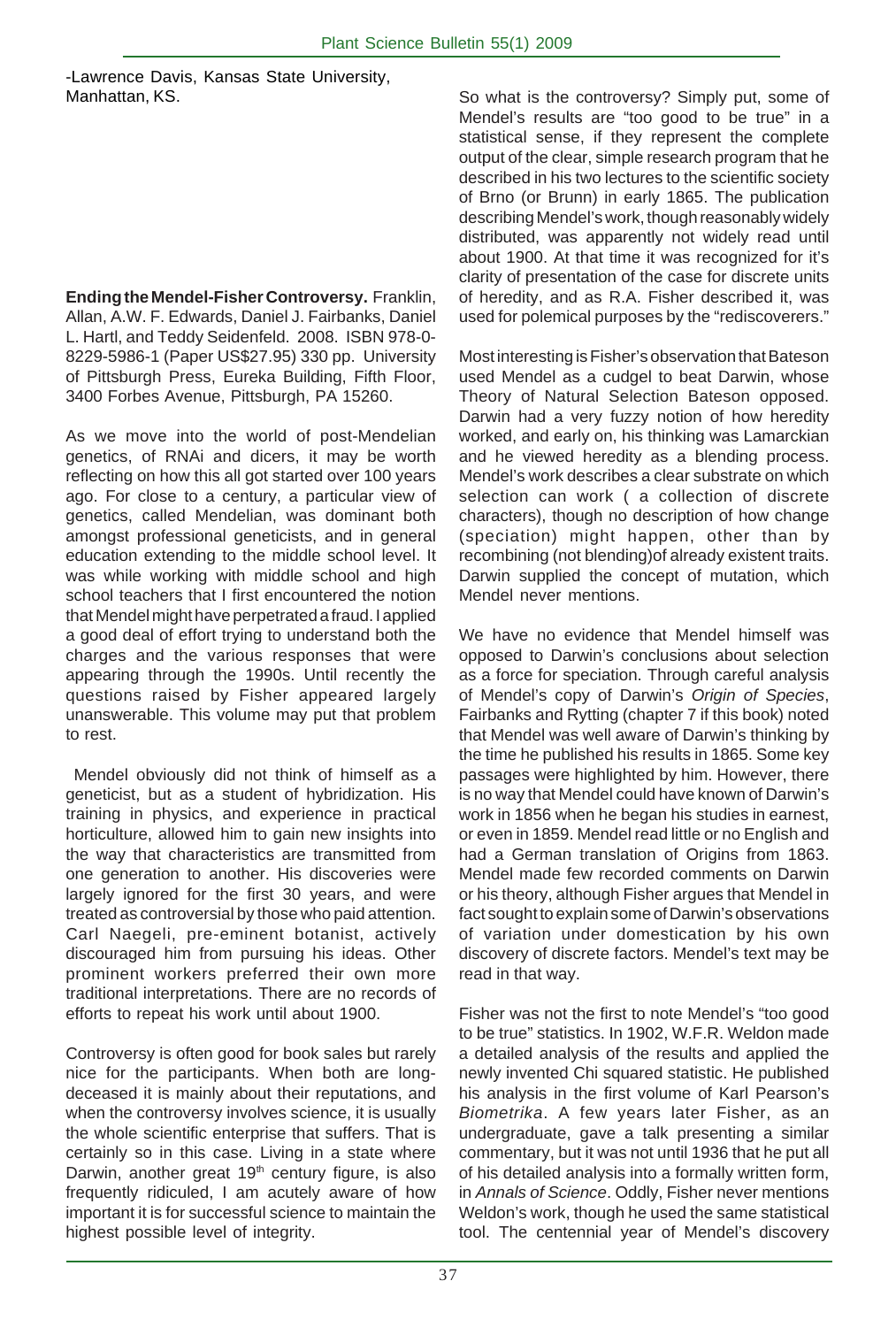-Lawrence Davis, Kansas State University, Manhattan, KS.

**Ending the Mendel-Fisher Controversy.** Franklin, Allan, A.W. F. Edwards, Daniel J. Fairbanks, Daniel L. Hartl, and Teddy Seidenfeld. 2008. ISBN 978-0-8229-5986-1 (Paper US$27.95) 330 pp. University of Pittsburgh Press, Eureka Building, Fifth Floor, 3400 Forbes Avenue, Pittsburgh, PA 15260.

As we move into the world of post-Mendelian genetics, of RNAi and dicers, it may be worth reflecting on how this all got started over 100 years ago. For close to a century, a particular view of genetics, called Mendelian, was dominant both amongst professional geneticists, and in general education extending to the middle school level. It was while working with middle school and high school teachers that I first encountered the notion that Mendel might have perpetrated a fraud. I applied a good deal of effort trying to understand both the charges and the various responses that were appearing through the 1990s. Until recently the questions raised by Fisher appeared largely unanswerable. This volume may put that problem to rest.

Mendel obviously did not think of himself as a geneticist, but as a student of hybridization. His training in physics, and experience in practical horticulture, allowed him to gain new insights into the way that characteristics are transmitted from one generation to another. His discoveries were largely ignored for the first 30 years, and were treated as controversial by those who paid attention. Carl Naegeli, pre-eminent botanist, actively discouraged him from pursuing his ideas. Other prominent workers preferred their own more traditional interpretations. There are no records of efforts to repeat his work until about 1900.

Controversy is often good for book sales but rarely nice for the participants. When both are long-deceased it is mainly about their reputations, and when the controversy involves science, it is usually the whole scientific enterprise that suffers. That is certainly so in this case. Living in a state where Darwin, another great 19th century figure, is also frequently ridiculed, I am acutely aware of how important it is for successful science to maintain the highest possible level of integrity.

So what is the controversy? Simply put, some of Mendel's results are "too good to be true" in a statistical sense, if they represent the complete output of the clear, simple research program that he described in his two lectures to the scientific society of Brno (or Brunn) in early 1865. The publication describing Mendel's work, though reasonably widely distributed, was apparently not widely read until about 1900. At that time it was recognized for it's clarity of presentation of the case for discrete units of heredity, and as R.A. Fisher described it, was used for polemical purposes by the "rediscoverers."

Most interesting is Fisher's observation that Bateson used Mendel as a cudgel to beat Darwin, whose Theory of Natural Selection Bateson opposed. Darwin had a very fuzzy notion of how heredity worked, and early on, his thinking was Lamarckian and he viewed heredity as a blending process. Mendel's work describes a clear substrate on which selection can work ( a collection of discrete characters), though no description of how change (speciation) might happen, other than by recombining (not blending)of already existent traits. Darwin supplied the concept of mutation, which Mendel never mentions.

We have no evidence that Mendel himself was opposed to Darwin's conclusions about selection as a force for speciation. Through careful analysis of Mendel's copy of Darwin's *Origin of Species*, Fairbanks and Rytting (chapter 7 if this book) noted that Mendel was well aware of Darwin's thinking by the time he published his results in 1865. Some key passages were highlighted by him. However, there is no way that Mendel could have known of Darwin's work in 1856 when he began his studies in earnest, or even in 1859. Mendel read little or no English and had a German translation of Origins from 1863. Mendel made few recorded comments on Darwin or his theory, although Fisher argues that Mendel in fact sought to explain some of Darwin's observations of variation under domestication by his own discovery of discrete factors. Mendel's text may be read in that way.

Fisher was not the first to note Mendel's "too good to be true" statistics. In 1902, W.F.R. Weldon made a detailed analysis of the results and applied the newly invented Chi squared statistic. He published his analysis in the first volume of Karl Pearson's *Biometrika*. A few years later Fisher, as an undergraduate, gave a talk presenting a similar commentary, but it was not until 1936 that he put all of his detailed analysis into a formally written form, in *Annals of Science*. Oddly, Fisher never mentions Weldon's work, though he used the same statistical tool. The centennial year of Mendel's discovery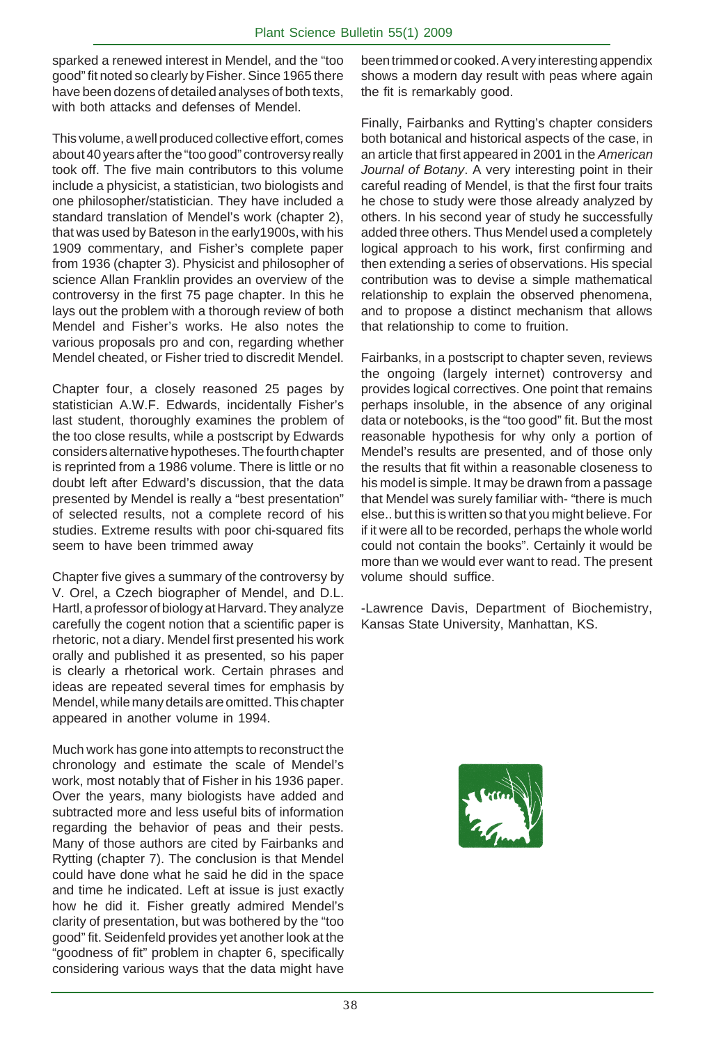sparked a renewed interest in Mendel, and the "too good" fit noted so clearly by Fisher. Since 1965 there have been dozens of detailed analyses of both texts, with both attacks and defenses of Mendel.

This volume, a well produced collective effort, comes about 40 years after the "too good" controversy really took off. The five main contributors to this volume include a physicist, a statistician, two biologists and one philosopher/statistician. They have included a standard translation of Mendel's work (chapter 2), that was used by Bateson in the early1900s, with his 1909 commentary, and Fisher's complete paper from 1936 (chapter 3). Physicist and philosopher of science Allan Franklin provides an overview of the controversy in the first 75 page chapter. In this he lays out the problem with a thorough review of both Mendel and Fisher's works. He also notes the various proposals pro and con, regarding whether Mendel cheated, or Fisher tried to discredit Mendel.

Chapter four, a closely reasoned 25 pages by statistician A.W.F. Edwards, incidentally Fisher's last student, thoroughly examines the problem of the too close results, while a postscript by Edwards considers alternative hypotheses. The fourth chapter is reprinted from a 1986 volume. There is little or no doubt left after Edward's discussion, that the data presented by Mendel is really a "best presentation" of selected results, not a complete record of his studies. Extreme results with poor chi-squared fits seem to have been trimmed away

Chapter five gives a summary of the controversy by V. Orel, a Czech biographer of Mendel, and D.L. Hartl, a professor of biology at Harvard. They analyze carefully the cogent notion that a scientific paper is rhetoric, not a diary. Mendel first presented his work orally and published it as presented, so his paper is clearly a rhetorical work. Certain phrases and ideas are repeated several times for emphasis by Mendel, while many details are omitted. This chapter appeared in another volume in 1994.

Much work has gone into attempts to reconstruct the chronology and estimate the scale of Mendel's work, most notably that of Fisher in his 1936 paper. Over the years, many biologists have added and subtracted more and less useful bits of information regarding the behavior of peas and their pests. Many of those authors are cited by Fairbanks and Rytting (chapter 7). The conclusion is that Mendel could have done what he said he did in the space and time he indicated. Left at issue is just exactly how he did it. Fisher greatly admired Mendel's clarity of presentation, but was bothered by the "too good" fit. Seidenfeld provides yet another look at the "goodness of fit" problem in chapter 6, specifically considering various ways that the data might have been trimmed or cooked. A very interesting appendix shows a modern day result with peas where again the fit is remarkably good.

Finally, Fairbanks and Rytting's chapter considers both botanical and historical aspects of the case, in an article that first appeared in 2001 in the *American Journal of Botany*. A very interesting point in their careful reading of Mendel, is that the first four traits he chose to study were those already analyzed by others. In his second year of study he successfully added three others. Thus Mendel used a completely logical approach to his work, first confirming and then extending a series of observations. His special contribution was to devise a simple mathematical relationship to explain the observed phenomena, and to propose a distinct mechanism that allows that relationship to come to fruition.

Fairbanks, in a postscript to chapter seven, reviews the ongoing (largely internet) controversy and provides logical correctives. One point that remains perhaps insoluble, in the absence of any original data or notebooks, is the "too good" fit. But the most reasonable hypothesis for why only a portion of Mendel's results are presented, and of those only the results that fit within a reasonable closeness to his model is simple. It may be drawn from a passage that Mendel was surely familiar with- "there is much else.. but this is written so that you might believe. For if it were all to be recorded, perhaps the whole world could not contain the books". Certainly it would be more than we would ever want to read. The present volume should suffice.

-Lawrence Davis, Department of Biochemistry, Kansas State University, Manhattan, KS.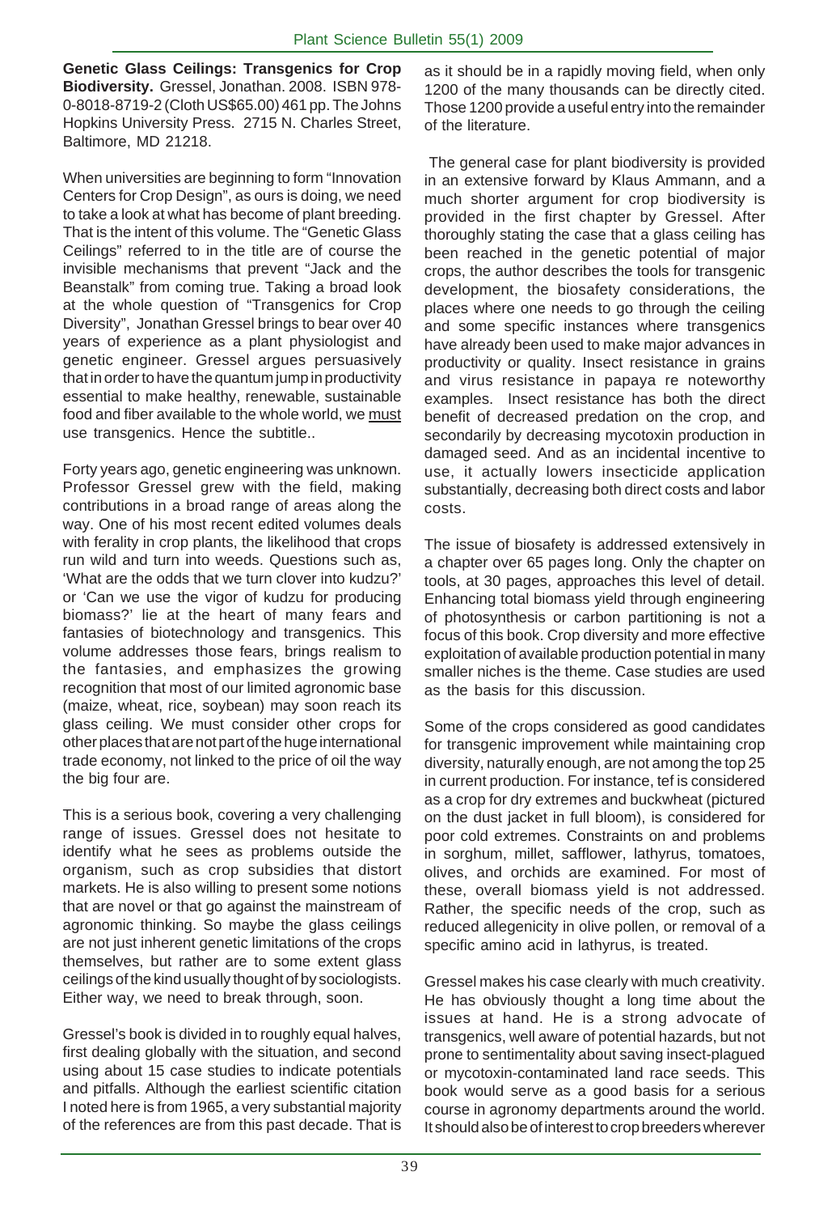**Genetic Glass Ceilings: Transgenics for Crop Biodiversity.** Gressel, Jonathan. 2008. ISBN 978-0-8018-8719-2 (Cloth US$65.00) 461 pp. The Johns Hopkins University Press. 2715 N. Charles Street, Baltimore, MD 21218.

When universities are beginning to form "Innovation Centers for Crop Design", as ours is doing, we need to take a look at what has become of plant breeding. That is the intent of this volume. The "Genetic Glass Ceilings" referred to in the title are of course the invisible mechanisms that prevent "Jack and the Beanstalk" from coming true. Taking a broad look at the whole question of "Transgenics for Crop Diversity", Jonathan Gressel brings to bear over 40 years of experience as a plant physiologist and genetic engineer. Gressel argues persuasively that in order to have the quantum jump in productivity essential to make healthy, renewable, sustainable food and fiber available to the whole world, we <u>must</u> use transgenics. Hence the subtitle..

Forty years ago, genetic engineering was unknown. Professor Gressel grew with the field, making contributions in a broad range of areas along the way. One of his most recent edited volumes deals with ferality in crop plants, the likelihood that crops run wild and turn into weeds. Questions such as, 'What are the odds that we turn clover into kudzu?' or 'Can we use the vigor of kudzu for producing biomass?' lie at the heart of many fears and fantasies of biotechnology and transgenics. This volume addresses those fears, brings realism to the fantasies, and emphasizes the growing recognition that most of our limited agronomic base (maize, wheat, rice, soybean) may soon reach its glass ceiling. We must consider other crops for other places that are not part of the huge international trade economy, not linked to the price of oil the way the big four are.

This is a serious book, covering a very challenging range of issues. Gressel does not hesitate to identify what he sees as problems outside the organism, such as crop subsidies that distort markets. He is also willing to present some notions that are novel or that go against the mainstream of agronomic thinking. So maybe the glass ceilings are not just inherent genetic limitations of the crops themselves, but rather are to some extent glass ceilings of the kind usually thought of by sociologists. Either way, we need to break through, soon.

Gressel's book is divided in to roughly equal halves, first dealing globally with the situation, and second using about 15 case studies to indicate potentials and pitfalls. Although the earliest scientific citation I noted here is from 1965, a very substantial majority of the references are from this past decade. That is as it should be in a rapidly moving field, when only 1200 of the many thousands can be directly cited. Those 1200 provide a useful entry into the remainder of the literature.

The general case for plant biodiversity is provided in an extensive forward by Klaus Ammann, and a much shorter argument for crop biodiversity is provided in the first chapter by Gressel. After thoroughly stating the case that a glass ceiling has been reached in the genetic potential of major crops, the author describes the tools for transgenic development, the biosafety considerations, the places where one needs to go through the ceiling and some specific instances where transgenics have already been used to make major advances in productivity or quality. Insect resistance in grains and virus resistance in papaya re noteworthy examples. Insect resistance has both the direct benefit of decreased predation on the crop, and secondarily by decreasing mycotoxin production in damaged seed. And as an incidental incentive to use, it actually lowers insecticide application substantially, decreasing both direct costs and labor costs.

The issue of biosafety is addressed extensively in a chapter over 65 pages long. Only the chapter on tools, at 30 pages, approaches this level of detail. Enhancing total biomass yield through engineering of photosynthesis or carbon partitioning is not a focus of this book. Crop diversity and more effective exploitation of available production potential in many smaller niches is the theme. Case studies are used as the basis for this discussion.

Some of the crops considered as good candidates for transgenic improvement while maintaining crop diversity, naturally enough, are not among the top 25 in current production. For instance, tef is considered as a crop for dry extremes and buckwheat (pictured on the dust jacket in full bloom), is considered for poor cold extremes. Constraints on and problems in sorghum, millet, safflower, lathyrus, tomatoes, olives, and orchids are examined. For most of these, overall biomass yield is not addressed. Rather, the specific needs of the crop, such as reduced allegenicity in olive pollen, or removal of a specific amino acid in lathyrus, is treated.

Gressel makes his case clearly with much creativity. He has obviously thought a long time about the issues at hand. He is a strong advocate of transgenics, well aware of potential hazards, but not prone to sentimentality about saving insect-plagued or mycotoxin-contaminated land race seeds. This book would serve as a good basis for a serious course in agronomy departments around the world. It should also be of interest to crop breeders wherever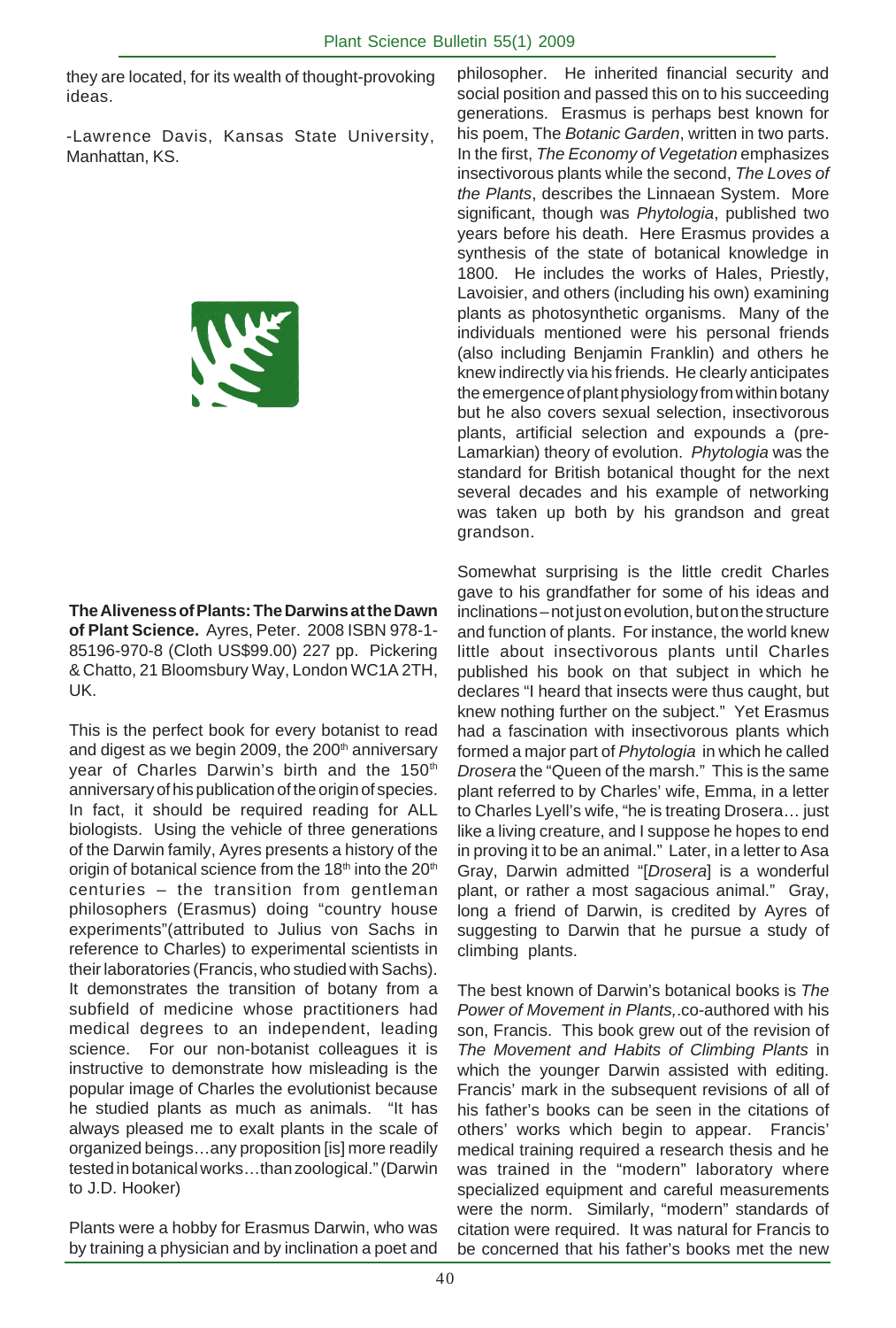they are located, for its wealth of thought-provoking ideas.

-Lawrence Davis, Kansas State University, Manhattan, KS.

**The Aliveness of Plants: The Darwins at the Dawn of Plant Science.** Ayres, Peter. 2008 ISBN 978-1-85196-970-8 (Cloth US$99.00) 227 pp. Pickering & Chatto, 21 Bloomsbury Way, London WC1A 2TH, UK.

This is the perfect book for every botanist to read and digest as we begin 2009, the 200th anniversary year of Charles Darwin's birth and the 150th anniversary of his publication of the origin of species. In fact, it should be required reading for ALL biologists. Using the vehicle of three generations of the Darwin family, Ayres presents a history of the origin of botanical science from the 18th into the 20th centuries – the transition from gentleman philosophers (Erasmus) doing "country house experiments"(attributed to Julius von Sachs in reference to Charles) to experimental scientists in their laboratories (Francis, who studied with Sachs). It demonstrates the transition of botany from a subfield of medicine whose practitioners had medical degrees to an independent, leading science. For our non-botanist colleagues it is instructive to demonstrate how misleading is the popular image of Charles the evolutionist because he studied plants as much as animals. "It has always pleased me to exalt plants in the scale of organized beings…any proposition [is] more readily tested in botanical works…than zoological." (Darwin to J.D. Hooker)

Plants were a hobby for Erasmus Darwin, who was by training a physician and by inclination a poet and philosopher. He inherited financial security and social position and passed this on to his succeeding generations. Erasmus is perhaps best known for his poem, The *Botanic Garden*, written in two parts. In the first, *The Economy of Vegetation* emphasizes insectivorous plants while the second, *The Loves of the Plants*, describes the Linnaean System. More significant, though was *Phytologia*, published two years before his death. Here Erasmus provides a synthesis of the state of botanical knowledge in 1800. He includes the works of Hales, Priestly, Lavoisier, and others (including his own) examining plants as photosynthetic organisms. Many of the individuals mentioned were his personal friends (also including Benjamin Franklin) and others he knew indirectly via his friends. He clearly anticipates the emergence of plant physiology from within botany but he also covers sexual selection, insectivorous plants, artificial selection and expounds a (pre-Lamarkian) theory of evolution. *Phytologia* was the standard for British botanical thought for the next several decades and his example of networking was taken up both by his grandson and great grandson.

Somewhat surprising is the little credit Charles gave to his grandfather for some of his ideas and inclinations – not just on evolution, but on the structure and function of plants. For instance, the world knew little about insectivorous plants until Charles published his book on that subject in which he declares "I heard that insects were thus caught, but knew nothing further on the subject." Yet Erasmus had a fascination with insectivorous plants which formed a major part of *Phytologia* in which he called *Drosera* the "Queen of the marsh." This is the same plant referred to by Charles' wife, Emma, in a letter to Charles Lyell's wife, "he is treating Drosera… just like a living creature, and I suppose he hopes to end in proving it to be an animal." Later, in a letter to Asa Gray, Darwin admitted "[*Drosera*] is a wonderful plant, or rather a most sagacious animal." Gray, long a friend of Darwin, is credited by Ayres of suggesting to Darwin that he pursue a study of climbing plants.

The best known of Darwin's botanical books is *The Power of Movement in Plants,*.co-authored with his son, Francis. This book grew out of the revision of *The Movement and Habits of Climbing Plants* in which the younger Darwin assisted with editing. Francis' mark in the subsequent revisions of all of his father's books can be seen in the citations of others' works which begin to appear. Francis' medical training required a research thesis and he was trained in the "modern" laboratory where specialized equipment and careful measurements were the norm. Similarly, "modern" standards of citation were required. It was natural for Francis to be concerned that his father's books met the new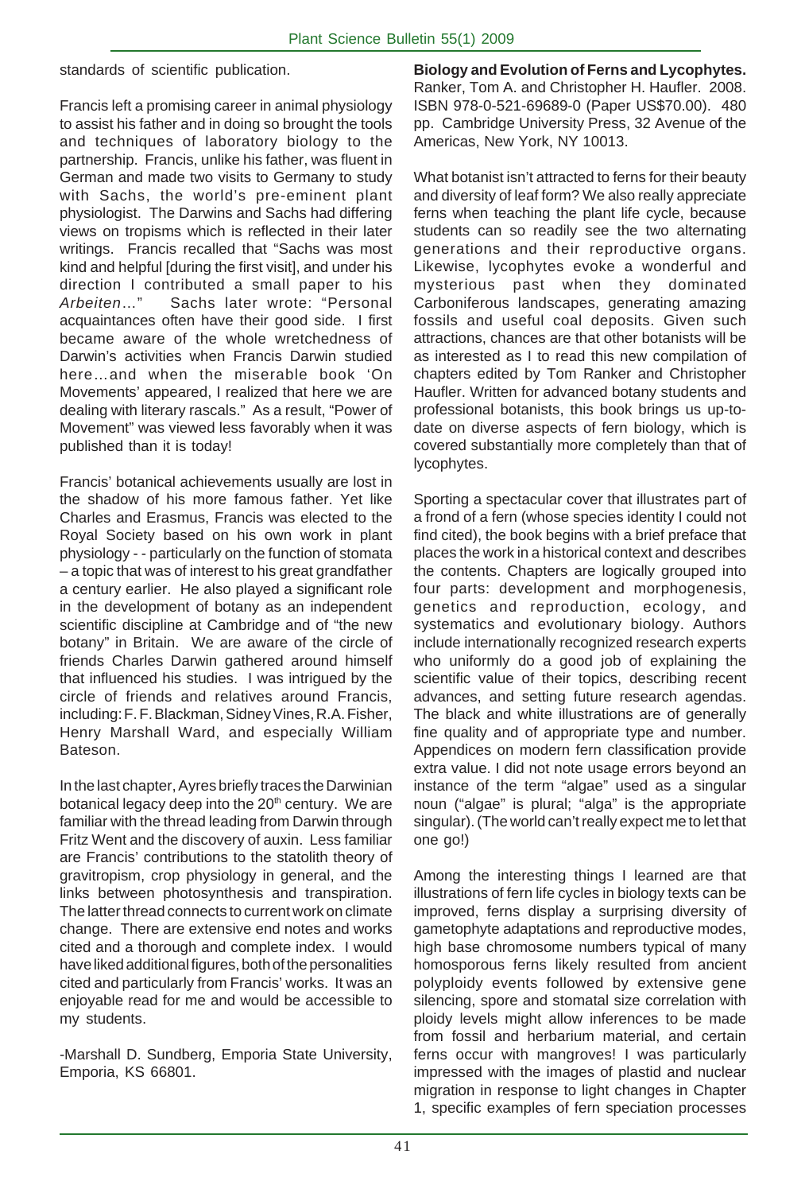standards of scientific publication.

Francis left a promising career in animal physiology to assist his father and in doing so brought the tools and techniques of laboratory biology to the partnership. Francis, unlike his father, was fluent in German and made two visits to Germany to study with Sachs, the world's pre-eminent plant physiologist. The Darwins and Sachs had differing views on tropisms which is reflected in their later writings. Francis recalled that "Sachs was most kind and helpful [during the first visit], and under his direction I contributed a small paper to his *Arbeiten*..." Sachs later wrote: "Personal acquaintances often have their good side. I first became aware of the whole wretchedness of Darwin's activities when Francis Darwin studied here…and when the miserable book 'On Movements' appeared, I realized that here we are dealing with literary rascals." As a result, "Power of Movement" was viewed less favorably when it was published than it is today!

Francis' botanical achievements usually are lost in the shadow of his more famous father. Yet like Charles and Erasmus, Francis was elected to the Royal Society based on his own work in plant physiology - - particularly on the function of stomata – a topic that was of interest to his great grandfather a century earlier. He also played a significant role in the development of botany as an independent scientific discipline at Cambridge and of "the new botany" in Britain. We are aware of the circle of friends Charles Darwin gathered around himself that influenced his studies. I was intrigued by the circle of friends and relatives around Francis, including: F. F. Blackman, Sidney Vines, R.A. Fisher, Henry Marshall Ward, and especially William Bateson.

In the last chapter, Ayres briefly traces the Darwinian botanical legacy deep into the 20th century. We are familiar with the thread leading from Darwin through Fritz Went and the discovery of auxin. Less familiar are Francis' contributions to the statolith theory of gravitropism, crop physiology in general, and the links between photosynthesis and transpiration. The latter thread connects to current work on climate change. There are extensive end notes and works cited and a thorough and complete index. I would have liked additional figures, both of the personalities cited and particularly from Francis' works. It was an enjoyable read for me and would be accessible to my students.

-Marshall D. Sundberg, Emporia State University, Emporia, KS 66801.

**Biology and Evolution of Ferns and Lycophytes.** Ranker, Tom A. and Christopher H. Haufler. 2008. ISBN 978-0-521-69689-0 (Paper US$70.00). 480 pp. Cambridge University Press, 32 Avenue of the Americas, New York, NY 10013.

What botanist isn't attracted to ferns for their beauty and diversity of leaf form? We also really appreciate ferns when teaching the plant life cycle, because students can so readily see the two alternating generations and their reproductive organs. Likewise, lycophytes evoke a wonderful and mysterious past when they dominated Carboniferous landscapes, generating amazing fossils and useful coal deposits. Given such attractions, chances are that other botanists will be as interested as I to read this new compilation of chapters edited by Tom Ranker and Christopher Haufler. Written for advanced botany students and professional botanists, this book brings us up-to-date on diverse aspects of fern biology, which is covered substantially more completely than that of lycophytes.

Sporting a spectacular cover that illustrates part of a frond of a fern (whose species identity I could not find cited), the book begins with a brief preface that places the work in a historical context and describes the contents. Chapters are logically grouped into four parts: development and morphogenesis, genetics and reproduction, ecology, and systematics and evolutionary biology. Authors include internationally recognized research experts who uniformly do a good job of explaining the scientific value of their topics, describing recent advances, and setting future research agendas. The black and white illustrations are of generally fine quality and of appropriate type and number. Appendices on modern fern classification provide extra value. I did not note usage errors beyond an instance of the term "algae" used as a singular noun ("algae" is plural; "alga" is the appropriate singular). (The world can't really expect me to let that one go!)

Among the interesting things I learned are that illustrations of fern life cycles in biology texts can be improved, ferns display a surprising diversity of gametophyte adaptations and reproductive modes, high base chromosome numbers typical of many homosporous ferns likely resulted from ancient polyploidy events followed by extensive gene silencing, spore and stomatal size correlation with ploidy levels might allow inferences to be made from fossil and herbarium material, and certain ferns occur with mangroves! I was particularly impressed with the images of plastid and nuclear migration in response to light changes in Chapter 1, specific examples of fern speciation processes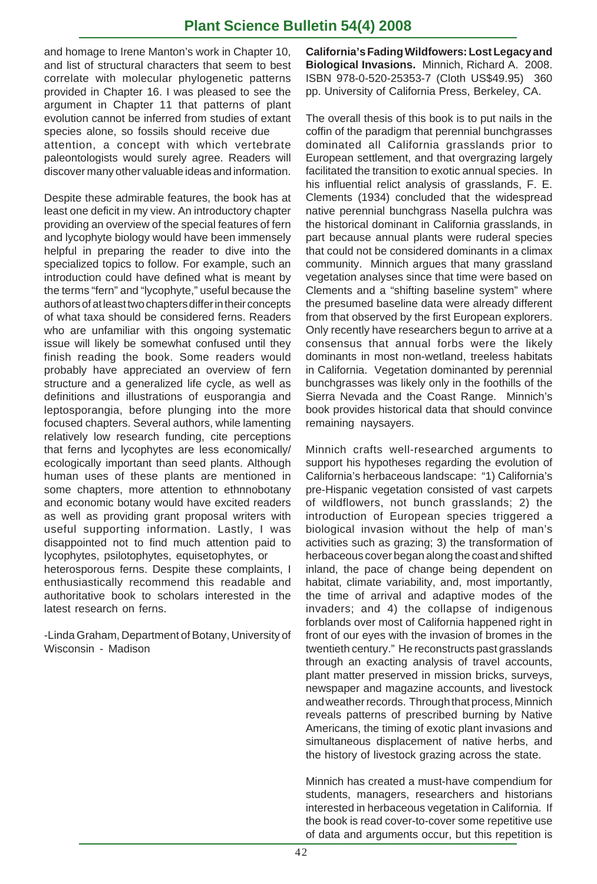and homage to Irene Manton's work in Chapter 10, and list of structural characters that seem to best correlate with molecular phylogenetic patterns provided in Chapter 16. I was pleased to see the argument in Chapter 11 that patterns of plant evolution cannot be inferred from studies of extant species alone, so fossils should receive due attention, a concept with which vertebrate paleontologists would surely agree. Readers will discover many other valuable ideas and information.

Despite these admirable features, the book has at least one deficit in my view. An introductory chapter providing an overview of the special features of fern and lycophyte biology would have been immensely helpful in preparing the reader to dive into the specialized topics to follow. For example, such an introduction could have defined what is meant by the terms "fern" and "lycophyte," useful because the authors of at least two chapters differ in their concepts of what taxa should be considered ferns. Readers who are unfamiliar with this ongoing systematic issue will likely be somewhat confused until they finish reading the book. Some readers would probably have appreciated an overview of fern structure and a generalized life cycle, as well as definitions and illustrations of eusporangia and leptosporangia, before plunging into the more focused chapters. Several authors, while lamenting relatively low research funding, cite perceptions that ferns and lycophytes are less economically/ecologically important than seed plants. Although human uses of these plants are mentioned in some chapters, more attention to ethnnobotany and economic botany would have excited readers as well as providing grant proposal writers with useful supporting information. Lastly, I was disappointed not to find much attention paid to lycophytes, psilotophytes, equisetophytes, or heterosporous ferns. Despite these complaints, I enthusiastically recommend this readable and authoritative book to scholars interested in the latest research on ferns.

-Linda Graham, Department of Botany, University of Wisconsin - Madison

**California's Fading Wildfowers: Lost Legacy and Biological Invasions.** Minnich, Richard A. 2008. ISBN 978-0-520-25353-7 (Cloth US$49.95) 360 pp. University of California Press, Berkeley, CA.

The overall thesis of this book is to put nails in the coffin of the paradigm that perennial bunchgrasses dominated all California grasslands prior to European settlement, and that overgrazing largely facilitated the transition to exotic annual species. In his influential relict analysis of grasslands, F. E. Clements (1934) concluded that the widespread native perennial bunchgrass Nasella pulchra was the historical dominant in California grasslands, in part because annual plants were ruderal species that could not be considered dominants in a climax community. Minnich argues that many grassland vegetation analyses since that time were based on Clements and a "shifting baseline system" where the presumed baseline data were already different from that observed by the first European explorers. Only recently have researchers begun to arrive at a consensus that annual forbs were the likely dominants in most non-wetland, treeless habitats in California. Vegetation dominanted by perennial bunchgrasses was likely only in the foothills of the Sierra Nevada and the Coast Range. Minnich's book provides historical data that should convince remaining naysayers.

Minnich crafts well-researched arguments to support his hypotheses regarding the evolution of California's herbaceous landscape: "1) California's pre-Hispanic vegetation consisted of vast carpets of wildflowers, not bunch grasslands; 2) the introduction of European species triggered a biological invasion without the help of man's activities such as grazing; 3) the transformation of herbaceous cover began along the coast and shifted inland, the pace of change being dependent on habitat, climate variability, and, most importantly, the time of arrival and adaptive modes of the invaders; and 4) the collapse of indigenous forblands over most of California happened right in front of our eyes with the invasion of bromes in the twentieth century." He reconstructs past grasslands through an exacting analysis of travel accounts, plant matter preserved in mission bricks, surveys, newspaper and magazine accounts, and livestock and weather records. Through that process, Minnich reveals patterns of prescribed burning by Native Americans, the timing of exotic plant invasions and simultaneous displacement of native herbs, and the history of livestock grazing across the state.

Minnich has created a must-have compendium for students, managers, researchers and historians interested in herbaceous vegetation in California. If the book is read cover-to-cover some repetitive use of data and arguments occur, but this repetition is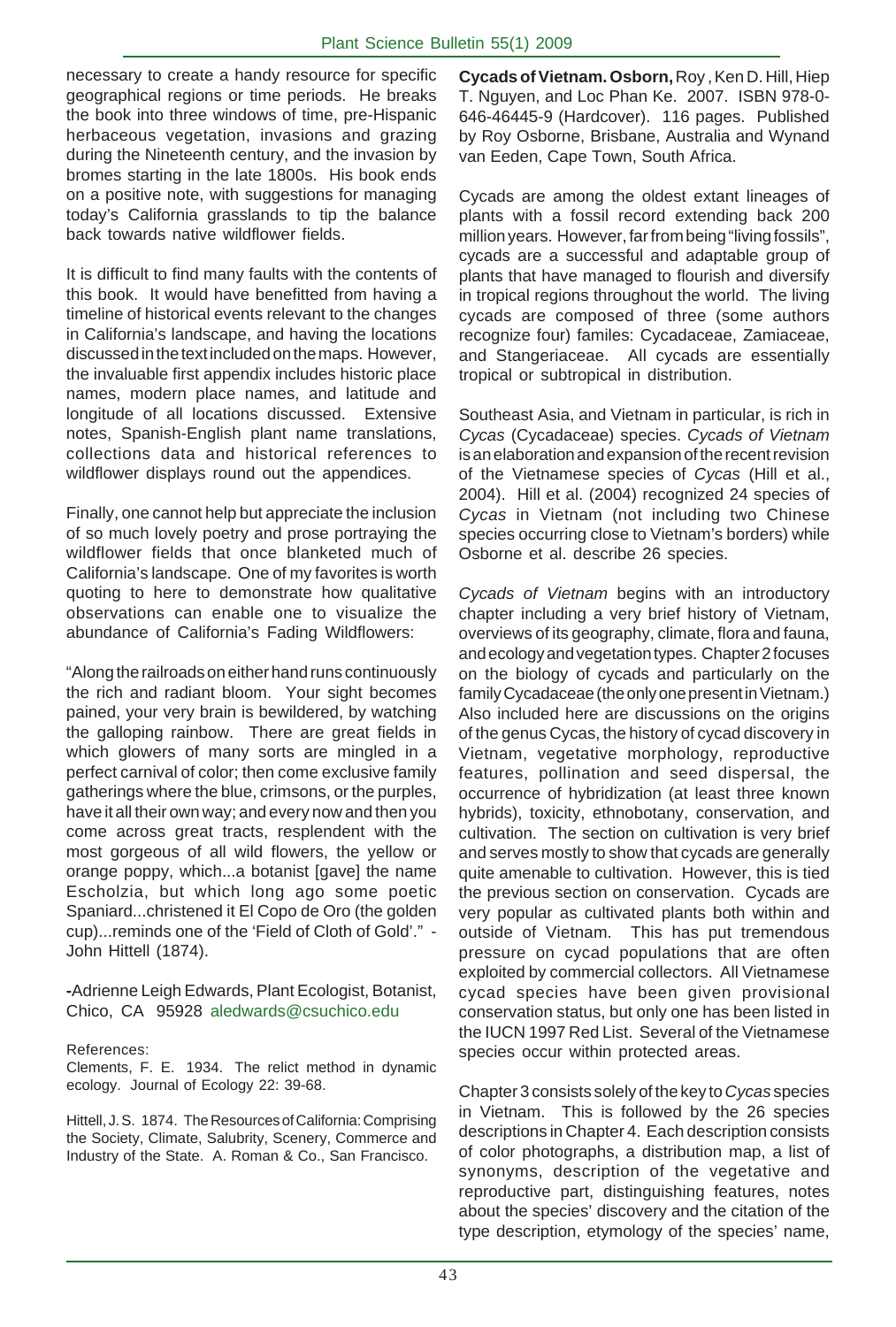necessary to create a handy resource for specific geographical regions or time periods. He breaks the book into three windows of time, pre-Hispanic herbaceous vegetation, invasions and grazing during the Nineteenth century, and the invasion by bromes starting in the late 1800s. His book ends on a positive note, with suggestions for managing today's California grasslands to tip the balance back towards native wildflower fields.

It is difficult to find many faults with the contents of this book. It would have benefitted from having a timeline of historical events relevant to the changes in California's landscape, and having the locations discussed in the text included on the maps. However, the invaluable first appendix includes historic place names, modern place names, and latitude and longitude of all locations discussed. Extensive notes, Spanish-English plant name translations, collections data and historical references to wildflower displays round out the appendices.

Finally, one cannot help but appreciate the inclusion of so much lovely poetry and prose portraying the wildflower fields that once blanketed much of California's landscape. One of my favorites is worth quoting to here to demonstrate how qualitative observations can enable one to visualize the abundance of California's Fading Wildflowers:

"Along the railroads on either hand runs continuously the rich and radiant bloom. Your sight becomes pained, your very brain is bewildered, by watching the galloping rainbow. There are great fields in which glowers of many sorts are mingled in a perfect carnival of color; then come exclusive family gatherings where the blue, crimsons, or the purples, have it all their own way; and every now and then you come across great tracts, resplendent with the most gorgeous of all wild flowers, the yellow or orange poppy, which...a botanist [gave] the name Escholzia, but which long ago some poetic Spaniard...christened it El Copo de Oro (the golden cup)...reminds one of the 'Field of Cloth of Gold'." - John Hittell (1874).

-Adrienne Leigh Edwards, Plant Ecologist, Botanist, Chico, CA 95928 aledwards@csuchico.edu

References:

Clements, F. E. 1934. The relict method in dynamic ecology. Journal of Ecology 22: 39-68.

Hittell, J. S. 1874. The Resources of California: Comprising the Society, Climate, Salubrity, Scenery, Commerce and Industry of the State. A. Roman & Co., San Francisco.

**Cycads of Vietnam. Osborn,** Roy , Ken D. Hill, Hiep T. Nguyen, and Loc Phan Ke. 2007. ISBN 978-0-646-46445-9 (Hardcover). 116 pages. Published by Roy Osborne, Brisbane, Australia and Wynand van Eeden, Cape Town, South Africa.

Cycads are among the oldest extant lineages of plants with a fossil record extending back 200 million years. However, far from being "living fossils", cycads are a successful and adaptable group of plants that have managed to flourish and diversify in tropical regions throughout the world. The living cycads are composed of three (some authors recognize four) familes: Cycadaceae, Zamiaceae, and Stangeriaceae. All cycads are essentially tropical or subtropical in distribution.

Southeast Asia, and Vietnam in particular, is rich in *Cycas* (Cycadaceae) species. *Cycads of Vietnam* is an elaboration and expansion of the recent revision of the Vietnamese species of *Cycas* (Hill et al., 2004). Hill et al. (2004) recognized 24 species of *Cycas* in Vietnam (not including two Chinese species occurring close to Vietnam's borders) while Osborne et al. describe 26 species.

*Cycads of Vietnam* begins with an introductory chapter including a very brief history of Vietnam, overviews of its geography, climate, flora and fauna, and ecology and vegetation types. Chapter 2 focuses on the biology of cycads and particularly on the family Cycadaceae (the only one present in Vietnam.) Also included here are discussions on the origins of the genus Cycas, the history of cycad discovery in Vietnam, vegetative morphology, reproductive features, pollination and seed dispersal, the occurrence of hybridization (at least three known hybrids), toxicity, ethnobotany, conservation, and cultivation. The section on cultivation is very brief and serves mostly to show that cycads are generally quite amenable to cultivation. However, this is tied the previous section on conservation. Cycads are very popular as cultivated plants both within and outside of Vietnam. This has put tremendous pressure on cycad populations that are often exploited by commercial collectors. All Vietnamese cycad species have been given provisional conservation status, but only one has been listed in the IUCN 1997 Red List. Several of the Vietnamese species occur within protected areas.

Chapter 3 consists solely of the key to *Cycas* species in Vietnam. This is followed by the 26 species descriptions in Chapter 4. Each description consists of color photographs, a distribution map, a list of synonyms, description of the vegetative and reproductive part, distinguishing features, notes about the species' discovery and the citation of the type description, etymology of the species' name,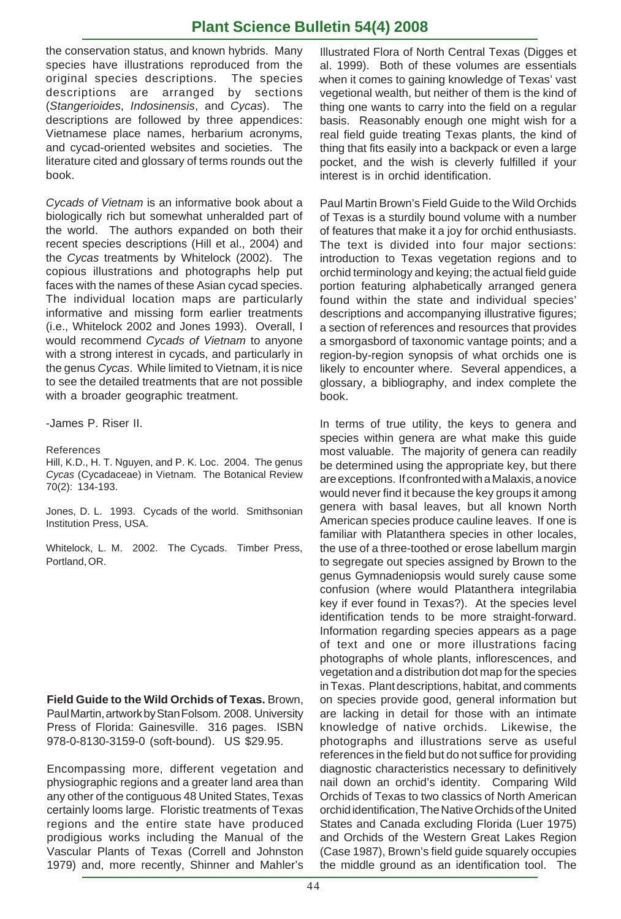the conservation status, and known hybrids. Many species have illustrations reproduced from the original species descriptions. The species descriptions are arranged by sections (*Stangerioides*, *Indosinensis*, and *Cycas*). The descriptions are followed by three appendices: Vietnamese place names, herbarium acronyms, and cycad-oriented websites and societies. The literature cited and glossary of terms rounds out the book.

*Cycads of Vietnam* is an informative book about a biologically rich but somewhat unheralded part of the world. The authors expanded on both their recent species descriptions (Hill et al., 2004) and the *Cycas* treatments by Whitelock (2002). The copious illustrations and photographs help put faces with the names of these Asian cycad species. The individual location maps are particularly informative and missing form earlier treatments (i.e., Whitelock 2002 and Jones 1993). Overall, I would recommend *Cycads of Vietnam* to anyone with a strong interest in cycads, and particularly in the genus *Cycas*. While limited to Vietnam, it is nice to see the detailed treatments that are not possible with a broader geographic treatment.

-James P. Riser II.

References

Hill, K.D., H. T. Nguyen, and P. K. Loc. 2004. The genus *Cycas* (Cycadaceae) in Vietnam. The Botanical Review 70(2): 134-193.

Jones, D. L. 1993. Cycads of the world. Smithsonian Institution Press, USA.

Whitelock, L. M. 2002. The Cycads. Timber Press, Portland, OR.

**Field Guide to the Wild Orchids of Texas.** Brown, Paul Martin, artwork by Stan Folsom. 2008. University Press of Florida: Gainesville. 316 pages. ISBN 978-0-8130-3159-0 (soft-bound). US $29.95.

Encompassing more, different vegetation and physiographic regions and a greater land area than any other of the contiguous 48 United States, Texas certainly looms large. Floristic treatments of Texas regions and the entire state have produced prodigious works including the Manual of the Vascular Plants of Texas (Correll and Johnston 1979) and, more recently, Shinner and Mahler's Illustrated Flora of North Central Texas (Digges et al. 1999). Both of these volumes are essentials when it comes to gaining knowledge of Texas' vast vegetional wealth, but neither of them is the kind of thing one wants to carry into the field on a regular basis. Reasonably enough one might wish for a real field guide treating Texas plants, the kind of thing that fits easily into a backpack or even a large pocket, and the wish is cleverly fulfilled if your interest is in orchid identification.

Paul Martin Brown's Field Guide to the Wild Orchids of Texas is a sturdily bound volume with a number of features that make it a joy for orchid enthusiasts. The text is divided into four major sections: introduction to Texas vegetation regions and to orchid terminology and keying; the actual field guide portion featuring alphabetically arranged genera found within the state and individual species' descriptions and accompanying illustrative figures; a section of references and resources that provides a smorgasbord of taxonomic vantage points; and a region-by-region synopsis of what orchids one is likely to encounter where. Several appendices, a glossary, a bibliography, and index complete the book.

In terms of true utility, the keys to genera and species within genera are what make this guide most valuable. The majority of genera can readily be determined using the appropriate key, but there are exceptions. If confronted with a Malaxis, a novice would never find it because the key groups it among genera with basal leaves, but all known North American species produce cauline leaves. If one is familiar with Platanthera species in other locales, the use of a three-toothed or erose labellum margin to segregate out species assigned by Brown to the genus Gymnadeniopsis would surely cause some confusion (where would Platanthera integrilabia key if ever found in Texas?). At the species level identification tends to be more straight-forward. Information regarding species appears as a page of text and one or more illustrations facing photographs of whole plants, inflorescences, and vegetation and a distribution dot map for the species in Texas. Plant descriptions, habitat, and comments on species provide good, general information but are lacking in detail for those with an intimate knowledge of native orchids. Likewise, the photographs and illustrations serve as useful references in the field but do not suffice for providing diagnostic characteristics necessary to definitively nail down an orchid's identity. Comparing Wild Orchids of Texas to two classics of North American orchid identification, The Native Orchids of the United States and Canada excluding Florida (Luer 1975) and Orchids of the Western Great Lakes Region (Case 1987), Brown's field guide squarely occupies the middle ground as an identification tool. The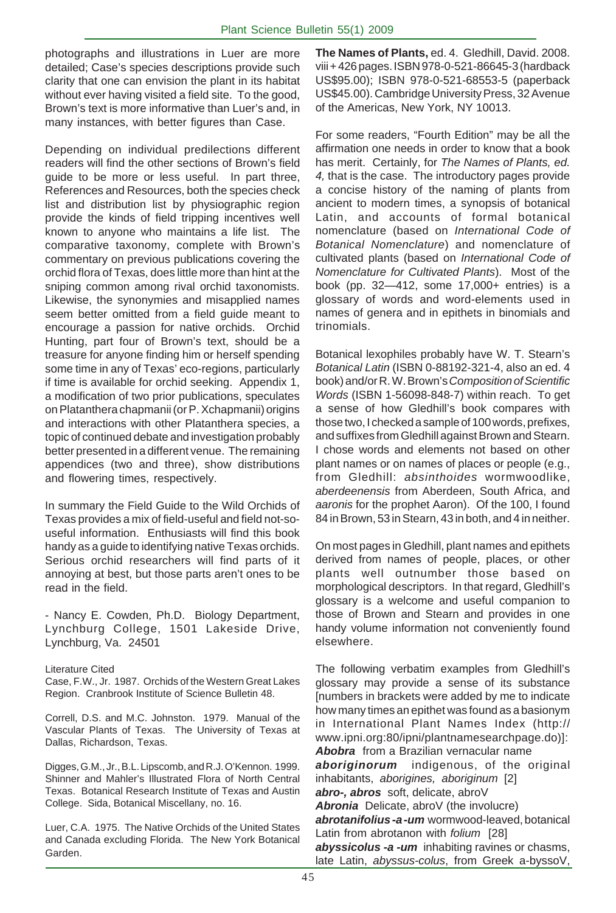photographs and illustrations in Luer are more detailed; Case's species descriptions provide such clarity that one can envision the plant in its habitat without ever having visited a field site. To the good, Brown's text is more informative than Luer's and, in many instances, with better figures than Case.

Depending on individual predilections different readers will find the other sections of Brown's field guide to be more or less useful. In part three, References and Resources, both the species check list and distribution list by physiographic region provide the kinds of field tripping incentives well known to anyone who maintains a life list. The comparative taxonomy, complete with Brown's commentary on previous publications covering the orchid flora of Texas, does little more than hint at the sniping common among rival orchid taxonomists. Likewise, the synonymies and misapplied names seem better omitted from a field guide meant to encourage a passion for native orchids. Orchid Hunting, part four of Brown's text, should be a treasure for anyone finding him or herself spending some time in any of Texas' eco-regions, particularly if time is available for orchid seeking. Appendix 1, a modification of two prior publications, speculates on Platanthera chapmanii (or P. Xchapmanii) origins and interactions with other Platanthera species, a topic of continued debate and investigation probably better presented in a different venue. The remaining appendices (two and three), show distributions and flowering times, respectively.

In summary the Field Guide to the Wild Orchids of Texas provides a mix of field-useful and field not-so-useful information. Enthusiasts will find this book handy as a guide to identifying native Texas orchids. Serious orchid researchers will find parts of it annoying at best, but those parts aren't ones to be read in the field.

- Nancy E. Cowden, Ph.D. Biology Department, Lynchburg College, 1501 Lakeside Drive, Lynchburg, Va. 24501

Literature Cited

Case, F.W., Jr. 1987. Orchids of the Western Great Lakes Region. Cranbrook Institute of Science Bulletin 48.

Correll, D.S. and M.C. Johnston. 1979. Manual of the Vascular Plants of Texas. The University of Texas at Dallas, Richardson, Texas.

Digges, G.M., Jr., B.L. Lipscomb, and R.J. O'Kennon. 1999. Shinner and Mahler's Illustrated Flora of North Central Texas. Botanical Research Institute of Texas and Austin College. Sida, Botanical Miscellany, no. 16.

Luer, C.A. 1975. The Native Orchids of the United States and Canada excluding Florida. The New York Botanical Garden.

**The Names of Plants,** ed. 4. Gledhill, David. 2008. viii + 426 pages. ISBN 978-0-521-86645-3 (hardback US$95.00); ISBN 978-0-521-68553-5 (paperback US$45.00). Cambridge University Press, 32 Avenue of the Americas, New York, NY 10013.

For some readers, "Fourth Edition" may be all the affirmation one needs in order to know that a book has merit. Certainly, for *The Names of Plants, ed. 4,* that is the case. The introductory pages provide a concise history of the naming of plants from ancient to modern times, a synopsis of botanical Latin, and accounts of formal botanical nomenclature (based on *International Code of Botanical Nomenclature*) and nomenclature of cultivated plants (based on *International Code of Nomenclature for Cultivated Plants*). Most of the book (pp. 32—412, some 17,000+ entries) is a glossary of words and word-elements used in names of genera and in epithets in binomials and trinomials.

Botanical lexophiles probably have W. T. Stearn's *Botanical Latin* (ISBN 0-88192-321-4, also an ed. 4 book) and/or R. W. Brown's *Composition of Scientific Words* (ISBN 1-56098-848-7) within reach. To get a sense of how Gledhill's book compares with those two, I checked a sample of 100 words, prefixes, and suffixes from Gledhill against Brown and Stearn. I chose words and elements not based on other plant names or on names of places or people (e.g., from Gledhill: *absinthoides* wormwoodlike, *aberdeenensis* from Aberdeen, South Africa, and *aaronis* for the prophet Aaron). Of the 100, I found 84 in Brown, 53 in Stearn, 43 in both, and 4 in neither.

On most pages in Gledhill, plant names and epithets derived from names of people, places, or other plants well outnumber those based on morphological descriptors. In that regard, Gledhill's glossary is a welcome and useful companion to those of Brown and Stearn and provides in one handy volume information not conveniently found elsewhere.

The following verbatim examples from Gledhill's glossary may provide a sense of its substance [numbers in brackets were added by me to indicate how many times an epithet was found as a basionym in International Plant Names Index (http://www.ipni.org:80/ipni/plantnamesearchpage.do)]:
***Abobra*** from a Brazilian vernacular name
***aboriginorum*** indigenous, of the original inhabitants, *aborigines, aboriginum* [2]
***abro-, abros*** soft, delicate, abroV
***Abronia*** Delicate, abroV (the involucre)
***abrotanifolius -a -um*** wormwood-leaved, botanical Latin from abrotanon with *folium* [28]
***abyssicolus -a -um*** inhabiting ravines or chasms, late Latin, *abyssus-colus*, from Greek a-byssoV,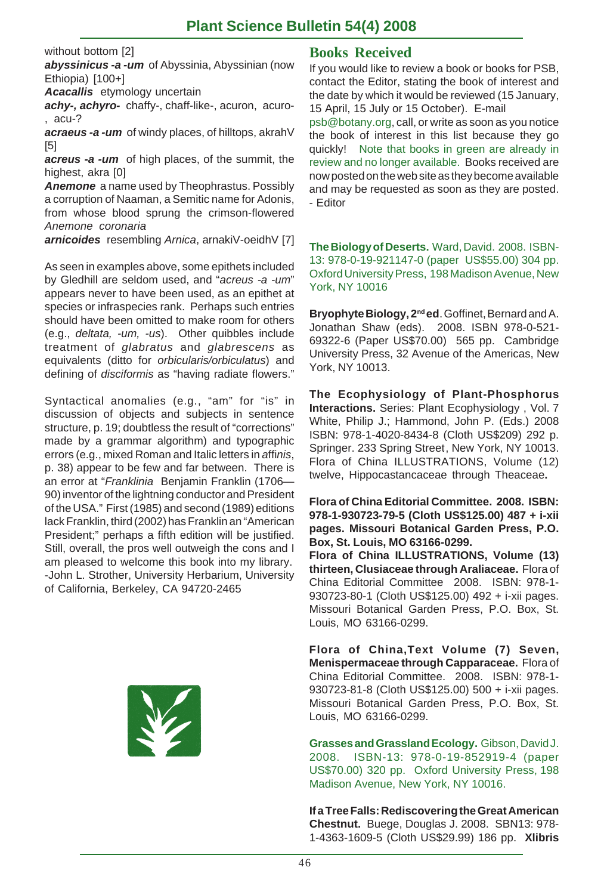without bottom [2]

***abyssinicus -a -um*** of Abyssinia, Abyssinian (now Ethiopia) [100+]

***Acacallis*** etymology uncertain

***achy-, achyro-*** chaffy-, chaff-like-, acuron, acuro-, acu-?

***acraeus -a -um*** of windy places, of hilltops, akrahV [5]

***acreus -a -um*** of high places, of the summit, the highest, akra [0]

***Anemone*** a name used by Theophrastus. Possibly a corruption of Naaman, a Semitic name for Adonis, from whose blood sprung the crimson-flowered *Anemone coronaria*

***arnicoides*** resembling *Arnica*, arnakiV-oeidhV [7]

As seen in examples above, some epithets included by Gledhill are seldom used, and "*acreus -a -um*" appears never to have been used, as an epithet at species or infraspecies rank. Perhaps such entries should have been omitted to make room for others (e.g., *deltata, -um, -us*). Other quibbles include treatment of *glabratus* and *glabrescens* as equivalents (ditto for *orbicularis/orbiculatus*) and defining of *disciformis* as "having radiate flowers."

Syntactical anomalies (e.g., "am" for "is" in discussion of objects and subjects in sentence structure, p. 19; doubtless the result of "corrections" made by a grammar algorithm) and typographic errors (e.g., mixed Roman and Italic letters in aff*inis*, p. 38) appear to be few and far between. There is an error at "*Franklinia* Benjamin Franklin (1706—90) inventor of the lightning conductor and President of the USA." First (1985) and second (1989) editions lack Franklin, third (2002) has Franklin an "American President;" perhaps a fifth edition will be justified. Still, overall, the pros well outweigh the cons and I am pleased to welcome this book into my library.
-John L. Strother, University Herbarium, University of California, Berkeley, CA 94720-2465

## Books Received

If you would like to review a book or books for PSB, contact the Editor, stating the book of interest and the date by which it would be reviewed (15 January, 15 April, 15 July or 15 October). E-mail psb@botany.org, call, or write as soon as you notice the book of interest in this list because they go quickly! Note that books in green are already in review and no longer available. Books received are now posted on the web site as they become available and may be requested as soon as they are posted.
- Editor

**The Biology of Deserts.** Ward, David. 2008. ISBN-13: 978-0-19-921147-0 (paper US$55.00) 304 pp. Oxford University Press, 198 Madison Avenue, New York, NY 10016

**Bryophyte Biology, 2nd ed**. Goffinet, Bernard and A. Jonathan Shaw (eds). 2008. ISBN 978-0-521-69322-6 (Paper US$70.00) 565 pp. Cambridge University Press, 32 Avenue of the Americas, New York, NY 10013.

**The Ecophysiology of Plant-Phosphorus Interactions.** Series: Plant Ecophysiology , Vol. 7 White, Philip J.; Hammond, John P. (Eds.) 2008 ISBN: 978-1-4020-8434-8 (Cloth US$209) 292 p. Springer. 233 Spring Street, New York, NY 10013. Flora of China ILLUSTRATIONS, Volume (12) twelve, Hippocastancaceae through Theaceae**.**

**Flora of China Editorial Committee. 2008. ISBN: 978-1-930723-79-5 (Cloth US$125.00) 487 + i-xii pages. Missouri Botanical Garden Press, P.O. Box, St. Louis, MO 63166-0299.**

**Flora of China ILLUSTRATIONS, Volume (13) thirteen, Clusiaceae through Araliaceae.** Flora of China Editorial Committee 2008. ISBN: 978-1-930723-80-1 (Cloth US$125.00) 492 + i-xii pages. Missouri Botanical Garden Press, P.O. Box, St. Louis, MO 63166-0299.

**Flora of China,Text Volume (7) Seven, Menispermaceae through Capparaceae.** Flora of China Editorial Committee. 2008. ISBN: 978-1-930723-81-8 (Cloth US$125.00) 500 + i-xii pages. Missouri Botanical Garden Press, P.O. Box, St. Louis, MO 63166-0299.

**Grasses and Grassland Ecology.** Gibson, David J. 2008. ISBN-13: 978-0-19-852919-4 (paper US$70.00) 320 pp. Oxford University Press, 198 Madison Avenue, New York, NY 10016.

**If a Tree Falls: Rediscovering the Great American Chestnut.** Buege, Douglas J. 2008. SBN13: 978-1-4363-1609-5 (Cloth US$29.99) 186 pp. **Xlibris**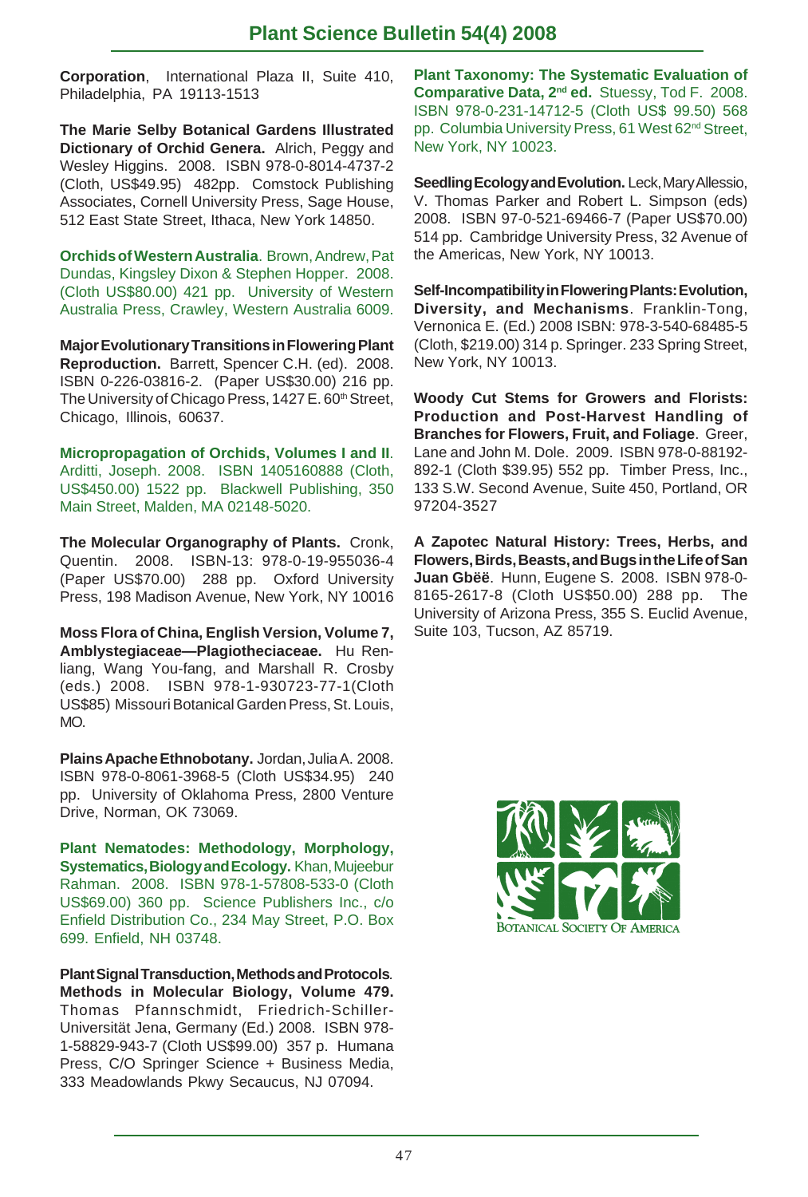**Corporation**, International Plaza II, Suite 410, Philadelphia, PA 19113-1513

**The Marie Selby Botanical Gardens Illustrated Dictionary of Orchid Genera.** Alrich, Peggy and Wesley Higgins. 2008. ISBN 978-0-8014-4737-2 (Cloth, US$49.95) 482pp. Comstock Publishing Associates, Cornell University Press, Sage House, 512 East State Street, Ithaca, New York 14850.

**Orchids of Western Australia**. Brown, Andrew, Pat Dundas, Kingsley Dixon & Stephen Hopper. 2008. (Cloth US$80.00) 421 pp. University of Western Australia Press, Crawley, Western Australia 6009.

**Major Evolutionary Transitions in Flowering Plant Reproduction.** Barrett, Spencer C.H. (ed). 2008. ISBN 0-226-03816-2. (Paper US$30.00) 216 pp. The University of Chicago Press, 1427 E. 60th Street, Chicago, Illinois, 60637.

**Micropropagation of Orchids, Volumes I and II**. Arditti, Joseph. 2008. ISBN 1405160888 (Cloth, US$450.00) 1522 pp. Blackwell Publishing, 350 Main Street, Malden, MA 02148-5020.

**The Molecular Organography of Plants.** Cronk, Quentin. 2008. ISBN-13: 978-0-19-955036-4 (Paper US$70.00) 288 pp. Oxford University Press, 198 Madison Avenue, New York, NY 10016

**Moss Flora of China, English Version, Volume 7, Amblystegiaceae—Plagiotheciaceae.** Hu Ren-liang, Wang You-fang, and Marshall R. Crosby (eds.) 2008. ISBN 978-1-930723-77-1(Cloth US$85) Missouri Botanical Garden Press, St. Louis, MO.

**Plains Apache Ethnobotany.** Jordan, Julia A. 2008. ISBN 978-0-8061-3968-5 (Cloth US$34.95) 240 pp. University of Oklahoma Press, 2800 Venture Drive, Norman, OK 73069.

**Plant Nematodes: Methodology, Morphology, Systematics, Biology and Ecology.** Khan, Mujeebur Rahman. 2008. ISBN 978-1-57808-533-0 (Cloth US$69.00) 360 pp. Science Publishers Inc., c/o Enfield Distribution Co., 234 May Street, P.O. Box 699. Enfield, NH 03748.

**Plant Signal Transduction, Methods and Protocols. Methods in Molecular Biology, Volume 479.** Thomas Pfannschmidt, Friedrich-Schiller-Universität Jena, Germany (Ed.) 2008. ISBN 978-1-58829-943-7 (Cloth US$99.00) 357 p. Humana Press, C/O Springer Science + Business Media, 333 Meadowlands Pkwy Secaucus, NJ 07094.

**Plant Taxonomy: The Systematic Evaluation of Comparative Data, 2nd ed.** Stuessy, Tod F. 2008. ISBN 978-0-231-14712-5 (Cloth US$ 99.50) 568 pp. Columbia University Press, 61 West 62nd Street, New York, NY 10023.

**Seedling Ecology and Evolution.** Leck, Mary Allessio, V. Thomas Parker and Robert L. Simpson (eds) 2008. ISBN 97-0-521-69466-7 (Paper US$70.00) 514 pp. Cambridge University Press, 32 Avenue of the Americas, New York, NY 10013.

**Self-Incompatibility in Flowering Plants: Evolution, Diversity, and Mechanisms**. Franklin-Tong, Vernonica E. (Ed.) 2008 ISBN: 978-3-540-68485-5 (Cloth, $219.00) 314 p. Springer. 233 Spring Street, New York, NY 10013.

**Woody Cut Stems for Growers and Florists: Production and Post-Harvest Handling of Branches for Flowers, Fruit, and Foliage**. Greer, Lane and John M. Dole. 2009. ISBN 978-0-88192-892-1 (Cloth $39.95) 552 pp. Timber Press, Inc., 133 S.W. Second Avenue, Suite 450, Portland, OR 97204-3527

**A Zapotec Natural History: Trees, Herbs, and Flowers, Birds, Beasts, and Bugs in the Life of San Juan Gbëë**. Hunn, Eugene S. 2008. ISBN 978-0-8165-2617-8 (Cloth US$50.00) 288 pp. The University of Arizona Press, 355 S. Euclid Avenue, Suite 103, Tucson, AZ 85719.

Botanical Society of America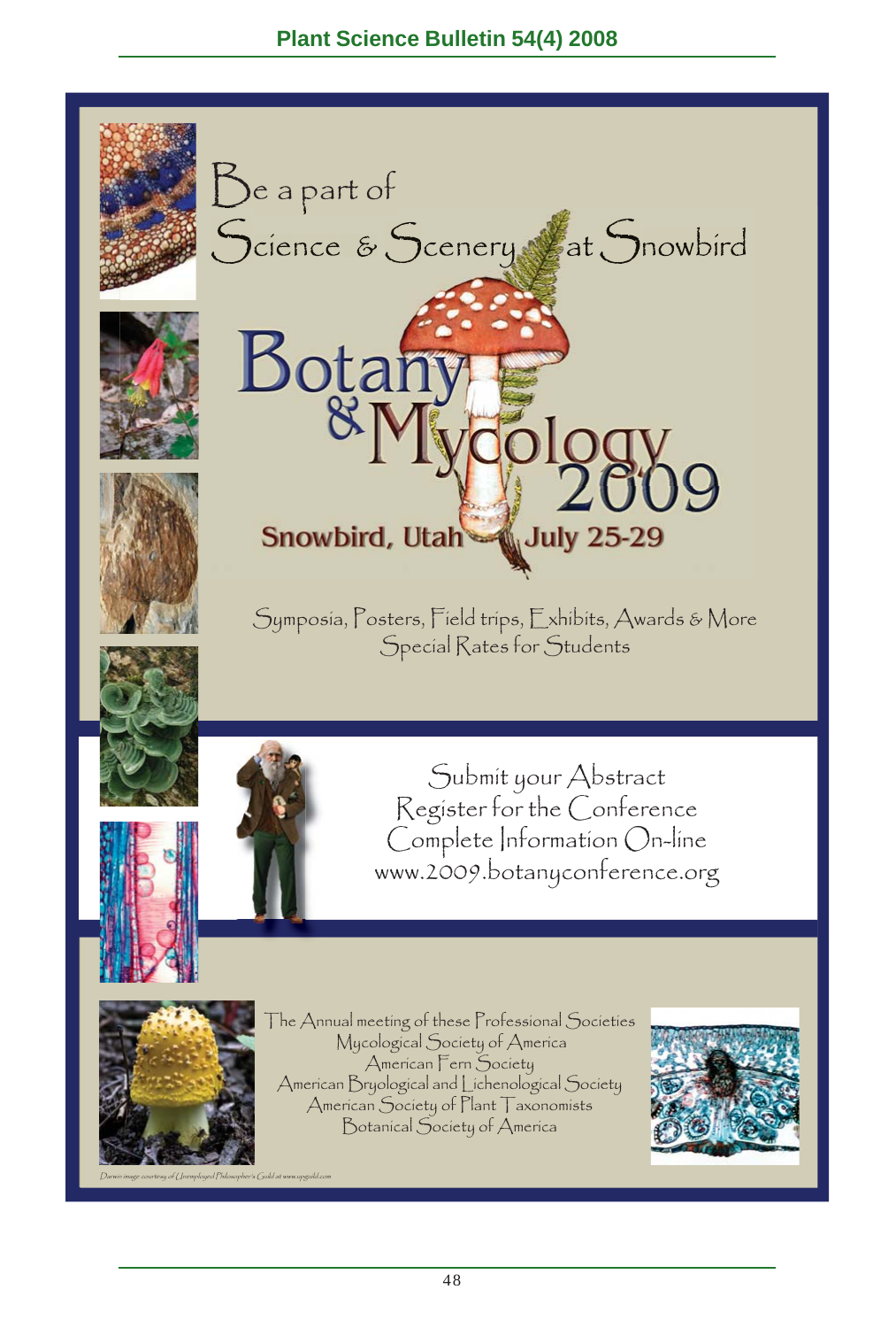Be a part of
Science & Scenery at Snowbird

# Botany & Mycology 2009

**Snowbird, Utah — July 25-29**

Symposia, Posters, Field trips, Exhibits, Awards & More
Special Rates for Students

Submit your Abstract
Register for the Conference
Complete Information On-line
www.2009.botanyconference.org

The Annual meeting of these Professional Societies
Mycological Society of America
American Fern Society
American Bryological and Lichenological Society
American Society of Plant Taxonomists
Botanical Society of America

*Darwin image courtesy of Unemployed Philosopher's Guild at www.upgjoild.com*